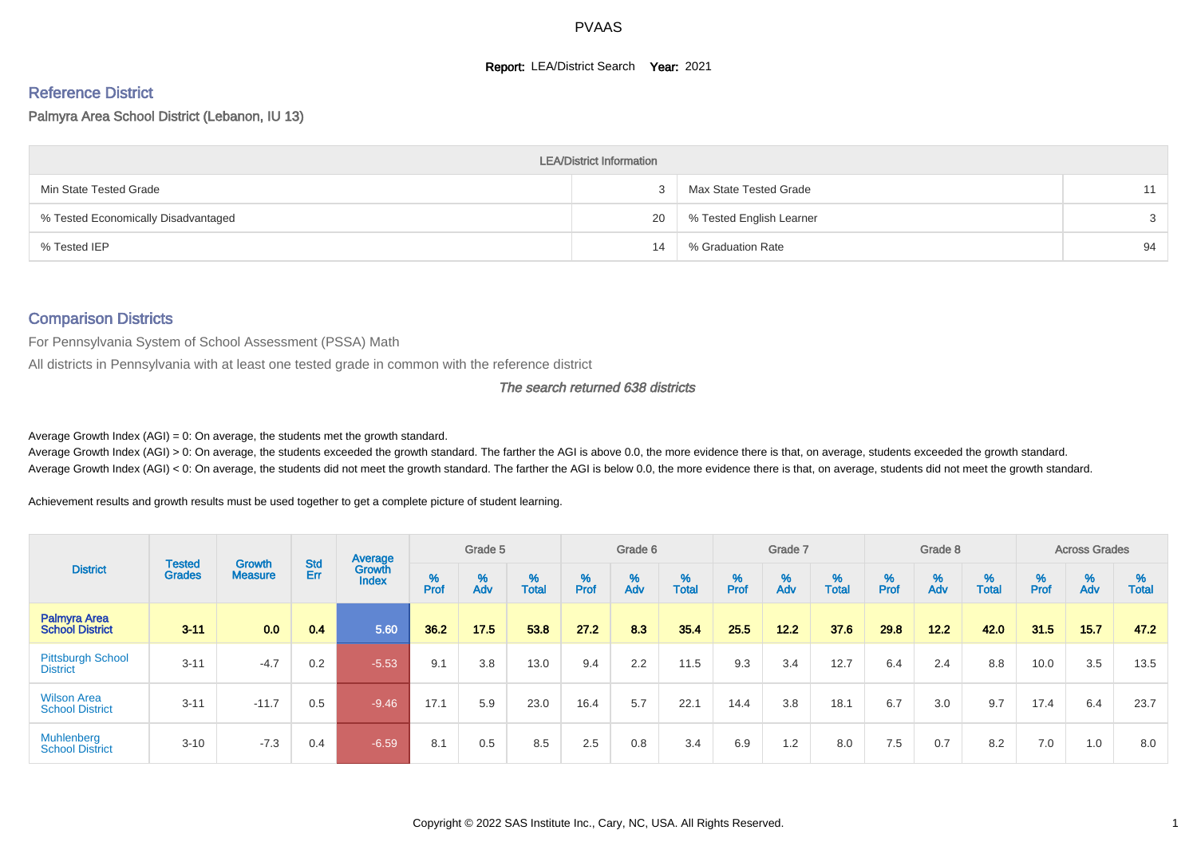PVAAS

**Report:** LEA/District Search **Year:** 2021

## Reference District

Palmyra Area School District (Lebanon, IU 13)

| LEA/District Information | | | |
|---|---|---|---|
| Min State Tested Grade | 3 | Max State Tested Grade | 11 |
| % Tested Economically Disadvantaged | 20 | % Tested English Learner | 3 |
| % Tested IEP | 14 | % Graduation Rate | 94 |

## Comparison Districts

For Pennsylvania System of School Assessment (PSSA) Math

All districts in Pennsylvania with at least one tested grade in common with the reference district

*The search returned 638 districts*

Average Growth Index (AGI) = 0: On average, the students met the growth standard.
Average Growth Index (AGI) > 0: On average, the students exceeded the growth standard. The farther the AGI is above 0.0, the more evidence there is that, on average, students exceeded the growth standard.
Average Growth Index (AGI) < 0: On average, the students did not meet the growth standard. The farther the AGI is below 0.0, the more evidence there is that, on average, students did not meet the growth standard.

Achievement results and growth results must be used together to get a complete picture of student learning.

| District | Tested Grades | Growth Measure | Std Err | Average Growth Index | Grade 5 | | | Grade 6 | | | Grade 7 | | | Grade 8 | | | Across Grades | | |
|---|---|---|---|---|---|---|---|---|---|---|---|---|---|---|---|---|---|---|---|
| | | | | | % Prof | % Adv | % Total | % Prof | % Adv | % Total | % Prof | % Adv | % Total | % Prof | % Adv | % Total | % Prof | % Adv | % Total |
| **Palmyra Area School District** | **3-11** | **0.0** | **0.4** | **5.60** | **36.2** | **17.5** | **53.8** | **27.2** | **8.3** | **35.4** | **25.5** | **12.2** | **37.6** | **29.8** | **12.2** | **42.0** | **31.5** | **15.7** | **47.2** |
| Pittsburgh School District | 3-11 | -4.7 | 0.2 | -5.53 | 9.1 | 3.8 | 13.0 | 9.4 | 2.2 | 11.5 | 9.3 | 3.4 | 12.7 | 6.4 | 2.4 | 8.8 | 10.0 | 3.5 | 13.5 |
| Wilson Area School District | 3-11 | -11.7 | 0.5 | -9.46 | 17.1 | 5.9 | 23.0 | 16.4 | 5.7 | 22.1 | 14.4 | 3.8 | 18.1 | 6.7 | 3.0 | 9.7 | 17.4 | 6.4 | 23.7 |
| Muhlenberg School District | 3-10 | -7.3 | 0.4 | -6.59 | 8.1 | 0.5 | 8.5 | 2.5 | 0.8 | 3.4 | 6.9 | 1.2 | 8.0 | 7.5 | 0.7 | 8.2 | 7.0 | 1.0 | 8.0 |

Copyright © 2022 SAS Institute Inc., Cary, NC, USA. All Rights Reserved.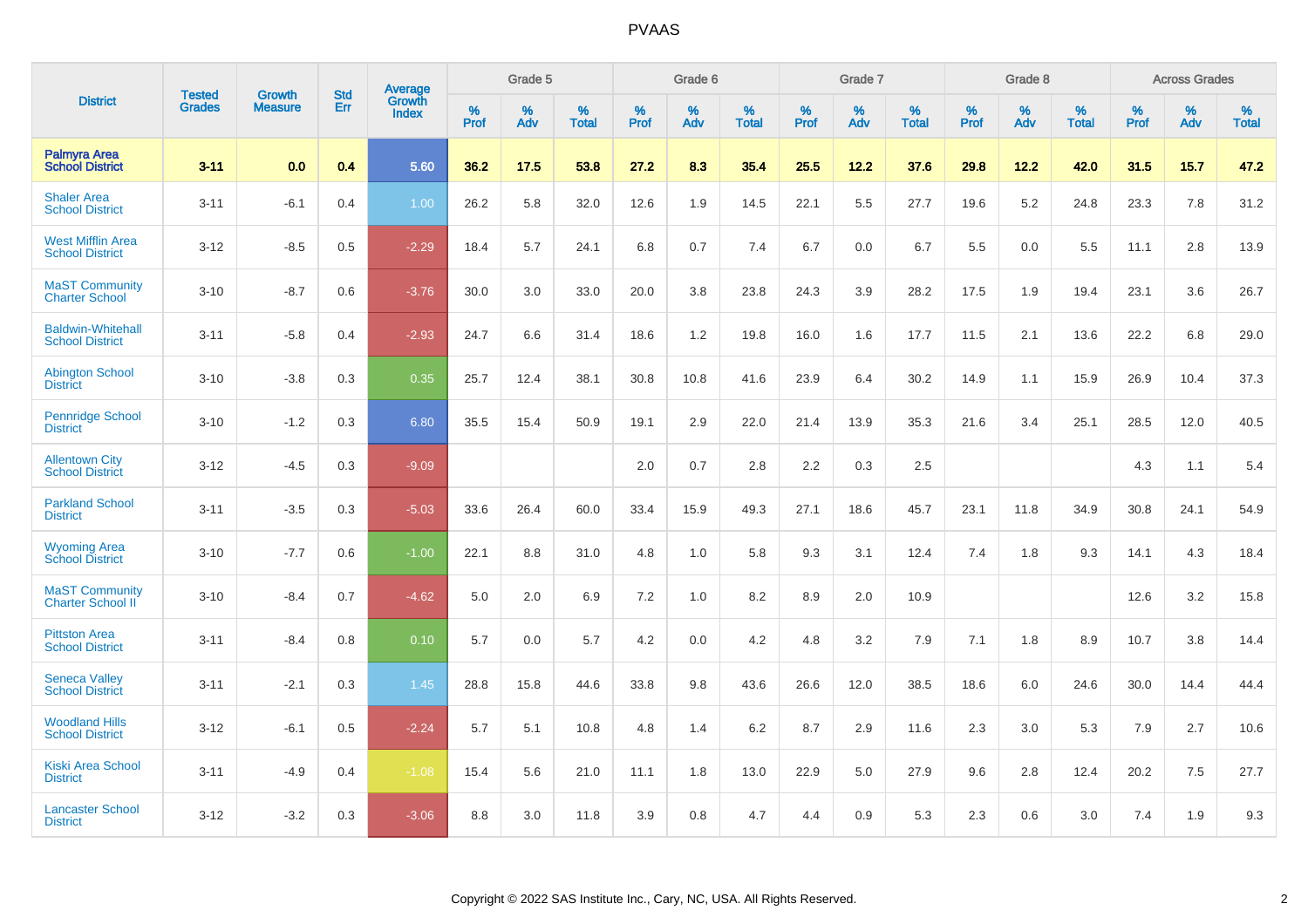# PVAAS

| District | Tested Grades | Growth Measure | Std Err | Average Growth Index | Grade 5 | | | Grade 6 | | | Grade 7 | | | Grade 8 | | | Across Grades | | |
|---|---|---|---|---|---|---|---|---|---|---|---|---|---|---|---|---|---|---|---|
| | | | | | % Prof | % Adv | % Total | % Prof | % Adv | % Total | % Prof | % Adv | % Total | % Prof | % Adv | % Total | % Prof | % Adv | % Total |
| **Palmyra Area School District** | **3-11** | **0.0** | **0.4** | **5.60** | **36.2** | **17.5** | **53.8** | **27.2** | **8.3** | **35.4** | **25.5** | **12.2** | **37.6** | **29.8** | **12.2** | **42.0** | **31.5** | **15.7** | **47.2** |
| Shaler Area School District | 3-11 | -6.1 | 0.4 | 1.00 | 26.2 | 5.8 | 32.0 | 12.6 | 1.9 | 14.5 | 22.1 | 5.5 | 27.7 | 19.6 | 5.2 | 24.8 | 23.3 | 7.8 | 31.2 |
| West Mifflin Area School District | 3-12 | -8.5 | 0.5 | -2.29 | 18.4 | 5.7 | 24.1 | 6.8 | 0.7 | 7.4 | 6.7 | 0.0 | 6.7 | 5.5 | 0.0 | 5.5 | 11.1 | 2.8 | 13.9 |
| MaST Community Charter School | 3-10 | -8.7 | 0.6 | -3.76 | 30.0 | 3.0 | 33.0 | 20.0 | 3.8 | 23.8 | 24.3 | 3.9 | 28.2 | 17.5 | 1.9 | 19.4 | 23.1 | 3.6 | 26.7 |
| Baldwin-Whitehall School District | 3-11 | -5.8 | 0.4 | -2.93 | 24.7 | 6.6 | 31.4 | 18.6 | 1.2 | 19.8 | 16.0 | 1.6 | 17.7 | 11.5 | 2.1 | 13.6 | 22.2 | 6.8 | 29.0 |
| Abington School District | 3-10 | -3.8 | 0.3 | 0.35 | 25.7 | 12.4 | 38.1 | 30.8 | 10.8 | 41.6 | 23.9 | 6.4 | 30.2 | 14.9 | 1.1 | 15.9 | 26.9 | 10.4 | 37.3 |
| Pennridge School District | 3-10 | -1.2 | 0.3 | 6.80 | 35.5 | 15.4 | 50.9 | 19.1 | 2.9 | 22.0 | 21.4 | 13.9 | 35.3 | 21.6 | 3.4 | 25.1 | 28.5 | 12.0 | 40.5 |
| Allentown City School District | 3-12 | -4.5 | 0.3 | -9.09 | | | | 2.0 | 0.7 | 2.8 | 2.2 | 0.3 | 2.5 | | | | 4.3 | 1.1 | 5.4 |
| Parkland School District | 3-11 | -3.5 | 0.3 | -5.03 | 33.6 | 26.4 | 60.0 | 33.4 | 15.9 | 49.3 | 27.1 | 18.6 | 45.7 | 23.1 | 11.8 | 34.9 | 30.8 | 24.1 | 54.9 |
| Wyoming Area School District | 3-10 | -7.7 | 0.6 | -1.00 | 22.1 | 8.8 | 31.0 | 4.8 | 1.0 | 5.8 | 9.3 | 3.1 | 12.4 | 7.4 | 1.8 | 9.3 | 14.1 | 4.3 | 18.4 |
| MaST Community Charter School II | 3-10 | -8.4 | 0.7 | -4.62 | 5.0 | 2.0 | 6.9 | 7.2 | 1.0 | 8.2 | 8.9 | 2.0 | 10.9 | | | | 12.6 | 3.2 | 15.8 |
| Pittston Area School District | 3-11 | -8.4 | 0.8 | 0.10 | 5.7 | 0.0 | 5.7 | 4.2 | 0.0 | 4.2 | 4.8 | 3.2 | 7.9 | 7.1 | 1.8 | 8.9 | 10.7 | 3.8 | 14.4 |
| Seneca Valley School District | 3-11 | -2.1 | 0.3 | 1.45 | 28.8 | 15.8 | 44.6 | 33.8 | 9.8 | 43.6 | 26.6 | 12.0 | 38.5 | 18.6 | 6.0 | 24.6 | 30.0 | 14.4 | 44.4 |
| Woodland Hills School District | 3-12 | -6.1 | 0.5 | -2.24 | 5.7 | 5.1 | 10.8 | 4.8 | 1.4 | 6.2 | 8.7 | 2.9 | 11.6 | 2.3 | 3.0 | 5.3 | 7.9 | 2.7 | 10.6 |
| Kiski Area School District | 3-11 | -4.9 | 0.4 | -1.08 | 15.4 | 5.6 | 21.0 | 11.1 | 1.8 | 13.0 | 22.9 | 5.0 | 27.9 | 9.6 | 2.8 | 12.4 | 20.2 | 7.5 | 27.7 |
| Lancaster School District | 3-12 | -3.2 | 0.3 | -3.06 | 8.8 | 3.0 | 11.8 | 3.9 | 0.8 | 4.7 | 4.4 | 0.9 | 5.3 | 2.3 | 0.6 | 3.0 | 7.4 | 1.9 | 9.3 |

Copyright © 2022 SAS Institute Inc., Cary, NC, USA. All Rights Reserved.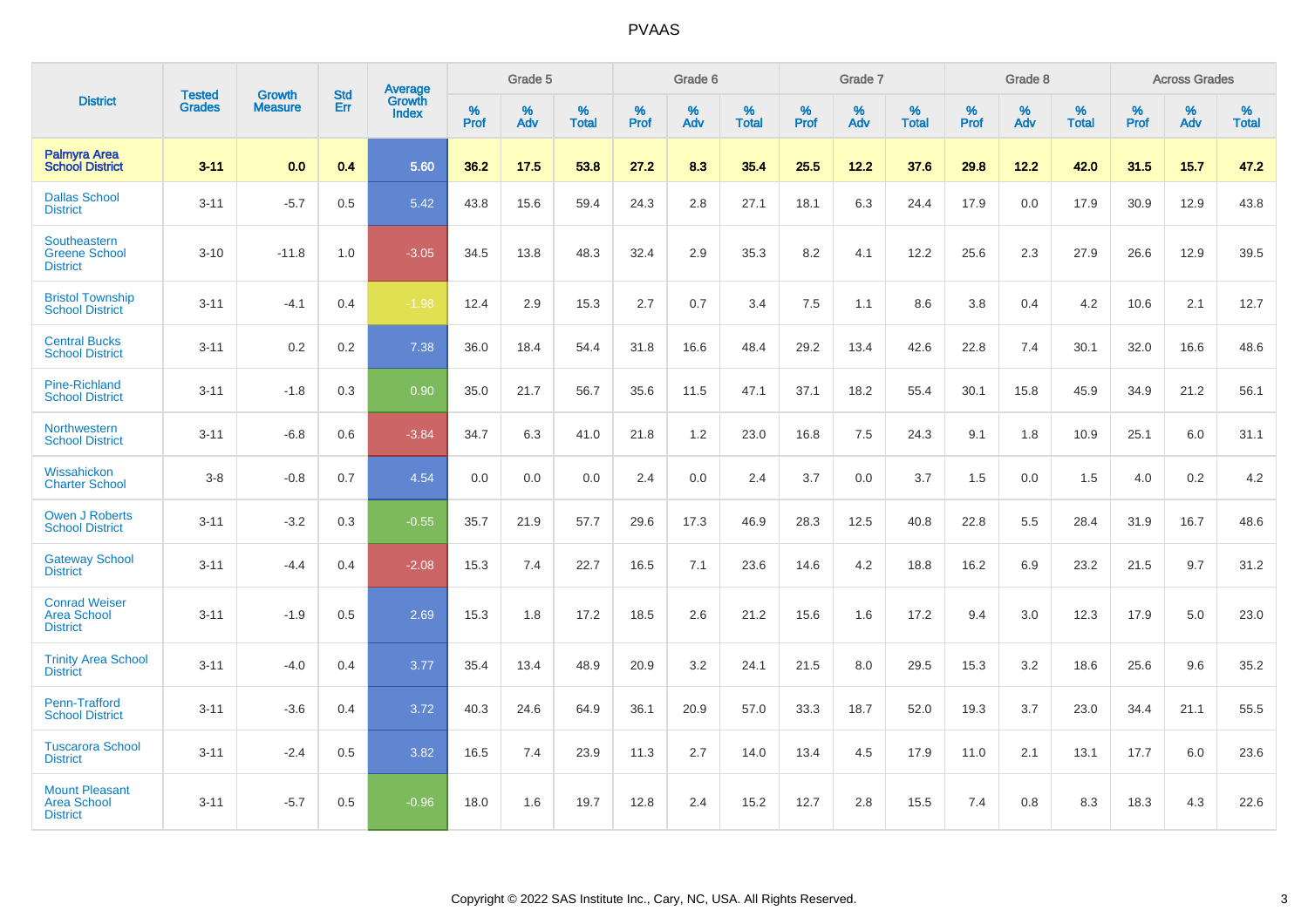# PVAAS

| District | Tested Grades | Growth Measure | Std Err | Average Growth Index | Grade 5 | | | Grade 6 | | | Grade 7 | | | Grade 8 | | | Across Grades | | |
|---|---|---|---|---|---|---|---|---|---|---|---|---|---|---|---|---|---|---|---|
| | | | | | % Prof | % Adv | % Total | % Prof | % Adv | % Total | % Prof | % Adv | % Total | % Prof | % Adv | % Total | % Prof | % Adv | % Total |
| **Palmyra Area School District** | **3-11** | **0.0** | **0.4** | **5.60** | **36.2** | **17.5** | **53.8** | **27.2** | **8.3** | **35.4** | **25.5** | **12.2** | **37.6** | **29.8** | **12.2** | **42.0** | **31.5** | **15.7** | **47.2** |
| Dallas School District | 3-11 | -5.7 | 0.5 | 5.42 | 43.8 | 15.6 | 59.4 | 24.3 | 2.8 | 27.1 | 18.1 | 6.3 | 24.4 | 17.9 | 0.0 | 17.9 | 30.9 | 12.9 | 43.8 |
| Southeastern Greene School District | 3-10 | -11.8 | 1.0 | -3.05 | 34.5 | 13.8 | 48.3 | 32.4 | 2.9 | 35.3 | 8.2 | 4.1 | 12.2 | 25.6 | 2.3 | 27.9 | 26.6 | 12.9 | 39.5 |
| Bristol Township School District | 3-11 | -4.1 | 0.4 | -1.98 | 12.4 | 2.9 | 15.3 | 2.7 | 0.7 | 3.4 | 7.5 | 1.1 | 8.6 | 3.8 | 0.4 | 4.2 | 10.6 | 2.1 | 12.7 |
| Central Bucks School District | 3-11 | 0.2 | 0.2 | 7.38 | 36.0 | 18.4 | 54.4 | 31.8 | 16.6 | 48.4 | 29.2 | 13.4 | 42.6 | 22.8 | 7.4 | 30.1 | 32.0 | 16.6 | 48.6 |
| Pine-Richland School District | 3-11 | -1.8 | 0.3 | 0.90 | 35.0 | 21.7 | 56.7 | 35.6 | 11.5 | 47.1 | 37.1 | 18.2 | 55.4 | 30.1 | 15.8 | 45.9 | 34.9 | 21.2 | 56.1 |
| Northwestern School District | 3-11 | -6.8 | 0.6 | -3.84 | 34.7 | 6.3 | 41.0 | 21.8 | 1.2 | 23.0 | 16.8 | 7.5 | 24.3 | 9.1 | 1.8 | 10.9 | 25.1 | 6.0 | 31.1 |
| Wissahickon Charter School | 3-8 | -0.8 | 0.7 | 4.54 | 0.0 | 0.0 | 0.0 | 2.4 | 0.0 | 2.4 | 3.7 | 0.0 | 3.7 | 1.5 | 0.0 | 1.5 | 4.0 | 0.2 | 4.2 |
| Owen J Roberts School District | 3-11 | -3.2 | 0.3 | -0.55 | 35.7 | 21.9 | 57.7 | 29.6 | 17.3 | 46.9 | 28.3 | 12.5 | 40.8 | 22.8 | 5.5 | 28.4 | 31.9 | 16.7 | 48.6 |
| Gateway School District | 3-11 | -4.4 | 0.4 | -2.08 | 15.3 | 7.4 | 22.7 | 16.5 | 7.1 | 23.6 | 14.6 | 4.2 | 18.8 | 16.2 | 6.9 | 23.2 | 21.5 | 9.7 | 31.2 |
| Conrad Weiser Area School District | 3-11 | -1.9 | 0.5 | 2.69 | 15.3 | 1.8 | 17.2 | 18.5 | 2.6 | 21.2 | 15.6 | 1.6 | 17.2 | 9.4 | 3.0 | 12.3 | 17.9 | 5.0 | 23.0 |
| Trinity Area School District | 3-11 | -4.0 | 0.4 | 3.77 | 35.4 | 13.4 | 48.9 | 20.9 | 3.2 | 24.1 | 21.5 | 8.0 | 29.5 | 15.3 | 3.2 | 18.6 | 25.6 | 9.6 | 35.2 |
| Penn-Trafford School District | 3-11 | -3.6 | 0.4 | 3.72 | 40.3 | 24.6 | 64.9 | 36.1 | 20.9 | 57.0 | 33.3 | 18.7 | 52.0 | 19.3 | 3.7 | 23.0 | 34.4 | 21.1 | 55.5 |
| Tuscarora School District | 3-11 | -2.4 | 0.5 | 3.82 | 16.5 | 7.4 | 23.9 | 11.3 | 2.7 | 14.0 | 13.4 | 4.5 | 17.9 | 11.0 | 2.1 | 13.1 | 17.7 | 6.0 | 23.6 |
| Mount Pleasant Area School District | 3-11 | -5.7 | 0.5 | -0.96 | 18.0 | 1.6 | 19.7 | 12.8 | 2.4 | 15.2 | 12.7 | 2.8 | 15.5 | 7.4 | 0.8 | 8.3 | 18.3 | 4.3 | 22.6 |

Copyright © 2022 SAS Institute Inc., Cary, NC, USA. All Rights Reserved.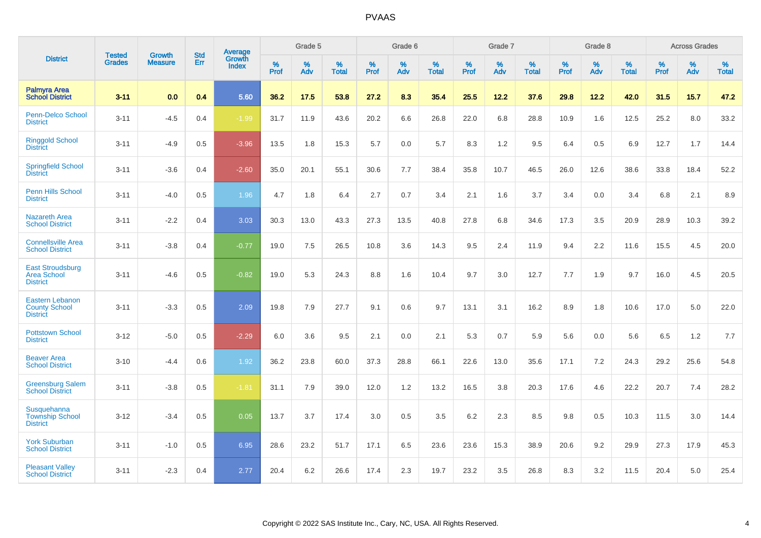# PVAAS

| District | Tested Grades | Growth Measure | Std Err | Average Growth Index | Grade 5 | | | Grade 6 | | | Grade 7 | | | Grade 8 | | | Across Grades | | |
|---|---|---|---|---|---|---|---|---|---|---|---|---|---|---|---|---|---|---|---|
| | | | | | % Prof | % Adv | % Total | % Prof | % Adv | % Total | % Prof | % Adv | % Total | % Prof | % Adv | % Total | % Prof | % Adv | % Total |
| **Palmyra Area School District** | **3-11** | **0.0** | **0.4** | **5.60** | **36.2** | **17.5** | **53.8** | **27.2** | **8.3** | **35.4** | **25.5** | **12.2** | **37.6** | **29.8** | **12.2** | **42.0** | **31.5** | **15.7** | **47.2** |
| Penn-Delco School District | 3-11 | -4.5 | 0.4 | -1.99 | 31.7 | 11.9 | 43.6 | 20.2 | 6.6 | 26.8 | 22.0 | 6.8 | 28.8 | 10.9 | 1.6 | 12.5 | 25.2 | 8.0 | 33.2 |
| Ringgold School District | 3-11 | -4.9 | 0.5 | -3.96 | 13.5 | 1.8 | 15.3 | 5.7 | 0.0 | 5.7 | 8.3 | 1.2 | 9.5 | 6.4 | 0.5 | 6.9 | 12.7 | 1.7 | 14.4 |
| Springfield School District | 3-11 | -3.6 | 0.4 | -2.60 | 35.0 | 20.1 | 55.1 | 30.6 | 7.7 | 38.4 | 35.8 | 10.7 | 46.5 | 26.0 | 12.6 | 38.6 | 33.8 | 18.4 | 52.2 |
| Penn Hills School District | 3-11 | -4.0 | 0.5 | 1.96 | 4.7 | 1.8 | 6.4 | 2.7 | 0.7 | 3.4 | 2.1 | 1.6 | 3.7 | 3.4 | 0.0 | 3.4 | 6.8 | 2.1 | 8.9 |
| Nazareth Area School District | 3-11 | -2.2 | 0.4 | 3.03 | 30.3 | 13.0 | 43.3 | 27.3 | 13.5 | 40.8 | 27.8 | 6.8 | 34.6 | 17.3 | 3.5 | 20.9 | 28.9 | 10.3 | 39.2 |
| Connellsville Area School District | 3-11 | -3.8 | 0.4 | -0.77 | 19.0 | 7.5 | 26.5 | 10.8 | 3.6 | 14.3 | 9.5 | 2.4 | 11.9 | 9.4 | 2.2 | 11.6 | 15.5 | 4.5 | 20.0 |
| East Stroudsburg Area School District | 3-11 | -4.6 | 0.5 | -0.82 | 19.0 | 5.3 | 24.3 | 8.8 | 1.6 | 10.4 | 9.7 | 3.0 | 12.7 | 7.7 | 1.9 | 9.7 | 16.0 | 4.5 | 20.5 |
| Eastern Lebanon County School District | 3-11 | -3.3 | 0.5 | 2.09 | 19.8 | 7.9 | 27.7 | 9.1 | 0.6 | 9.7 | 13.1 | 3.1 | 16.2 | 8.9 | 1.8 | 10.6 | 17.0 | 5.0 | 22.0 |
| Pottstown School District | 3-12 | -5.0 | 0.5 | -2.29 | 6.0 | 3.6 | 9.5 | 2.1 | 0.0 | 2.1 | 5.3 | 0.7 | 5.9 | 5.6 | 0.0 | 5.6 | 6.5 | 1.2 | 7.7 |
| Beaver Area School District | 3-10 | -4.4 | 0.6 | 1.92 | 36.2 | 23.8 | 60.0 | 37.3 | 28.8 | 66.1 | 22.6 | 13.0 | 35.6 | 17.1 | 7.2 | 24.3 | 29.2 | 25.6 | 54.8 |
| Greensburg Salem School District | 3-11 | -3.8 | 0.5 | -1.81 | 31.1 | 7.9 | 39.0 | 12.0 | 1.2 | 13.2 | 16.5 | 3.8 | 20.3 | 17.6 | 4.6 | 22.2 | 20.7 | 7.4 | 28.2 |
| Susquehanna Township School District | 3-12 | -3.4 | 0.5 | 0.05 | 13.7 | 3.7 | 17.4 | 3.0 | 0.5 | 3.5 | 6.2 | 2.3 | 8.5 | 9.8 | 0.5 | 10.3 | 11.5 | 3.0 | 14.4 |
| York Suburban School District | 3-11 | -1.0 | 0.5 | 6.95 | 28.6 | 23.2 | 51.7 | 17.1 | 6.5 | 23.6 | 23.6 | 15.3 | 38.9 | 20.6 | 9.2 | 29.9 | 27.3 | 17.9 | 45.3 |
| Pleasant Valley School District | 3-11 | -2.3 | 0.4 | 2.77 | 20.4 | 6.2 | 26.6 | 17.4 | 2.3 | 19.7 | 23.2 | 3.5 | 26.8 | 8.3 | 3.2 | 11.5 | 20.4 | 5.0 | 25.4 |

Copyright © 2022 SAS Institute Inc., Cary, NC, USA. All Rights Reserved.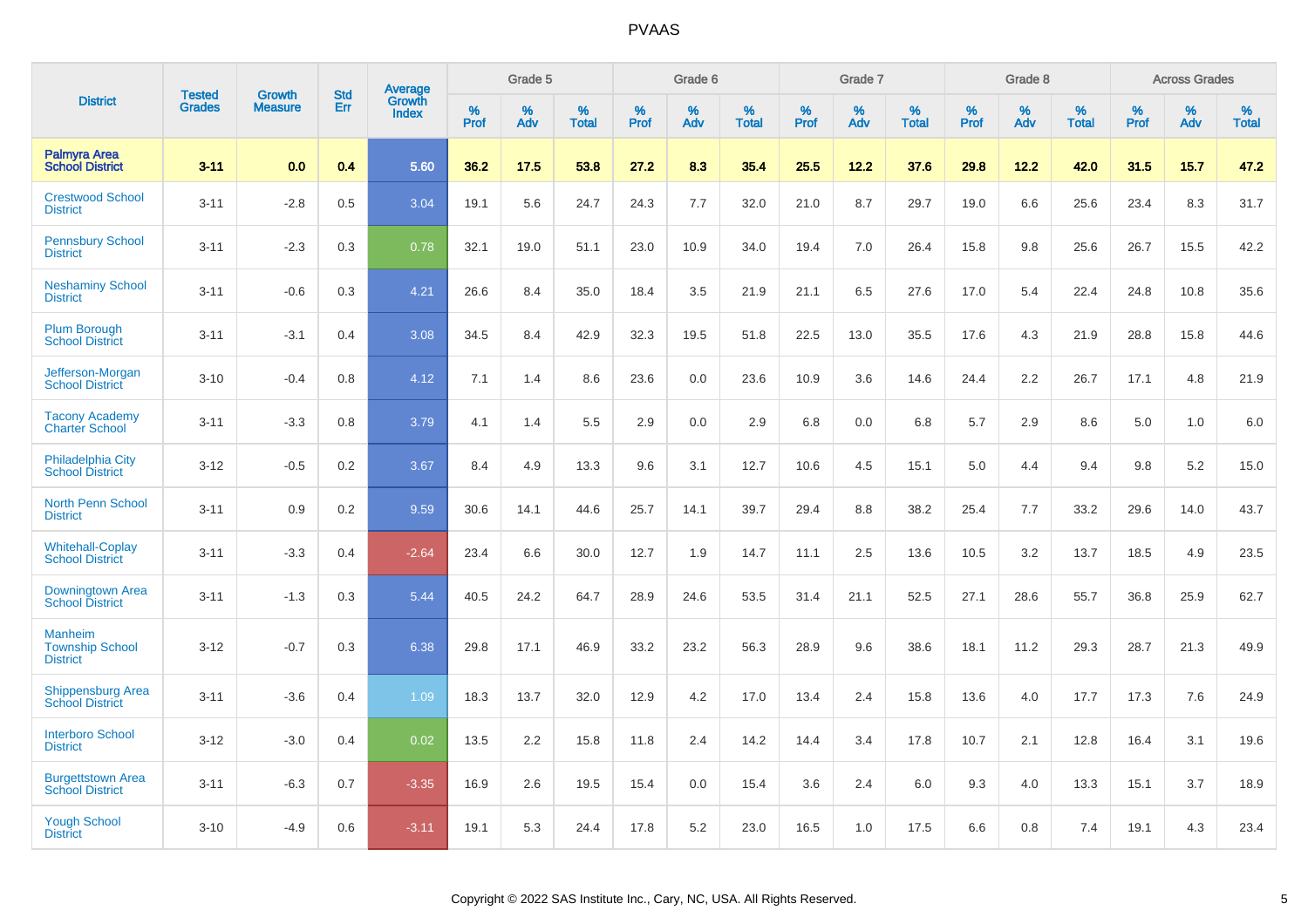# PVAAS

| District | Tested Grades | Growth Measure | Std Err | Average Growth Index | Grade 5 | | | Grade 6 | | | Grade 7 | | | Grade 8 | | | Across Grades | | |
|---|---|---|---|---|---|---|---|---|---|---|---|---|---|---|---|---|---|---|---|
| | | | | | % Prof | % Adv | % Total | % Prof | % Adv | % Total | % Prof | % Adv | % Total | % Prof | % Adv | % Total | % Prof | % Adv | % Total |
| **Palmyra Area School District** | **3-11** | **0.0** | **0.4** | **5.60** | **36.2** | **17.5** | **53.8** | **27.2** | **8.3** | **35.4** | **25.5** | **12.2** | **37.6** | **29.8** | **12.2** | **42.0** | **31.5** | **15.7** | **47.2** |
| Crestwood School District | 3-11 | -2.8 | 0.5 | 3.04 | 19.1 | 5.6 | 24.7 | 24.3 | 7.7 | 32.0 | 21.0 | 8.7 | 29.7 | 19.0 | 6.6 | 25.6 | 23.4 | 8.3 | 31.7 |
| Pennsbury School District | 3-11 | -2.3 | 0.3 | 0.78 | 32.1 | 19.0 | 51.1 | 23.0 | 10.9 | 34.0 | 19.4 | 7.0 | 26.4 | 15.8 | 9.8 | 25.6 | 26.7 | 15.5 | 42.2 |
| Neshaminy School District | 3-11 | -0.6 | 0.3 | 4.21 | 26.6 | 8.4 | 35.0 | 18.4 | 3.5 | 21.9 | 21.1 | 6.5 | 27.6 | 17.0 | 5.4 | 22.4 | 24.8 | 10.8 | 35.6 |
| Plum Borough School District | 3-11 | -3.1 | 0.4 | 3.08 | 34.5 | 8.4 | 42.9 | 32.3 | 19.5 | 51.8 | 22.5 | 13.0 | 35.5 | 17.6 | 4.3 | 21.9 | 28.8 | 15.8 | 44.6 |
| Jefferson-Morgan School District | 3-10 | -0.4 | 0.8 | 4.12 | 7.1 | 1.4 | 8.6 | 23.6 | 0.0 | 23.6 | 10.9 | 3.6 | 14.6 | 24.4 | 2.2 | 26.7 | 17.1 | 4.8 | 21.9 |
| Tacony Academy Charter School | 3-11 | -3.3 | 0.8 | 3.79 | 4.1 | 1.4 | 5.5 | 2.9 | 0.0 | 2.9 | 6.8 | 0.0 | 6.8 | 5.7 | 2.9 | 8.6 | 5.0 | 1.0 | 6.0 |
| Philadelphia City School District | 3-12 | -0.5 | 0.2 | 3.67 | 8.4 | 4.9 | 13.3 | 9.6 | 3.1 | 12.7 | 10.6 | 4.5 | 15.1 | 5.0 | 4.4 | 9.4 | 9.8 | 5.2 | 15.0 |
| North Penn School District | 3-11 | 0.9 | 0.2 | 9.59 | 30.6 | 14.1 | 44.6 | 25.7 | 14.1 | 39.7 | 29.4 | 8.8 | 38.2 | 25.4 | 7.7 | 33.2 | 29.6 | 14.0 | 43.7 |
| Whitehall-Coplay School District | 3-11 | -3.3 | 0.4 | -2.64 | 23.4 | 6.6 | 30.0 | 12.7 | 1.9 | 14.7 | 11.1 | 2.5 | 13.6 | 10.5 | 3.2 | 13.7 | 18.5 | 4.9 | 23.5 |
| Downingtown Area School District | 3-11 | -1.3 | 0.3 | 5.44 | 40.5 | 24.2 | 64.7 | 28.9 | 24.6 | 53.5 | 31.4 | 21.1 | 52.5 | 27.1 | 28.6 | 55.7 | 36.8 | 25.9 | 62.7 |
| Manheim Township School District | 3-12 | -0.7 | 0.3 | 6.38 | 29.8 | 17.1 | 46.9 | 33.2 | 23.2 | 56.3 | 28.9 | 9.6 | 38.6 | 18.1 | 11.2 | 29.3 | 28.7 | 21.3 | 49.9 |
| Shippensburg Area School District | 3-11 | -3.6 | 0.4 | 1.09 | 18.3 | 13.7 | 32.0 | 12.9 | 4.2 | 17.0 | 13.4 | 2.4 | 15.8 | 13.6 | 4.0 | 17.7 | 17.3 | 7.6 | 24.9 |
| Interboro School District | 3-12 | -3.0 | 0.4 | 0.02 | 13.5 | 2.2 | 15.8 | 11.8 | 2.4 | 14.2 | 14.4 | 3.4 | 17.8 | 10.7 | 2.1 | 12.8 | 16.4 | 3.1 | 19.6 |
| Burgettstown Area School District | 3-11 | -6.3 | 0.7 | -3.35 | 16.9 | 2.6 | 19.5 | 15.4 | 0.0 | 15.4 | 3.6 | 2.4 | 6.0 | 9.3 | 4.0 | 13.3 | 15.1 | 3.7 | 18.9 |
| Yough School District | 3-10 | -4.9 | 0.6 | -3.11 | 19.1 | 5.3 | 24.4 | 17.8 | 5.2 | 23.0 | 16.5 | 1.0 | 17.5 | 6.6 | 0.8 | 7.4 | 19.1 | 4.3 | 23.4 |

Copyright © 2022 SAS Institute Inc., Cary, NC, USA. All Rights Reserved.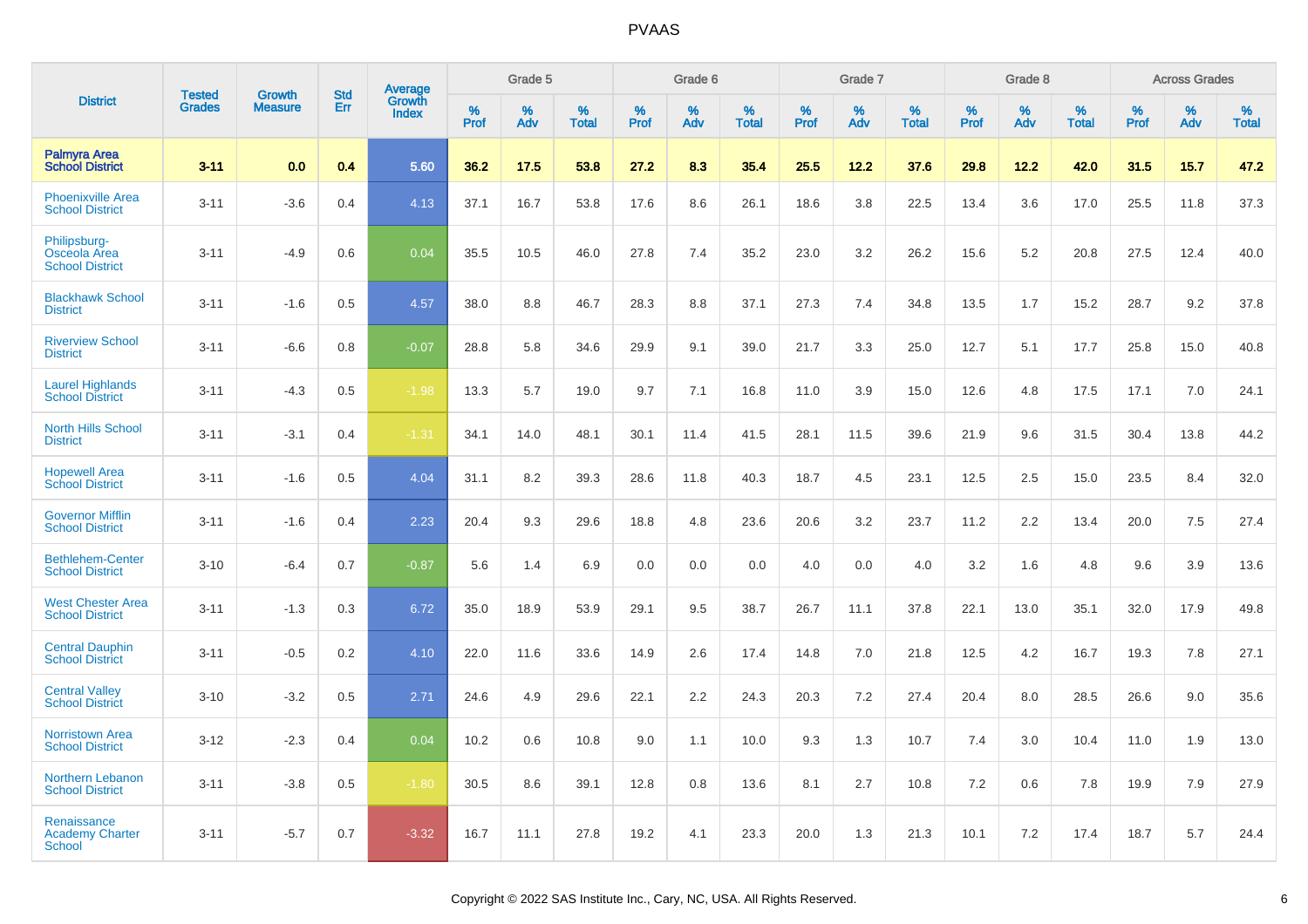| District | Tested Grades | Growth Measure | Std Err | Average Growth Index | Grade 5 | | | Grade 6 | | | Grade 7 | | | Grade 8 | | | Across Grades | | |
|---|---|---|---|---|---|---|---|---|---|---|---|---|---|---|---|---|---|---|---|
| | | | | | % Prof | % Adv | % Total | % Prof | % Adv | % Total | % Prof | % Adv | % Total | % Prof | % Adv | % Total | % Prof | % Adv | % Total |
| **Palmyra Area School District** | **3-11** | **0.0** | **0.4** | **5.60** | **36.2** | **17.5** | **53.8** | **27.2** | **8.3** | **35.4** | **25.5** | **12.2** | **37.6** | **29.8** | **12.2** | **42.0** | **31.5** | **15.7** | **47.2** |
| Phoenixville Area School District | 3-11 | -3.6 | 0.4 | 4.13 | 37.1 | 16.7 | 53.8 | 17.6 | 8.6 | 26.1 | 18.6 | 3.8 | 22.5 | 13.4 | 3.6 | 17.0 | 25.5 | 11.8 | 37.3 |
| Philipsburg-Osceola Area School District | 3-11 | -4.9 | 0.6 | 0.04 | 35.5 | 10.5 | 46.0 | 27.8 | 7.4 | 35.2 | 23.0 | 3.2 | 26.2 | 15.6 | 5.2 | 20.8 | 27.5 | 12.4 | 40.0 |
| Blackhawk School District | 3-11 | -1.6 | 0.5 | 4.57 | 38.0 | 8.8 | 46.7 | 28.3 | 8.8 | 37.1 | 27.3 | 7.4 | 34.8 | 13.5 | 1.7 | 15.2 | 28.7 | 9.2 | 37.8 |
| Riverview School District | 3-11 | -6.6 | 0.8 | -0.07 | 28.8 | 5.8 | 34.6 | 29.9 | 9.1 | 39.0 | 21.7 | 3.3 | 25.0 | 12.7 | 5.1 | 17.7 | 25.8 | 15.0 | 40.8 |
| Laurel Highlands School District | 3-11 | -4.3 | 0.5 | -1.98 | 13.3 | 5.7 | 19.0 | 9.7 | 7.1 | 16.8 | 11.0 | 3.9 | 15.0 | 12.6 | 4.8 | 17.5 | 17.1 | 7.0 | 24.1 |
| North Hills School District | 3-11 | -3.1 | 0.4 | -1.31 | 34.1 | 14.0 | 48.1 | 30.1 | 11.4 | 41.5 | 28.1 | 11.5 | 39.6 | 21.9 | 9.6 | 31.5 | 30.4 | 13.8 | 44.2 |
| Hopewell Area School District | 3-11 | -1.6 | 0.5 | 4.04 | 31.1 | 8.2 | 39.3 | 28.6 | 11.8 | 40.3 | 18.7 | 4.5 | 23.1 | 12.5 | 2.5 | 15.0 | 23.5 | 8.4 | 32.0 |
| Governor Mifflin School District | 3-11 | -1.6 | 0.4 | 2.23 | 20.4 | 9.3 | 29.6 | 18.8 | 4.8 | 23.6 | 20.6 | 3.2 | 23.7 | 11.2 | 2.2 | 13.4 | 20.0 | 7.5 | 27.4 |
| Bethlehem-Center School District | 3-10 | -6.4 | 0.7 | -0.87 | 5.6 | 1.4 | 6.9 | 0.0 | 0.0 | 0.0 | 4.0 | 0.0 | 4.0 | 3.2 | 1.6 | 4.8 | 9.6 | 3.9 | 13.6 |
| West Chester Area School District | 3-11 | -1.3 | 0.3 | 6.72 | 35.0 | 18.9 | 53.9 | 29.1 | 9.5 | 38.7 | 26.7 | 11.1 | 37.8 | 22.1 | 13.0 | 35.1 | 32.0 | 17.9 | 49.8 |
| Central Dauphin School District | 3-11 | -0.5 | 0.2 | 4.10 | 22.0 | 11.6 | 33.6 | 14.9 | 2.6 | 17.4 | 14.8 | 7.0 | 21.8 | 12.5 | 4.2 | 16.7 | 19.3 | 7.8 | 27.1 |
| Central Valley School District | 3-10 | -3.2 | 0.5 | 2.71 | 24.6 | 4.9 | 29.6 | 22.1 | 2.2 | 24.3 | 20.3 | 7.2 | 27.4 | 20.4 | 8.0 | 28.5 | 26.6 | 9.0 | 35.6 |
| Norristown Area School District | 3-12 | -2.3 | 0.4 | 0.04 | 10.2 | 0.6 | 10.8 | 9.0 | 1.1 | 10.0 | 9.3 | 1.3 | 10.7 | 7.4 | 3.0 | 10.4 | 11.0 | 1.9 | 13.0 |
| Northern Lebanon School District | 3-11 | -3.8 | 0.5 | -1.80 | 30.5 | 8.6 | 39.1 | 12.8 | 0.8 | 13.6 | 8.1 | 2.7 | 10.8 | 7.2 | 0.6 | 7.8 | 19.9 | 7.9 | 27.9 |
| Renaissance Academy Charter School | 3-11 | -5.7 | 0.7 | -3.32 | 16.7 | 11.1 | 27.8 | 19.2 | 4.1 | 23.3 | 20.0 | 1.3 | 21.3 | 10.1 | 7.2 | 17.4 | 18.7 | 5.7 | 24.4 |

Copyright © 2022 SAS Institute Inc., Cary, NC, USA. All Rights Reserved.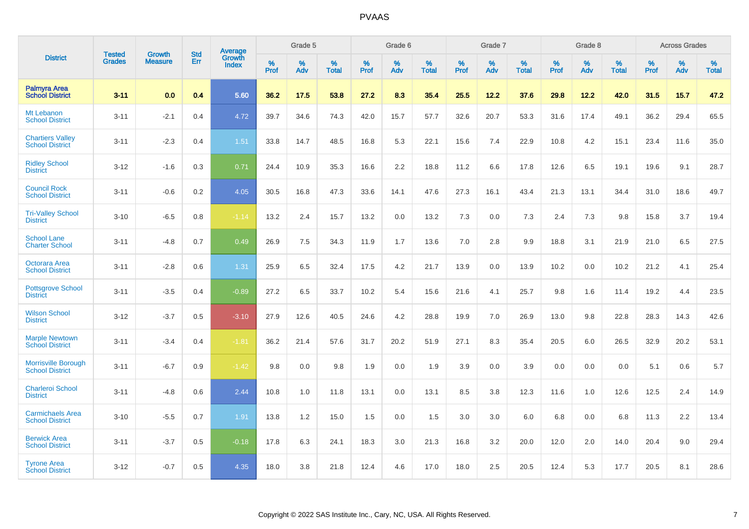| District | Tested Grades | Growth Measure | Std Err | Average Growth Index | Grade 5 | | | Grade 6 | | | Grade 7 | | | Grade 8 | | | Across Grades | | |
|---|---|---|---|---|---|---|---|---|---|---|---|---|---|---|---|---|---|---|---|
| | | | | | % Prof | % Adv | % Total | % Prof | % Adv | % Total | % Prof | % Adv | % Total | % Prof | % Adv | % Total | % Prof | % Adv | % Total |
| **Palmyra Area School District** | **3-11** | **0.0** | **0.4** | **5.60** | **36.2** | **17.5** | **53.8** | **27.2** | **8.3** | **35.4** | **25.5** | **12.2** | **37.6** | **29.8** | **12.2** | **42.0** | **31.5** | **15.7** | **47.2** |
| Mt Lebanon School District | 3-11 | -2.1 | 0.4 | 4.72 | 39.7 | 34.6 | 74.3 | 42.0 | 15.7 | 57.7 | 32.6 | 20.7 | 53.3 | 31.6 | 17.4 | 49.1 | 36.2 | 29.4 | 65.5 |
| Chartiers Valley School District | 3-11 | -2.3 | 0.4 | 1.51 | 33.8 | 14.7 | 48.5 | 16.8 | 5.3 | 22.1 | 15.6 | 7.4 | 22.9 | 10.8 | 4.2 | 15.1 | 23.4 | 11.6 | 35.0 |
| Ridley School District | 3-12 | -1.6 | 0.3 | 0.71 | 24.4 | 10.9 | 35.3 | 16.6 | 2.2 | 18.8 | 11.2 | 6.6 | 17.8 | 12.6 | 6.5 | 19.1 | 19.6 | 9.1 | 28.7 |
| Council Rock School District | 3-11 | -0.6 | 0.2 | 4.05 | 30.5 | 16.8 | 47.3 | 33.6 | 14.1 | 47.6 | 27.3 | 16.1 | 43.4 | 21.3 | 13.1 | 34.4 | 31.0 | 18.6 | 49.7 |
| Tri-Valley School District | 3-10 | -6.5 | 0.8 | -1.14 | 13.2 | 2.4 | 15.7 | 13.2 | 0.0 | 13.2 | 7.3 | 0.0 | 7.3 | 2.4 | 7.3 | 9.8 | 15.8 | 3.7 | 19.4 |
| School Lane Charter School | 3-11 | -4.8 | 0.7 | 0.49 | 26.9 | 7.5 | 34.3 | 11.9 | 1.7 | 13.6 | 7.0 | 2.8 | 9.9 | 18.8 | 3.1 | 21.9 | 21.0 | 6.5 | 27.5 |
| Octorara Area School District | 3-11 | -2.8 | 0.6 | 1.31 | 25.9 | 6.5 | 32.4 | 17.5 | 4.2 | 21.7 | 13.9 | 0.0 | 13.9 | 10.2 | 0.0 | 10.2 | 21.2 | 4.1 | 25.4 |
| Pottsgrove School District | 3-11 | -3.5 | 0.4 | -0.89 | 27.2 | 6.5 | 33.7 | 10.2 | 5.4 | 15.6 | 21.6 | 4.1 | 25.7 | 9.8 | 1.6 | 11.4 | 19.2 | 4.4 | 23.5 |
| Wilson School District | 3-12 | -3.7 | 0.5 | -3.10 | 27.9 | 12.6 | 40.5 | 24.6 | 4.2 | 28.8 | 19.9 | 7.0 | 26.9 | 13.0 | 9.8 | 22.8 | 28.3 | 14.3 | 42.6 |
| Marple Newtown School District | 3-11 | -3.4 | 0.4 | -1.81 | 36.2 | 21.4 | 57.6 | 31.7 | 20.2 | 51.9 | 27.1 | 8.3 | 35.4 | 20.5 | 6.0 | 26.5 | 32.9 | 20.2 | 53.1 |
| Morrisville Borough School District | 3-11 | -6.7 | 0.9 | -1.42 | 9.8 | 0.0 | 9.8 | 1.9 | 0.0 | 1.9 | 3.9 | 0.0 | 3.9 | 0.0 | 0.0 | 0.0 | 5.1 | 0.6 | 5.7 |
| Charleroi School District | 3-11 | -4.8 | 0.6 | 2.44 | 10.8 | 1.0 | 11.8 | 13.1 | 0.0 | 13.1 | 8.5 | 3.8 | 12.3 | 11.6 | 1.0 | 12.6 | 12.5 | 2.4 | 14.9 |
| Carmichaels Area School District | 3-10 | -5.5 | 0.7 | 1.91 | 13.8 | 1.2 | 15.0 | 1.5 | 0.0 | 1.5 | 3.0 | 3.0 | 6.0 | 6.8 | 0.0 | 6.8 | 11.3 | 2.2 | 13.4 |
| Berwick Area School District | 3-11 | -3.7 | 0.5 | -0.18 | 17.8 | 6.3 | 24.1 | 18.3 | 3.0 | 21.3 | 16.8 | 3.2 | 20.0 | 12.0 | 2.0 | 14.0 | 20.4 | 9.0 | 29.4 |
| Tyrone Area School District | 3-12 | -0.7 | 0.5 | 4.35 | 18.0 | 3.8 | 21.8 | 12.4 | 4.6 | 17.0 | 18.0 | 2.5 | 20.5 | 12.4 | 5.3 | 17.7 | 20.5 | 8.1 | 28.6 |

Copyright © 2022 SAS Institute Inc., Cary, NC, USA. All Rights Reserved.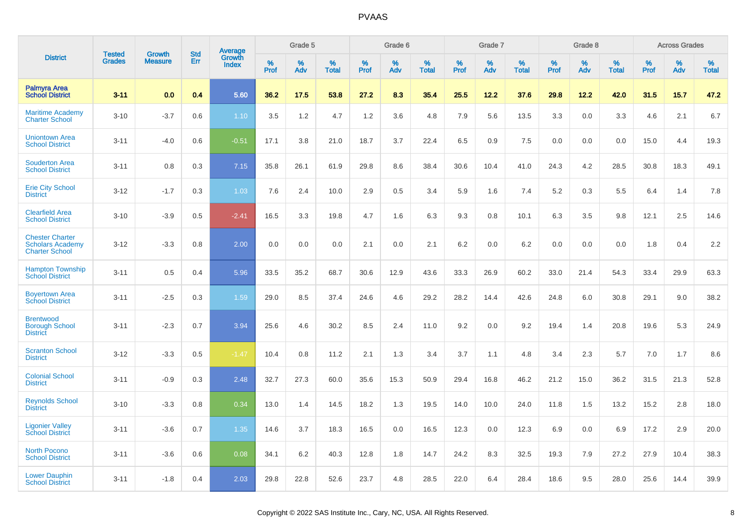| District | Tested Grades | Growth Measure | Std Err | Average Growth Index | Grade 5 | | | Grade 6 | | | Grade 7 | | | Grade 8 | | | Across Grades | | |
|---|---|---|---|---|---|---|---|---|---|---|---|---|---|---|---|---|---|---|---|
| | | | | | % Prof | % Adv | % Total | % Prof | % Adv | % Total | % Prof | % Adv | % Total | % Prof | % Adv | % Total | % Prof | % Adv | % Total |
| **Palmyra Area School District** | **3-11** | **0.0** | **0.4** | **5.60** | **36.2** | **17.5** | **53.8** | **27.2** | **8.3** | **35.4** | **25.5** | **12.2** | **37.6** | **29.8** | **12.2** | **42.0** | **31.5** | **15.7** | **47.2** |
| Maritime Academy Charter School | 3-10 | -3.7 | 0.6 | 1.10 | 3.5 | 1.2 | 4.7 | 1.2 | 3.6 | 4.8 | 7.9 | 5.6 | 13.5 | 3.3 | 0.0 | 3.3 | 4.6 | 2.1 | 6.7 |
| Uniontown Area School District | 3-11 | -4.0 | 0.6 | -0.51 | 17.1 | 3.8 | 21.0 | 18.7 | 3.7 | 22.4 | 6.5 | 0.9 | 7.5 | 0.0 | 0.0 | 0.0 | 15.0 | 4.4 | 19.3 |
| Souderton Area School District | 3-11 | 0.8 | 0.3 | 7.15 | 35.8 | 26.1 | 61.9 | 29.8 | 8.6 | 38.4 | 30.6 | 10.4 | 41.0 | 24.3 | 4.2 | 28.5 | 30.8 | 18.3 | 49.1 |
| Erie City School District | 3-12 | -1.7 | 0.3 | 1.03 | 7.6 | 2.4 | 10.0 | 2.9 | 0.5 | 3.4 | 5.9 | 1.6 | 7.4 | 5.2 | 0.3 | 5.5 | 6.4 | 1.4 | 7.8 |
| Clearfield Area School District | 3-10 | -3.9 | 0.5 | -2.41 | 16.5 | 3.3 | 19.8 | 4.7 | 1.6 | 6.3 | 9.3 | 0.8 | 10.1 | 6.3 | 3.5 | 9.8 | 12.1 | 2.5 | 14.6 |
| Chester Charter Scholars Academy Charter School | 3-12 | -3.3 | 0.8 | 2.00 | 0.0 | 0.0 | 0.0 | 2.1 | 0.0 | 2.1 | 6.2 | 0.0 | 6.2 | 0.0 | 0.0 | 0.0 | 1.8 | 0.4 | 2.2 |
| Hampton Township School District | 3-11 | 0.5 | 0.4 | 5.96 | 33.5 | 35.2 | 68.7 | 30.6 | 12.9 | 43.6 | 33.3 | 26.9 | 60.2 | 33.0 | 21.4 | 54.3 | 33.4 | 29.9 | 63.3 |
| Boyertown Area School District | 3-11 | -2.5 | 0.3 | 1.59 | 29.0 | 8.5 | 37.4 | 24.6 | 4.6 | 29.2 | 28.2 | 14.4 | 42.6 | 24.8 | 6.0 | 30.8 | 29.1 | 9.0 | 38.2 |
| Brentwood Borough School District | 3-11 | -2.3 | 0.7 | 3.94 | 25.6 | 4.6 | 30.2 | 8.5 | 2.4 | 11.0 | 9.2 | 0.0 | 9.2 | 19.4 | 1.4 | 20.8 | 19.6 | 5.3 | 24.9 |
| Scranton School District | 3-12 | -3.3 | 0.5 | -1.47 | 10.4 | 0.8 | 11.2 | 2.1 | 1.3 | 3.4 | 3.7 | 1.1 | 4.8 | 3.4 | 2.3 | 5.7 | 7.0 | 1.7 | 8.6 |
| Colonial School District | 3-11 | -0.9 | 0.3 | 2.48 | 32.7 | 27.3 | 60.0 | 35.6 | 15.3 | 50.9 | 29.4 | 16.8 | 46.2 | 21.2 | 15.0 | 36.2 | 31.5 | 21.3 | 52.8 |
| Reynolds School District | 3-10 | -3.3 | 0.8 | 0.34 | 13.0 | 1.4 | 14.5 | 18.2 | 1.3 | 19.5 | 14.0 | 10.0 | 24.0 | 11.8 | 1.5 | 13.2 | 15.2 | 2.8 | 18.0 |
| Ligonier Valley School District | 3-11 | -3.6 | 0.7 | 1.35 | 14.6 | 3.7 | 18.3 | 16.5 | 0.0 | 16.5 | 12.3 | 0.0 | 12.3 | 6.9 | 0.0 | 6.9 | 17.2 | 2.9 | 20.0 |
| North Pocono School District | 3-11 | -3.6 | 0.6 | 0.08 | 34.1 | 6.2 | 40.3 | 12.8 | 1.8 | 14.7 | 24.2 | 8.3 | 32.5 | 19.3 | 7.9 | 27.2 | 27.9 | 10.4 | 38.3 |
| Lower Dauphin School District | 3-11 | -1.8 | 0.4 | 2.03 | 29.8 | 22.8 | 52.6 | 23.7 | 4.8 | 28.5 | 22.0 | 6.4 | 28.4 | 18.6 | 9.5 | 28.0 | 25.6 | 14.4 | 39.9 |

Copyright © 2022 SAS Institute Inc., Cary, NC, USA. All Rights Reserved.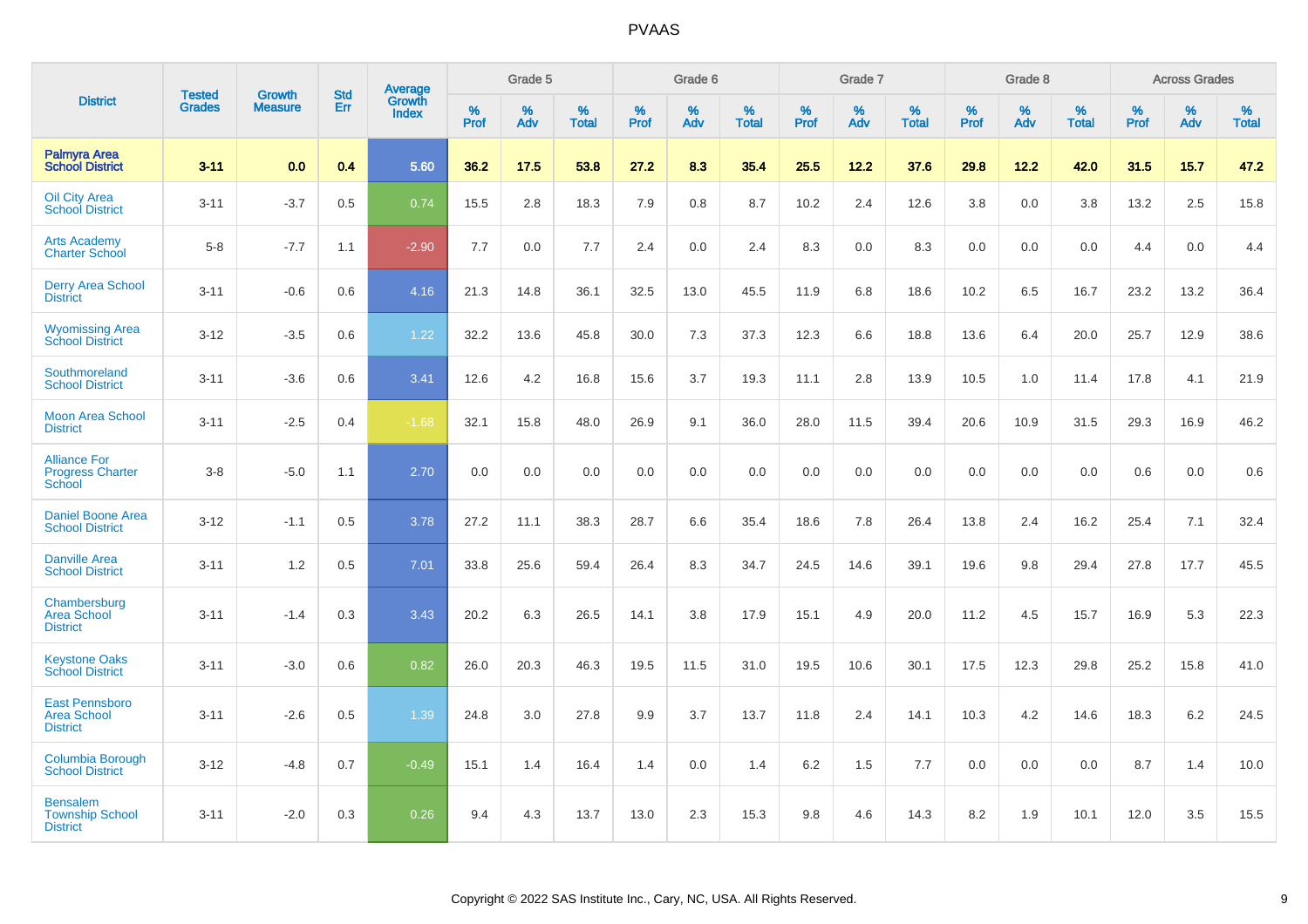| District | Tested Grades | Growth Measure | Std Err | Average Growth Index | Grade 5 | | | Grade 6 | | | Grade 7 | | | Grade 8 | | | Across Grades | | |
|---|---|---|---|---|---|---|---|---|---|---|---|---|---|---|---|---|---|---|---|
| | | | | | % Prof | % Adv | % Total | % Prof | % Adv | % Total | % Prof | % Adv | % Total | % Prof | % Adv | % Total | % Prof | % Adv | % Total |
| **Palmyra Area School District** | **3-11** | **0.0** | **0.4** | **5.60** | **36.2** | **17.5** | **53.8** | **27.2** | **8.3** | **35.4** | **25.5** | **12.2** | **37.6** | **29.8** | **12.2** | **42.0** | **31.5** | **15.7** | **47.2** |
| Oil City Area School District | 3-11 | -3.7 | 0.5 | 0.74 | 15.5 | 2.8 | 18.3 | 7.9 | 0.8 | 8.7 | 10.2 | 2.4 | 12.6 | 3.8 | 0.0 | 3.8 | 13.2 | 2.5 | 15.8 |
| Arts Academy Charter School | 5-8 | -7.7 | 1.1 | -2.90 | 7.7 | 0.0 | 7.7 | 2.4 | 0.0 | 2.4 | 8.3 | 0.0 | 8.3 | 0.0 | 0.0 | 0.0 | 4.4 | 0.0 | 4.4 |
| Derry Area School District | 3-11 | -0.6 | 0.6 | 4.16 | 21.3 | 14.8 | 36.1 | 32.5 | 13.0 | 45.5 | 11.9 | 6.8 | 18.6 | 10.2 | 6.5 | 16.7 | 23.2 | 13.2 | 36.4 |
| Wyomissing Area School District | 3-12 | -3.5 | 0.6 | 1.22 | 32.2 | 13.6 | 45.8 | 30.0 | 7.3 | 37.3 | 12.3 | 6.6 | 18.8 | 13.6 | 6.4 | 20.0 | 25.7 | 12.9 | 38.6 |
| Southmoreland School District | 3-11 | -3.6 | 0.6 | 3.41 | 12.6 | 4.2 | 16.8 | 15.6 | 3.7 | 19.3 | 11.1 | 2.8 | 13.9 | 10.5 | 1.0 | 11.4 | 17.8 | 4.1 | 21.9 |
| Moon Area School District | 3-11 | -2.5 | 0.4 | -1.68 | 32.1 | 15.8 | 48.0 | 26.9 | 9.1 | 36.0 | 28.0 | 11.5 | 39.4 | 20.6 | 10.9 | 31.5 | 29.3 | 16.9 | 46.2 |
| Alliance For Progress Charter School | 3-8 | -5.0 | 1.1 | 2.70 | 0.0 | 0.0 | 0.0 | 0.0 | 0.0 | 0.0 | 0.0 | 0.0 | 0.0 | 0.0 | 0.0 | 0.0 | 0.6 | 0.0 | 0.6 |
| Daniel Boone Area School District | 3-12 | -1.1 | 0.5 | 3.78 | 27.2 | 11.1 | 38.3 | 28.7 | 6.6 | 35.4 | 18.6 | 7.8 | 26.4 | 13.8 | 2.4 | 16.2 | 25.4 | 7.1 | 32.4 |
| Danville Area School District | 3-11 | 1.2 | 0.5 | 7.01 | 33.8 | 25.6 | 59.4 | 26.4 | 8.3 | 34.7 | 24.5 | 14.6 | 39.1 | 19.6 | 9.8 | 29.4 | 27.8 | 17.7 | 45.5 |
| Chambersburg Area School District | 3-11 | -1.4 | 0.3 | 3.43 | 20.2 | 6.3 | 26.5 | 14.1 | 3.8 | 17.9 | 15.1 | 4.9 | 20.0 | 11.2 | 4.5 | 15.7 | 16.9 | 5.3 | 22.3 |
| Keystone Oaks School District | 3-11 | -3.0 | 0.6 | 0.82 | 26.0 | 20.3 | 46.3 | 19.5 | 11.5 | 31.0 | 19.5 | 10.6 | 30.1 | 17.5 | 12.3 | 29.8 | 25.2 | 15.8 | 41.0 |
| East Pennsboro Area School District | 3-11 | -2.6 | 0.5 | 1.39 | 24.8 | 3.0 | 27.8 | 9.9 | 3.7 | 13.7 | 11.8 | 2.4 | 14.1 | 10.3 | 4.2 | 14.6 | 18.3 | 6.2 | 24.5 |
| Columbia Borough School District | 3-12 | -4.8 | 0.7 | -0.49 | 15.1 | 1.4 | 16.4 | 1.4 | 0.0 | 1.4 | 6.2 | 1.5 | 7.7 | 0.0 | 0.0 | 0.0 | 8.7 | 1.4 | 10.0 |
| Bensalem Township School District | 3-11 | -2.0 | 0.3 | 0.26 | 9.4 | 4.3 | 13.7 | 13.0 | 2.3 | 15.3 | 9.8 | 4.6 | 14.3 | 8.2 | 1.9 | 10.1 | 12.0 | 3.5 | 15.5 |

Copyright © 2022 SAS Institute Inc., Cary, NC, USA. All Rights Reserved.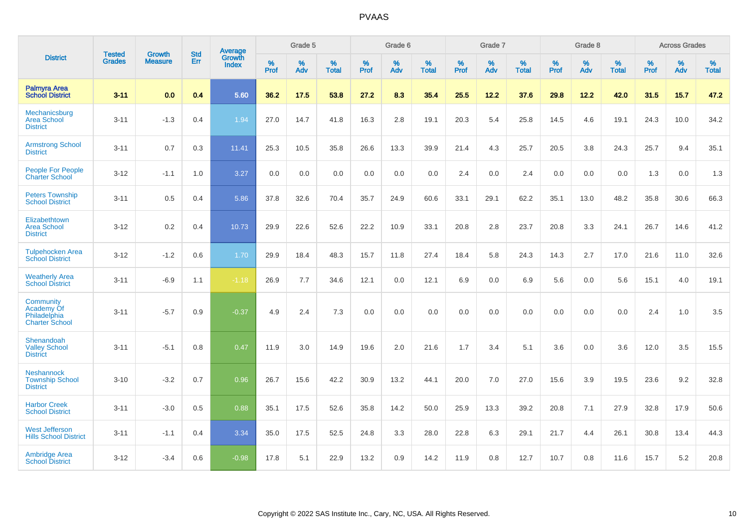| District | Tested Grades | Growth Measure | Std Err | Average Growth Index | Grade 5 | | | Grade 6 | | | Grade 7 | | | Grade 8 | | | Across Grades | | |
|---|---|---|---|---|---|---|---|---|---|---|---|---|---|---|---|---|---|---|---|
| | | | | | % Prof | % Adv | % Total | % Prof | % Adv | % Total | % Prof | % Adv | % Total | % Prof | % Adv | % Total | % Prof | % Adv | % Total |
| **Palmyra Area School District** | **3-11** | **0.0** | **0.4** | **5.60** | **36.2** | **17.5** | **53.8** | **27.2** | **8.3** | **35.4** | **25.5** | **12.2** | **37.6** | **29.8** | **12.2** | **42.0** | **31.5** | **15.7** | **47.2** |
| Mechanicsburg Area School District | 3-11 | -1.3 | 0.4 | 1.94 | 27.0 | 14.7 | 41.8 | 16.3 | 2.8 | 19.1 | 20.3 | 5.4 | 25.8 | 14.5 | 4.6 | 19.1 | 24.3 | 10.0 | 34.2 |
| Armstrong School District | 3-11 | 0.7 | 0.3 | 11.41 | 25.3 | 10.5 | 35.8 | 26.6 | 13.3 | 39.9 | 21.4 | 4.3 | 25.7 | 20.5 | 3.8 | 24.3 | 25.7 | 9.4 | 35.1 |
| People For People Charter School | 3-12 | -1.1 | 1.0 | 3.27 | 0.0 | 0.0 | 0.0 | 0.0 | 0.0 | 0.0 | 2.4 | 0.0 | 2.4 | 0.0 | 0.0 | 0.0 | 1.3 | 0.0 | 1.3 |
| Peters Township School District | 3-11 | 0.5 | 0.4 | 5.86 | 37.8 | 32.6 | 70.4 | 35.7 | 24.9 | 60.6 | 33.1 | 29.1 | 62.2 | 35.1 | 13.0 | 48.2 | 35.8 | 30.6 | 66.3 |
| Elizabethtown Area School District | 3-12 | 0.2 | 0.4 | 10.73 | 29.9 | 22.6 | 52.6 | 22.2 | 10.9 | 33.1 | 20.8 | 2.8 | 23.7 | 20.8 | 3.3 | 24.1 | 26.7 | 14.6 | 41.2 |
| Tulpehocken Area School District | 3-12 | -1.2 | 0.6 | 1.70 | 29.9 | 18.4 | 48.3 | 15.7 | 11.8 | 27.4 | 18.4 | 5.8 | 24.3 | 14.3 | 2.7 | 17.0 | 21.6 | 11.0 | 32.6 |
| Weatherly Area School District | 3-11 | -6.9 | 1.1 | -1.18 | 26.9 | 7.7 | 34.6 | 12.1 | 0.0 | 12.1 | 6.9 | 0.0 | 6.9 | 5.6 | 0.0 | 5.6 | 15.1 | 4.0 | 19.1 |
| Community Academy Of Philadelphia Charter School | 3-11 | -5.7 | 0.9 | -0.37 | 4.9 | 2.4 | 7.3 | 0.0 | 0.0 | 0.0 | 0.0 | 0.0 | 0.0 | 0.0 | 0.0 | 0.0 | 2.4 | 1.0 | 3.5 |
| Shenandoah Valley School District | 3-11 | -5.1 | 0.8 | 0.47 | 11.9 | 3.0 | 14.9 | 19.6 | 2.0 | 21.6 | 1.7 | 3.4 | 5.1 | 3.6 | 0.0 | 3.6 | 12.0 | 3.5 | 15.5 |
| Neshannock Township School District | 3-10 | -3.2 | 0.7 | 0.96 | 26.7 | 15.6 | 42.2 | 30.9 | 13.2 | 44.1 | 20.0 | 7.0 | 27.0 | 15.6 | 3.9 | 19.5 | 23.6 | 9.2 | 32.8 |
| Harbor Creek School District | 3-11 | -3.0 | 0.5 | 0.88 | 35.1 | 17.5 | 52.6 | 35.8 | 14.2 | 50.0 | 25.9 | 13.3 | 39.2 | 20.8 | 7.1 | 27.9 | 32.8 | 17.9 | 50.6 |
| West Jefferson Hills School District | 3-11 | -1.1 | 0.4 | 3.34 | 35.0 | 17.5 | 52.5 | 24.8 | 3.3 | 28.0 | 22.8 | 6.3 | 29.1 | 21.7 | 4.4 | 26.1 | 30.8 | 13.4 | 44.3 |
| Ambridge Area School District | 3-12 | -3.4 | 0.6 | -0.98 | 17.8 | 5.1 | 22.9 | 13.2 | 0.9 | 14.2 | 11.9 | 0.8 | 12.7 | 10.7 | 0.8 | 11.6 | 15.7 | 5.2 | 20.8 |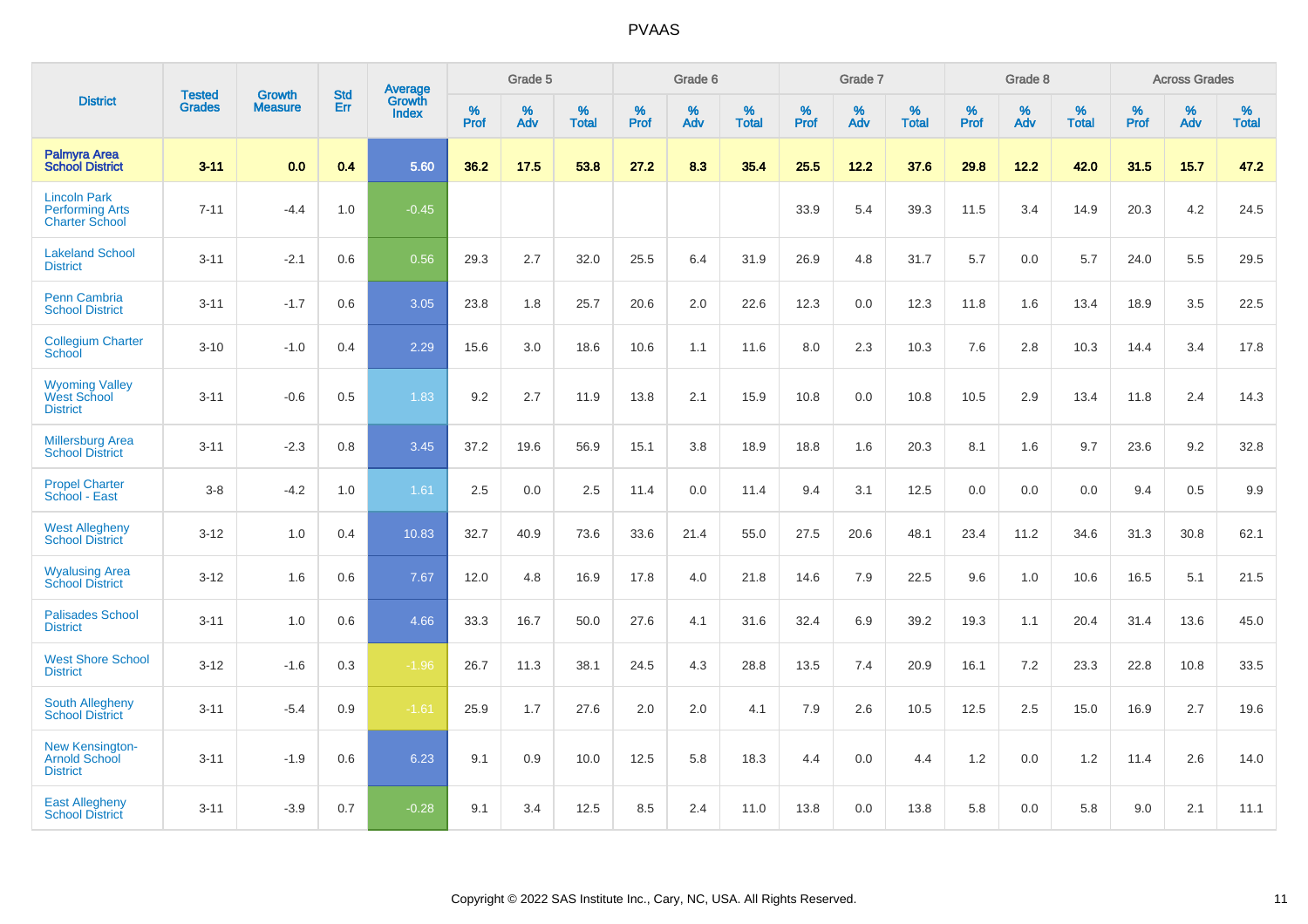# PVAAS

| District | Tested Grades | Growth Measure | Std Err | Average Growth Index | Grade 5 | | | Grade 6 | | | Grade 7 | | | Grade 8 | | | Across Grades | | |
|---|---|---|---|---|---|---|---|---|---|---|---|---|---|---|---|---|---|---|---|
| | | | | | % Prof | % Adv | % Total | % Prof | % Adv | % Total | % Prof | % Adv | % Total | % Prof | % Adv | % Total | % Prof | % Adv | % Total |
| **Palmyra Area School District** | **3-11** | **0.0** | **0.4** | **5.60** | **36.2** | **17.5** | **53.8** | **27.2** | **8.3** | **35.4** | **25.5** | **12.2** | **37.6** | **29.8** | **12.2** | **42.0** | **31.5** | **15.7** | **47.2** |
| Lincoln Park Performing Arts Charter School | 7-11 | -4.4 | 1.0 | -0.45 | | | | | | | 33.9 | 5.4 | 39.3 | 11.5 | 3.4 | 14.9 | 20.3 | 4.2 | 24.5 |
| Lakeland School District | 3-11 | -2.1 | 0.6 | 0.56 | 29.3 | 2.7 | 32.0 | 25.5 | 6.4 | 31.9 | 26.9 | 4.8 | 31.7 | 5.7 | 0.0 | 5.7 | 24.0 | 5.5 | 29.5 |
| Penn Cambria School District | 3-11 | -1.7 | 0.6 | 3.05 | 23.8 | 1.8 | 25.7 | 20.6 | 2.0 | 22.6 | 12.3 | 0.0 | 12.3 | 11.8 | 1.6 | 13.4 | 18.9 | 3.5 | 22.5 |
| Collegium Charter School | 3-10 | -1.0 | 0.4 | 2.29 | 15.6 | 3.0 | 18.6 | 10.6 | 1.1 | 11.6 | 8.0 | 2.3 | 10.3 | 7.6 | 2.8 | 10.3 | 14.4 | 3.4 | 17.8 |
| Wyoming Valley West School District | 3-11 | -0.6 | 0.5 | 1.83 | 9.2 | 2.7 | 11.9 | 13.8 | 2.1 | 15.9 | 10.8 | 0.0 | 10.8 | 10.5 | 2.9 | 13.4 | 11.8 | 2.4 | 14.3 |
| Millersburg Area School District | 3-11 | -2.3 | 0.8 | 3.45 | 37.2 | 19.6 | 56.9 | 15.1 | 3.8 | 18.9 | 18.8 | 1.6 | 20.3 | 8.1 | 1.6 | 9.7 | 23.6 | 9.2 | 32.8 |
| Propel Charter School - East | 3-8 | -4.2 | 1.0 | 1.61 | 2.5 | 0.0 | 2.5 | 11.4 | 0.0 | 11.4 | 9.4 | 3.1 | 12.5 | 0.0 | 0.0 | 0.0 | 9.4 | 0.5 | 9.9 |
| West Allegheny School District | 3-12 | 1.0 | 0.4 | 10.83 | 32.7 | 40.9 | 73.6 | 33.6 | 21.4 | 55.0 | 27.5 | 20.6 | 48.1 | 23.4 | 11.2 | 34.6 | 31.3 | 30.8 | 62.1 |
| Wyalusing Area School District | 3-12 | 1.6 | 0.6 | 7.67 | 12.0 | 4.8 | 16.9 | 17.8 | 4.0 | 21.8 | 14.6 | 7.9 | 22.5 | 9.6 | 1.0 | 10.6 | 16.5 | 5.1 | 21.5 |
| Palisades School District | 3-11 | 1.0 | 0.6 | 4.66 | 33.3 | 16.7 | 50.0 | 27.6 | 4.1 | 31.6 | 32.4 | 6.9 | 39.2 | 19.3 | 1.1 | 20.4 | 31.4 | 13.6 | 45.0 |
| West Shore School District | 3-12 | -1.6 | 0.3 | -1.96 | 26.7 | 11.3 | 38.1 | 24.5 | 4.3 | 28.8 | 13.5 | 7.4 | 20.9 | 16.1 | 7.2 | 23.3 | 22.8 | 10.8 | 33.5 |
| South Allegheny School District | 3-11 | -5.4 | 0.9 | -1.61 | 25.9 | 1.7 | 27.6 | 2.0 | 2.0 | 4.1 | 7.9 | 2.6 | 10.5 | 12.5 | 2.5 | 15.0 | 16.9 | 2.7 | 19.6 |
| New Kensington-Arnold School District | 3-11 | -1.9 | 0.6 | 6.23 | 9.1 | 0.9 | 10.0 | 12.5 | 5.8 | 18.3 | 4.4 | 0.0 | 4.4 | 1.2 | 0.0 | 1.2 | 11.4 | 2.6 | 14.0 |
| East Allegheny School District | 3-11 | -3.9 | 0.7 | -0.28 | 9.1 | 3.4 | 12.5 | 8.5 | 2.4 | 11.0 | 13.8 | 0.0 | 13.8 | 5.8 | 0.0 | 5.8 | 9.0 | 2.1 | 11.1 |

Copyright © 2022 SAS Institute Inc., Cary, NC, USA. All Rights Reserved.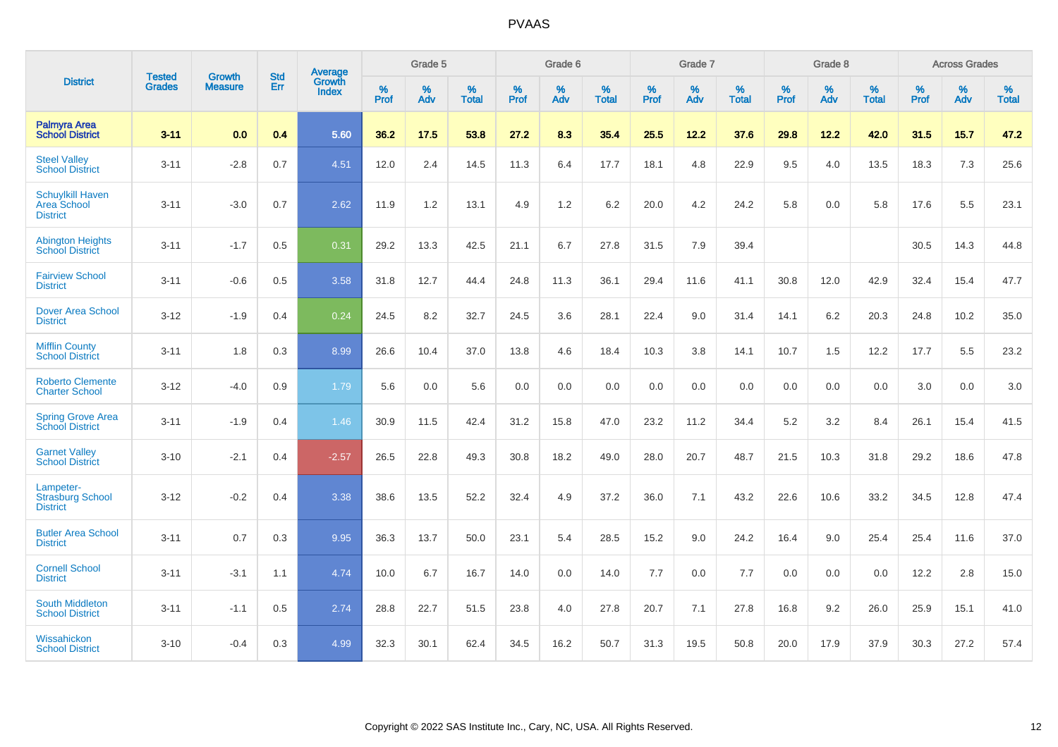| District | Tested Grades | Growth Measure | Std Err | Average Growth Index | Grade 5 | | | Grade 6 | | | Grade 7 | | | Grade 8 | | | Across Grades | | |
|---|---|---|---|---|---|---|---|---|---|---|---|---|---|---|---|---|---|---|---|
| | | | | | % Prof | % Adv | % Total | % Prof | % Adv | % Total | % Prof | % Adv | % Total | % Prof | % Adv | % Total | % Prof | % Adv | % Total |
| **Palmyra Area School District** | **3-11** | **0.0** | **0.4** | **5.60** | **36.2** | **17.5** | **53.8** | **27.2** | **8.3** | **35.4** | **25.5** | **12.2** | **37.6** | **29.8** | **12.2** | **42.0** | **31.5** | **15.7** | **47.2** |
| Steel Valley School District | 3-11 | -2.8 | 0.7 | 4.51 | 12.0 | 2.4 | 14.5 | 11.3 | 6.4 | 17.7 | 18.1 | 4.8 | 22.9 | 9.5 | 4.0 | 13.5 | 18.3 | 7.3 | 25.6 |
| Schuylkill Haven Area School District | 3-11 | -3.0 | 0.7 | 2.62 | 11.9 | 1.2 | 13.1 | 4.9 | 1.2 | 6.2 | 20.0 | 4.2 | 24.2 | 5.8 | 0.0 | 5.8 | 17.6 | 5.5 | 23.1 |
| Abington Heights School District | 3-11 | -1.7 | 0.5 | 0.31 | 29.2 | 13.3 | 42.5 | 21.1 | 6.7 | 27.8 | 31.5 | 7.9 | 39.4 | | | | 30.5 | 14.3 | 44.8 |
| Fairview School District | 3-11 | -0.6 | 0.5 | 3.58 | 31.8 | 12.7 | 44.4 | 24.8 | 11.3 | 36.1 | 29.4 | 11.6 | 41.1 | 30.8 | 12.0 | 42.9 | 32.4 | 15.4 | 47.7 |
| Dover Area School District | 3-12 | -1.9 | 0.4 | 0.24 | 24.5 | 8.2 | 32.7 | 24.5 | 3.6 | 28.1 | 22.4 | 9.0 | 31.4 | 14.1 | 6.2 | 20.3 | 24.8 | 10.2 | 35.0 |
| Mifflin County School District | 3-11 | 1.8 | 0.3 | 8.99 | 26.6 | 10.4 | 37.0 | 13.8 | 4.6 | 18.4 | 10.3 | 3.8 | 14.1 | 10.7 | 1.5 | 12.2 | 17.7 | 5.5 | 23.2 |
| Roberto Clemente Charter School | 3-12 | -4.0 | 0.9 | 1.79 | 5.6 | 0.0 | 5.6 | 0.0 | 0.0 | 0.0 | 0.0 | 0.0 | 0.0 | 0.0 | 0.0 | 0.0 | 3.0 | 0.0 | 3.0 |
| Spring Grove Area School District | 3-11 | -1.9 | 0.4 | 1.46 | 30.9 | 11.5 | 42.4 | 31.2 | 15.8 | 47.0 | 23.2 | 11.2 | 34.4 | 5.2 | 3.2 | 8.4 | 26.1 | 15.4 | 41.5 |
| Garnet Valley School District | 3-10 | -2.1 | 0.4 | -2.57 | 26.5 | 22.8 | 49.3 | 30.8 | 18.2 | 49.0 | 28.0 | 20.7 | 48.7 | 21.5 | 10.3 | 31.8 | 29.2 | 18.6 | 47.8 |
| Lampeter-Strasburg School District | 3-12 | -0.2 | 0.4 | 3.38 | 38.6 | 13.5 | 52.2 | 32.4 | 4.9 | 37.2 | 36.0 | 7.1 | 43.2 | 22.6 | 10.6 | 33.2 | 34.5 | 12.8 | 47.4 |
| Butler Area School District | 3-11 | 0.7 | 0.3 | 9.95 | 36.3 | 13.7 | 50.0 | 23.1 | 5.4 | 28.5 | 15.2 | 9.0 | 24.2 | 16.4 | 9.0 | 25.4 | 25.4 | 11.6 | 37.0 |
| Cornell School District | 3-11 | -3.1 | 1.1 | 4.74 | 10.0 | 6.7 | 16.7 | 14.0 | 0.0 | 14.0 | 7.7 | 0.0 | 7.7 | 0.0 | 0.0 | 0.0 | 12.2 | 2.8 | 15.0 |
| South Middleton School District | 3-11 | -1.1 | 0.5 | 2.74 | 28.8 | 22.7 | 51.5 | 23.8 | 4.0 | 27.8 | 20.7 | 7.1 | 27.8 | 16.8 | 9.2 | 26.0 | 25.9 | 15.1 | 41.0 |
| Wissahickon School District | 3-10 | -0.4 | 0.3 | 4.99 | 32.3 | 30.1 | 62.4 | 34.5 | 16.2 | 50.7 | 31.3 | 19.5 | 50.8 | 20.0 | 17.9 | 37.9 | 30.3 | 27.2 | 57.4 |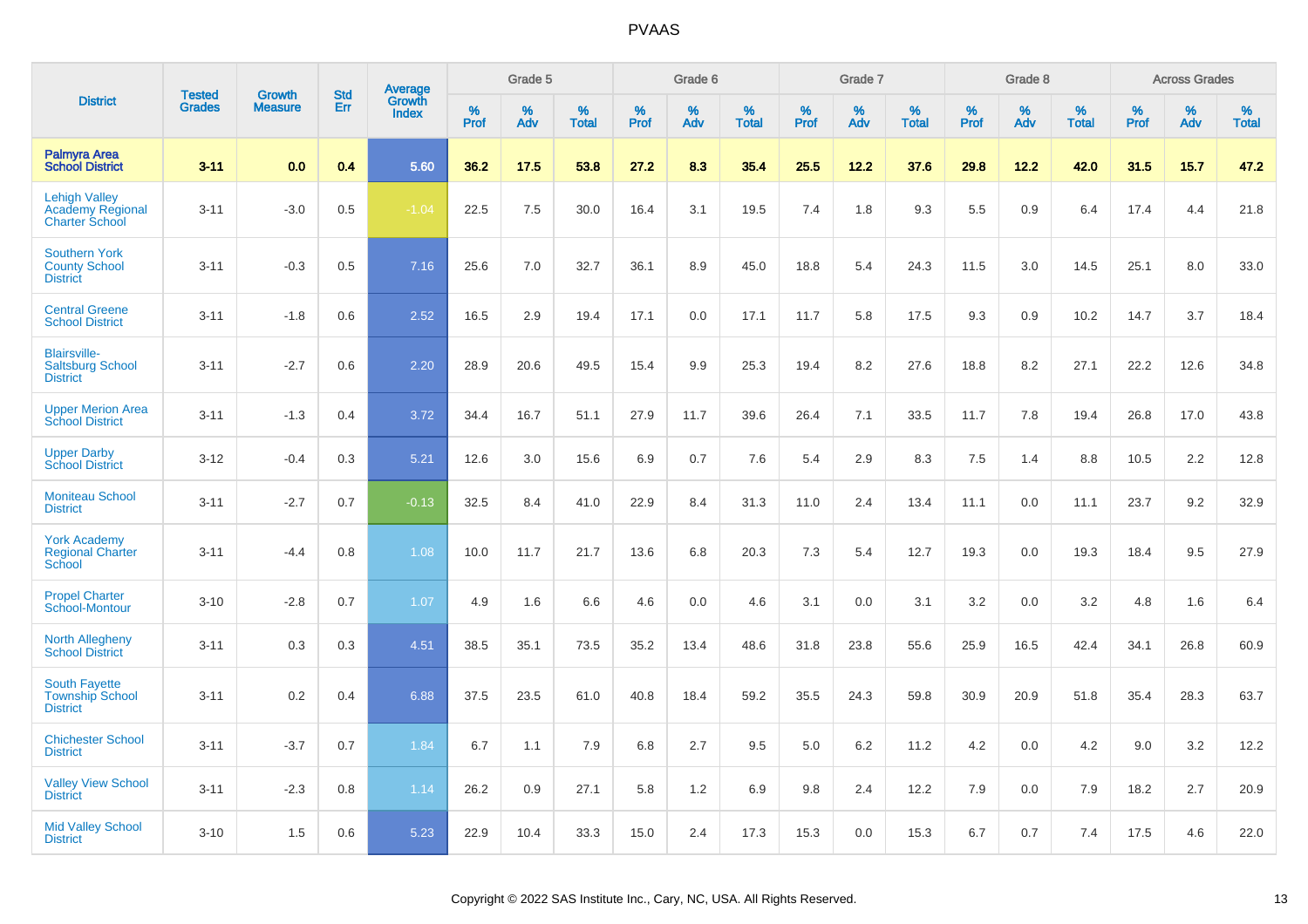# PVAAS

| District | Tested Grades | Growth Measure | Std Err | Average Growth Index | Grade 5 | | | Grade 6 | | | Grade 7 | | | Grade 8 | | | Across Grades | | |
|---|---|---|---|---|---|---|---|---|---|---|---|---|---|---|---|---|---|---|---|
| | | | | | % Prof | % Adv | % Total | % Prof | % Adv | % Total | % Prof | % Adv | % Total | % Prof | % Adv | % Total | % Prof | % Adv | % Total |
| **Palmyra Area School District** | **3-11** | **0.0** | **0.4** | **5.60** | **36.2** | **17.5** | **53.8** | **27.2** | **8.3** | **35.4** | **25.5** | **12.2** | **37.6** | **29.8** | **12.2** | **42.0** | **31.5** | **15.7** | **47.2** |
| Lehigh Valley Academy Regional Charter School | 3-11 | -3.0 | 0.5 | -1.04 | 22.5 | 7.5 | 30.0 | 16.4 | 3.1 | 19.5 | 7.4 | 1.8 | 9.3 | 5.5 | 0.9 | 6.4 | 17.4 | 4.4 | 21.8 |
| Southern York County School District | 3-11 | -0.3 | 0.5 | 7.16 | 25.6 | 7.0 | 32.7 | 36.1 | 8.9 | 45.0 | 18.8 | 5.4 | 24.3 | 11.5 | 3.0 | 14.5 | 25.1 | 8.0 | 33.0 |
| Central Greene School District | 3-11 | -1.8 | 0.6 | 2.52 | 16.5 | 2.9 | 19.4 | 17.1 | 0.0 | 17.1 | 11.7 | 5.8 | 17.5 | 9.3 | 0.9 | 10.2 | 14.7 | 3.7 | 18.4 |
| Blairsville-Saltsburg School District | 3-11 | -2.7 | 0.6 | 2.20 | 28.9 | 20.6 | 49.5 | 15.4 | 9.9 | 25.3 | 19.4 | 8.2 | 27.6 | 18.8 | 8.2 | 27.1 | 22.2 | 12.6 | 34.8 |
| Upper Merion Area School District | 3-11 | -1.3 | 0.4 | 3.72 | 34.4 | 16.7 | 51.1 | 27.9 | 11.7 | 39.6 | 26.4 | 7.1 | 33.5 | 11.7 | 7.8 | 19.4 | 26.8 | 17.0 | 43.8 |
| Upper Darby School District | 3-12 | -0.4 | 0.3 | 5.21 | 12.6 | 3.0 | 15.6 | 6.9 | 0.7 | 7.6 | 5.4 | 2.9 | 8.3 | 7.5 | 1.4 | 8.8 | 10.5 | 2.2 | 12.8 |
| Moniteau School District | 3-11 | -2.7 | 0.7 | -0.13 | 32.5 | 8.4 | 41.0 | 22.9 | 8.4 | 31.3 | 11.0 | 2.4 | 13.4 | 11.1 | 0.0 | 11.1 | 23.7 | 9.2 | 32.9 |
| York Academy Regional Charter School | 3-11 | -4.4 | 0.8 | 1.08 | 10.0 | 11.7 | 21.7 | 13.6 | 6.8 | 20.3 | 7.3 | 5.4 | 12.7 | 19.3 | 0.0 | 19.3 | 18.4 | 9.5 | 27.9 |
| Propel Charter School-Montour | 3-10 | -2.8 | 0.7 | 1.07 | 4.9 | 1.6 | 6.6 | 4.6 | 0.0 | 4.6 | 3.1 | 0.0 | 3.1 | 3.2 | 0.0 | 3.2 | 4.8 | 1.6 | 6.4 |
| North Allegheny School District | 3-11 | 0.3 | 0.3 | 4.51 | 38.5 | 35.1 | 73.5 | 35.2 | 13.4 | 48.6 | 31.8 | 23.8 | 55.6 | 25.9 | 16.5 | 42.4 | 34.1 | 26.8 | 60.9 |
| South Fayette Township School District | 3-11 | 0.2 | 0.4 | 6.88 | 37.5 | 23.5 | 61.0 | 40.8 | 18.4 | 59.2 | 35.5 | 24.3 | 59.8 | 30.9 | 20.9 | 51.8 | 35.4 | 28.3 | 63.7 |
| Chichester School District | 3-11 | -3.7 | 0.7 | 1.84 | 6.7 | 1.1 | 7.9 | 6.8 | 2.7 | 9.5 | 5.0 | 6.2 | 11.2 | 4.2 | 0.0 | 4.2 | 9.0 | 3.2 | 12.2 |
| Valley View School District | 3-11 | -2.3 | 0.8 | 1.14 | 26.2 | 0.9 | 27.1 | 5.8 | 1.2 | 6.9 | 9.8 | 2.4 | 12.2 | 7.9 | 0.0 | 7.9 | 18.2 | 2.7 | 20.9 |
| Mid Valley School District | 3-10 | 1.5 | 0.6 | 5.23 | 22.9 | 10.4 | 33.3 | 15.0 | 2.4 | 17.3 | 15.3 | 0.0 | 15.3 | 6.7 | 0.7 | 7.4 | 17.5 | 4.6 | 22.0 |

Copyright © 2022 SAS Institute Inc., Cary, NC, USA. All Rights Reserved.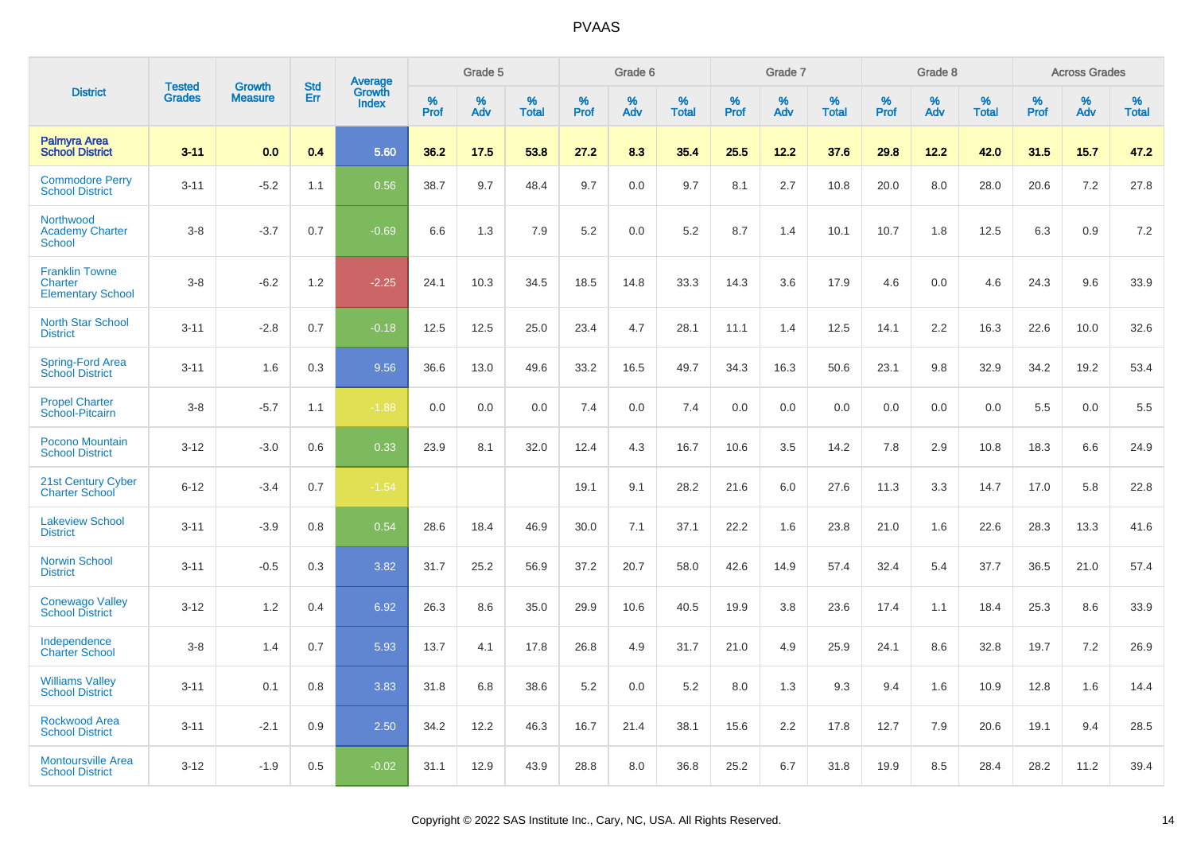| District | Tested Grades | Growth Measure | Std Err | Average Growth Index | Grade 5 | | | Grade 6 | | | Grade 7 | | | Grade 8 | | | Across Grades | | |
|---|---|---|---|---|---|---|---|---|---|---|---|---|---|---|---|---|---|---|---|
| | | | | | % Prof | % Adv | % Total | % Prof | % Adv | % Total | % Prof | % Adv | % Total | % Prof | % Adv | % Total | % Prof | % Adv | % Total |
| **Palmyra Area School District** | **3-11** | **0.0** | **0.4** | **5.60** | **36.2** | **17.5** | **53.8** | **27.2** | **8.3** | **35.4** | **25.5** | **12.2** | **37.6** | **29.8** | **12.2** | **42.0** | **31.5** | **15.7** | **47.2** |
| Commodore Perry School District | 3-11 | -5.2 | 1.1 | 0.56 | 38.7 | 9.7 | 48.4 | 9.7 | 0.0 | 9.7 | 8.1 | 2.7 | 10.8 | 20.0 | 8.0 | 28.0 | 20.6 | 7.2 | 27.8 |
| Northwood Academy Charter School | 3-8 | -3.7 | 0.7 | -0.69 | 6.6 | 1.3 | 7.9 | 5.2 | 0.0 | 5.2 | 8.7 | 1.4 | 10.1 | 10.7 | 1.8 | 12.5 | 6.3 | 0.9 | 7.2 |
| Franklin Towne Charter Elementary School | 3-8 | -6.2 | 1.2 | -2.25 | 24.1 | 10.3 | 34.5 | 18.5 | 14.8 | 33.3 | 14.3 | 3.6 | 17.9 | 4.6 | 0.0 | 4.6 | 24.3 | 9.6 | 33.9 |
| North Star School District | 3-11 | -2.8 | 0.7 | -0.18 | 12.5 | 12.5 | 25.0 | 23.4 | 4.7 | 28.1 | 11.1 | 1.4 | 12.5 | 14.1 | 2.2 | 16.3 | 22.6 | 10.0 | 32.6 |
| Spring-Ford Area School District | 3-11 | 1.6 | 0.3 | 9.56 | 36.6 | 13.0 | 49.6 | 33.2 | 16.5 | 49.7 | 34.3 | 16.3 | 50.6 | 23.1 | 9.8 | 32.9 | 34.2 | 19.2 | 53.4 |
| Propel Charter School-Pitcairn | 3-8 | -5.7 | 1.1 | -1.88 | 0.0 | 0.0 | 0.0 | 7.4 | 0.0 | 7.4 | 0.0 | 0.0 | 0.0 | 0.0 | 0.0 | 0.0 | 5.5 | 0.0 | 5.5 |
| Pocono Mountain School District | 3-12 | -3.0 | 0.6 | 0.33 | 23.9 | 8.1 | 32.0 | 12.4 | 4.3 | 16.7 | 10.6 | 3.5 | 14.2 | 7.8 | 2.9 | 10.8 | 18.3 | 6.6 | 24.9 |
| 21st Century Cyber Charter School | 6-12 | -3.4 | 0.7 | -1.54 | | | | 19.1 | 9.1 | 28.2 | 21.6 | 6.0 | 27.6 | 11.3 | 3.3 | 14.7 | 17.0 | 5.8 | 22.8 |
| Lakeview School District | 3-11 | -3.9 | 0.8 | 0.54 | 28.6 | 18.4 | 46.9 | 30.0 | 7.1 | 37.1 | 22.2 | 1.6 | 23.8 | 21.0 | 1.6 | 22.6 | 28.3 | 13.3 | 41.6 |
| Norwin School District | 3-11 | -0.5 | 0.3 | 3.82 | 31.7 | 25.2 | 56.9 | 37.2 | 20.7 | 58.0 | 42.6 | 14.9 | 57.4 | 32.4 | 5.4 | 37.7 | 36.5 | 21.0 | 57.4 |
| Conewago Valley School District | 3-12 | 1.2 | 0.4 | 6.92 | 26.3 | 8.6 | 35.0 | 29.9 | 10.6 | 40.5 | 19.9 | 3.8 | 23.6 | 17.4 | 1.1 | 18.4 | 25.3 | 8.6 | 33.9 |
| Independence Charter School | 3-8 | 1.4 | 0.7 | 5.93 | 13.7 | 4.1 | 17.8 | 26.8 | 4.9 | 31.7 | 21.0 | 4.9 | 25.9 | 24.1 | 8.6 | 32.8 | 19.7 | 7.2 | 26.9 |
| Williams Valley School District | 3-11 | 0.1 | 0.8 | 3.83 | 31.8 | 6.8 | 38.6 | 5.2 | 0.0 | 5.2 | 8.0 | 1.3 | 9.3 | 9.4 | 1.6 | 10.9 | 12.8 | 1.6 | 14.4 |
| Rockwood Area School District | 3-11 | -2.1 | 0.9 | 2.50 | 34.2 | 12.2 | 46.3 | 16.7 | 21.4 | 38.1 | 15.6 | 2.2 | 17.8 | 12.7 | 7.9 | 20.6 | 19.1 | 9.4 | 28.5 |
| Montoursville Area School District | 3-12 | -1.9 | 0.5 | -0.02 | 31.1 | 12.9 | 43.9 | 28.8 | 8.0 | 36.8 | 25.2 | 6.7 | 31.8 | 19.9 | 8.5 | 28.4 | 28.2 | 11.2 | 39.4 |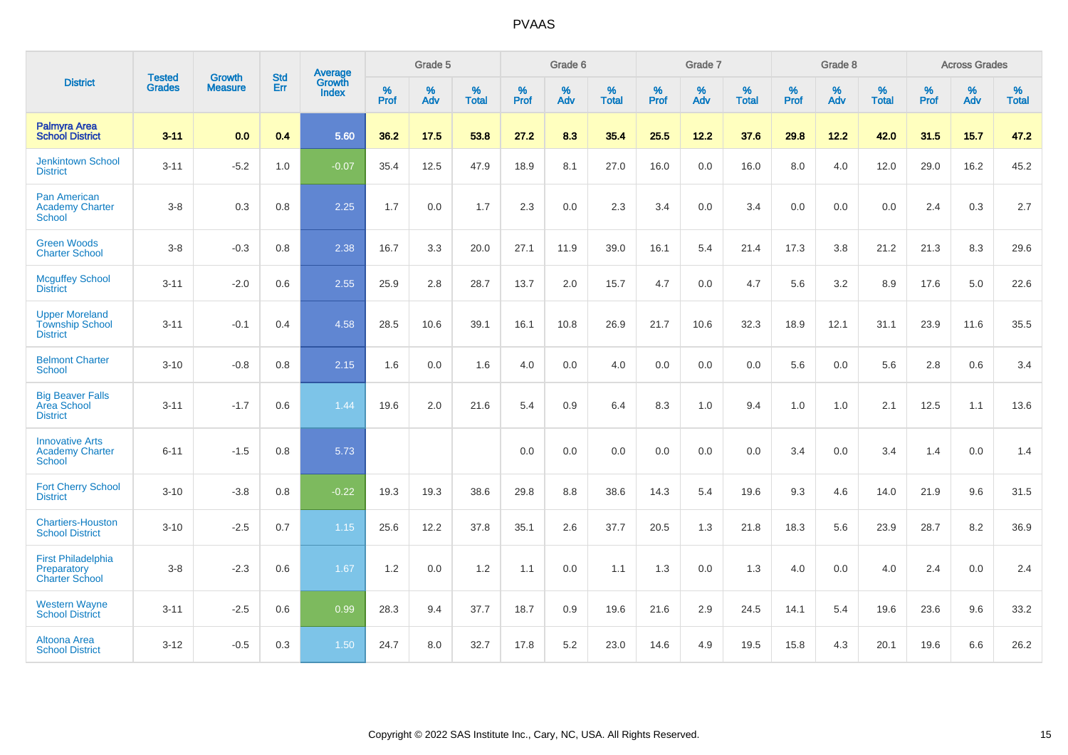# PVAAS

| District | Tested Grades | Growth Measure | Std Err | Average Growth Index | Grade 5 | | | Grade 6 | | | Grade 7 | | | Grade 8 | | | Across Grades | | |
|---|---|---|---|---|---|---|---|---|---|---|---|---|---|---|---|---|---|---|---|
| | | | | | % Prof | % Adv | % Total | % Prof | % Adv | % Total | % Prof | % Adv | % Total | % Prof | % Adv | % Total | % Prof | % Adv | % Total |
| **Palmyra Area School District** | **3-11** | **0.0** | **0.4** | **5.60** | **36.2** | **17.5** | **53.8** | **27.2** | **8.3** | **35.4** | **25.5** | **12.2** | **37.6** | **29.8** | **12.2** | **42.0** | **31.5** | **15.7** | **47.2** |
| Jenkintown School District | 3-11 | -5.2 | 1.0 | -0.07 | 35.4 | 12.5 | 47.9 | 18.9 | 8.1 | 27.0 | 16.0 | 0.0 | 16.0 | 8.0 | 4.0 | 12.0 | 29.0 | 16.2 | 45.2 |
| Pan American Academy Charter School | 3-8 | 0.3 | 0.8 | 2.25 | 1.7 | 0.0 | 1.7 | 2.3 | 0.0 | 2.3 | 3.4 | 0.0 | 3.4 | 0.0 | 0.0 | 0.0 | 2.4 | 0.3 | 2.7 |
| Green Woods Charter School | 3-8 | -0.3 | 0.8 | 2.38 | 16.7 | 3.3 | 20.0 | 27.1 | 11.9 | 39.0 | 16.1 | 5.4 | 21.4 | 17.3 | 3.8 | 21.2 | 21.3 | 8.3 | 29.6 |
| Mcguffey School District | 3-11 | -2.0 | 0.6 | 2.55 | 25.9 | 2.8 | 28.7 | 13.7 | 2.0 | 15.7 | 4.7 | 0.0 | 4.7 | 5.6 | 3.2 | 8.9 | 17.6 | 5.0 | 22.6 |
| Upper Moreland Township School District | 3-11 | -0.1 | 0.4 | 4.58 | 28.5 | 10.6 | 39.1 | 16.1 | 10.8 | 26.9 | 21.7 | 10.6 | 32.3 | 18.9 | 12.1 | 31.1 | 23.9 | 11.6 | 35.5 |
| Belmont Charter School | 3-10 | -0.8 | 0.8 | 2.15 | 1.6 | 0.0 | 1.6 | 4.0 | 0.0 | 4.0 | 0.0 | 0.0 | 0.0 | 5.6 | 0.0 | 5.6 | 2.8 | 0.6 | 3.4 |
| Big Beaver Falls Area School District | 3-11 | -1.7 | 0.6 | 1.44 | 19.6 | 2.0 | 21.6 | 5.4 | 0.9 | 6.4 | 8.3 | 1.0 | 9.4 | 1.0 | 1.0 | 2.1 | 12.5 | 1.1 | 13.6 |
| Innovative Arts Academy Charter School | 6-11 | -1.5 | 0.8 | 5.73 | | | | 0.0 | 0.0 | 0.0 | 0.0 | 0.0 | 0.0 | 3.4 | 0.0 | 3.4 | 1.4 | 0.0 | 1.4 |
| Fort Cherry School District | 3-10 | -3.8 | 0.8 | -0.22 | 19.3 | 19.3 | 38.6 | 29.8 | 8.8 | 38.6 | 14.3 | 5.4 | 19.6 | 9.3 | 4.6 | 14.0 | 21.9 | 9.6 | 31.5 |
| Chartiers-Houston School District | 3-10 | -2.5 | 0.7 | 1.15 | 25.6 | 12.2 | 37.8 | 35.1 | 2.6 | 37.7 | 20.5 | 1.3 | 21.8 | 18.3 | 5.6 | 23.9 | 28.7 | 8.2 | 36.9 |
| First Philadelphia Preparatory Charter School | 3-8 | -2.3 | 0.6 | 1.67 | 1.2 | 0.0 | 1.2 | 1.1 | 0.0 | 1.1 | 1.3 | 0.0 | 1.3 | 4.0 | 0.0 | 4.0 | 2.4 | 0.0 | 2.4 |
| Western Wayne School District | 3-11 | -2.5 | 0.6 | 0.99 | 28.3 | 9.4 | 37.7 | 18.7 | 0.9 | 19.6 | 21.6 | 2.9 | 24.5 | 14.1 | 5.4 | 19.6 | 23.6 | 9.6 | 33.2 |
| Altoona Area School District | 3-12 | -0.5 | 0.3 | 1.50 | 24.7 | 8.0 | 32.7 | 17.8 | 5.2 | 23.0 | 14.6 | 4.9 | 19.5 | 15.8 | 4.3 | 20.1 | 19.6 | 6.6 | 26.2 |

Copyright © 2022 SAS Institute Inc., Cary, NC, USA. All Rights Reserved.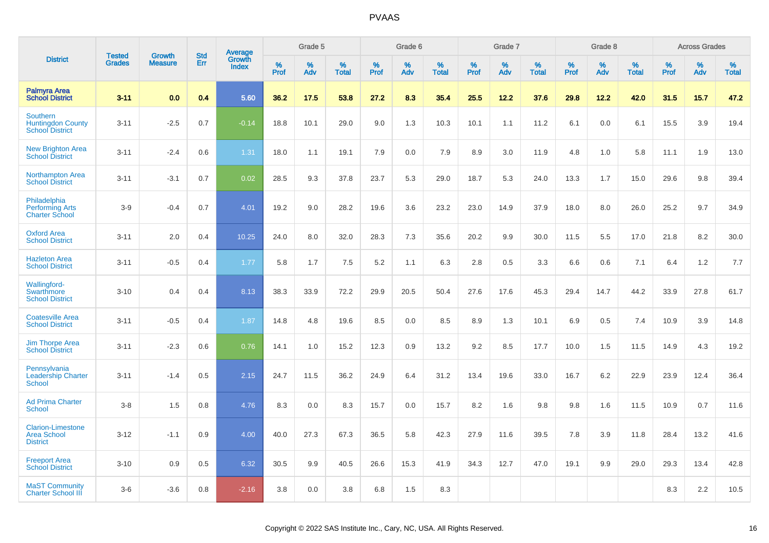| District | Tested Grades | Growth Measure | Std Err | Average Growth Index | Grade 5 | | | Grade 6 | | | Grade 7 | | | Grade 8 | | | Across Grades | | |
|---|---|---|---|---|---|---|---|---|---|---|---|---|---|---|---|---|---|---|---|
| | | | | | % Prof | % Adv | % Total | % Prof | % Adv | % Total | % Prof | % Adv | % Total | % Prof | % Adv | % Total | % Prof | % Adv | % Total |
| **Palmyra Area School District** | **3-11** | **0.0** | **0.4** | **5.60** | **36.2** | **17.5** | **53.8** | **27.2** | **8.3** | **35.4** | **25.5** | **12.2** | **37.6** | **29.8** | **12.2** | **42.0** | **31.5** | **15.7** | **47.2** |
| Southern Huntingdon County School District | 3-11 | -2.5 | 0.7 | -0.14 | 18.8 | 10.1 | 29.0 | 9.0 | 1.3 | 10.3 | 10.1 | 1.1 | 11.2 | 6.1 | 0.0 | 6.1 | 15.5 | 3.9 | 19.4 |
| New Brighton Area School District | 3-11 | -2.4 | 0.6 | 1.31 | 18.0 | 1.1 | 19.1 | 7.9 | 0.0 | 7.9 | 8.9 | 3.0 | 11.9 | 4.8 | 1.0 | 5.8 | 11.1 | 1.9 | 13.0 |
| Northampton Area School District | 3-11 | -3.1 | 0.7 | 0.02 | 28.5 | 9.3 | 37.8 | 23.7 | 5.3 | 29.0 | 18.7 | 5.3 | 24.0 | 13.3 | 1.7 | 15.0 | 29.6 | 9.8 | 39.4 |
| Philadelphia Performing Arts Charter School | 3-9 | -0.4 | 0.7 | 4.01 | 19.2 | 9.0 | 28.2 | 19.6 | 3.6 | 23.2 | 23.0 | 14.9 | 37.9 | 18.0 | 8.0 | 26.0 | 25.2 | 9.7 | 34.9 |
| Oxford Area School District | 3-11 | 2.0 | 0.4 | 10.25 | 24.0 | 8.0 | 32.0 | 28.3 | 7.3 | 35.6 | 20.2 | 9.9 | 30.0 | 11.5 | 5.5 | 17.0 | 21.8 | 8.2 | 30.0 |
| Hazleton Area School District | 3-11 | -0.5 | 0.4 | 1.77 | 5.8 | 1.7 | 7.5 | 5.2 | 1.1 | 6.3 | 2.8 | 0.5 | 3.3 | 6.6 | 0.6 | 7.1 | 6.4 | 1.2 | 7.7 |
| Wallingford-Swarthmore School District | 3-10 | 0.4 | 0.4 | 8.13 | 38.3 | 33.9 | 72.2 | 29.9 | 20.5 | 50.4 | 27.6 | 17.6 | 45.3 | 29.4 | 14.7 | 44.2 | 33.9 | 27.8 | 61.7 |
| Coatesville Area School District | 3-11 | -0.5 | 0.4 | 1.87 | 14.8 | 4.8 | 19.6 | 8.5 | 0.0 | 8.5 | 8.9 | 1.3 | 10.1 | 6.9 | 0.5 | 7.4 | 10.9 | 3.9 | 14.8 |
| Jim Thorpe Area School District | 3-11 | -2.3 | 0.6 | 0.76 | 14.1 | 1.0 | 15.2 | 12.3 | 0.9 | 13.2 | 9.2 | 8.5 | 17.7 | 10.0 | 1.5 | 11.5 | 14.9 | 4.3 | 19.2 |
| Pennsylvania Leadership Charter School | 3-11 | -1.4 | 0.5 | 2.15 | 24.7 | 11.5 | 36.2 | 24.9 | 6.4 | 31.2 | 13.4 | 19.6 | 33.0 | 16.7 | 6.2 | 22.9 | 23.9 | 12.4 | 36.4 |
| Ad Prima Charter School | 3-8 | 1.5 | 0.8 | 4.76 | 8.3 | 0.0 | 8.3 | 15.7 | 0.0 | 15.7 | 8.2 | 1.6 | 9.8 | 9.8 | 1.6 | 11.5 | 10.9 | 0.7 | 11.6 |
| Clarion-Limestone Area School District | 3-12 | -1.1 | 0.9 | 4.00 | 40.0 | 27.3 | 67.3 | 36.5 | 5.8 | 42.3 | 27.9 | 11.6 | 39.5 | 7.8 | 3.9 | 11.8 | 28.4 | 13.2 | 41.6 |
| Freeport Area School District | 3-10 | 0.9 | 0.5 | 6.32 | 30.5 | 9.9 | 40.5 | 26.6 | 15.3 | 41.9 | 34.3 | 12.7 | 47.0 | 19.1 | 9.9 | 29.0 | 29.3 | 13.4 | 42.8 |
| MaST Community Charter School III | 3-6 | -3.6 | 0.8 | -2.16 | 3.8 | 0.0 | 3.8 | 6.8 | 1.5 | 8.3 | | | | | | | 8.3 | 2.2 | 10.5 |

Copyright © 2022 SAS Institute Inc., Cary, NC, USA. All Rights Reserved.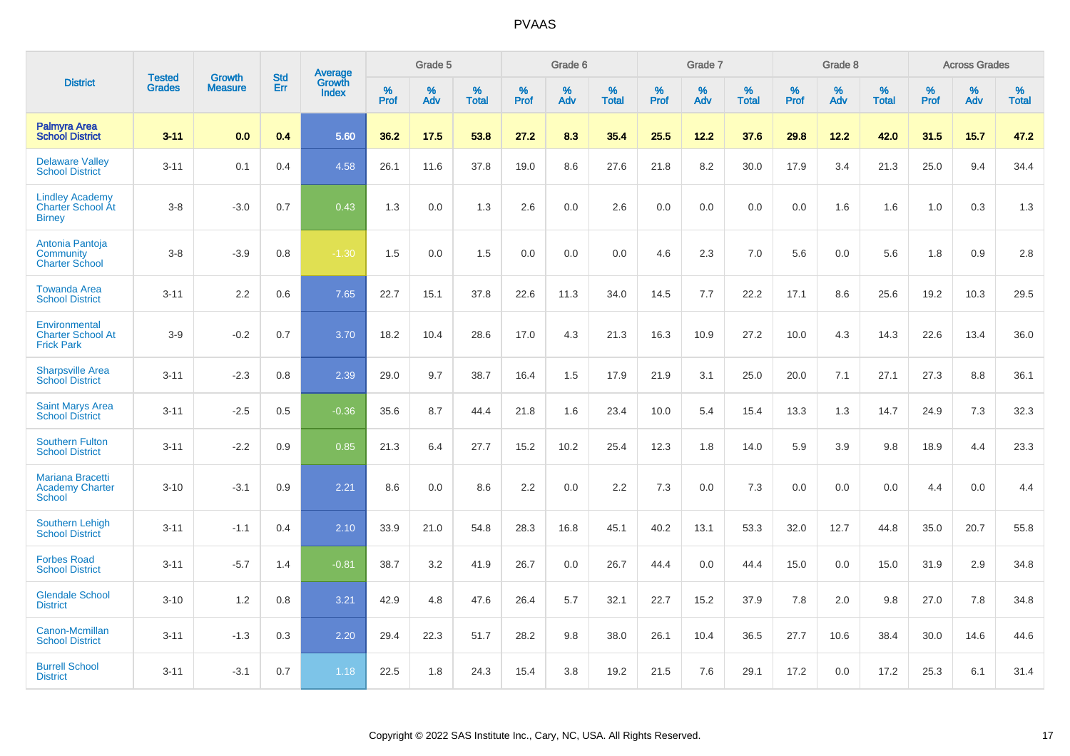| District | Tested Grades | Growth Measure | Std Err | Average Growth Index | Grade 5 | | | Grade 6 | | | Grade 7 | | | Grade 8 | | | Across Grades | | |
|---|---|---|---|---|---|---|---|---|---|---|---|---|---|---|---|---|---|---|---|
| | | | | | % Prof | % Adv | % Total | % Prof | % Adv | % Total | % Prof | % Adv | % Total | % Prof | % Adv | % Total | % Prof | % Adv | % Total |
| **Palmyra Area School District** | **3-11** | **0.0** | **0.4** | **5.60** | **36.2** | **17.5** | **53.8** | **27.2** | **8.3** | **35.4** | **25.5** | **12.2** | **37.6** | **29.8** | **12.2** | **42.0** | **31.5** | **15.7** | **47.2** |
| Delaware Valley School District | 3-11 | 0.1 | 0.4 | 4.58 | 26.1 | 11.6 | 37.8 | 19.0 | 8.6 | 27.6 | 21.8 | 8.2 | 30.0 | 17.9 | 3.4 | 21.3 | 25.0 | 9.4 | 34.4 |
| Lindley Academy Charter School At Birney | 3-8 | -3.0 | 0.7 | 0.43 | 1.3 | 0.0 | 1.3 | 2.6 | 0.0 | 2.6 | 0.0 | 0.0 | 0.0 | 0.0 | 1.6 | 1.6 | 1.0 | 0.3 | 1.3 |
| Antonia Pantoja Community Charter School | 3-8 | -3.9 | 0.8 | -1.30 | 1.5 | 0.0 | 1.5 | 0.0 | 0.0 | 0.0 | 4.6 | 2.3 | 7.0 | 5.6 | 0.0 | 5.6 | 1.8 | 0.9 | 2.8 |
| Towanda Area School District | 3-11 | 2.2 | 0.6 | 7.65 | 22.7 | 15.1 | 37.8 | 22.6 | 11.3 | 34.0 | 14.5 | 7.7 | 22.2 | 17.1 | 8.6 | 25.6 | 19.2 | 10.3 | 29.5 |
| Environmental Charter School At Frick Park | 3-9 | -0.2 | 0.7 | 3.70 | 18.2 | 10.4 | 28.6 | 17.0 | 4.3 | 21.3 | 16.3 | 10.9 | 27.2 | 10.0 | 4.3 | 14.3 | 22.6 | 13.4 | 36.0 |
| Sharpsville Area School District | 3-11 | -2.3 | 0.8 | 2.39 | 29.0 | 9.7 | 38.7 | 16.4 | 1.5 | 17.9 | 21.9 | 3.1 | 25.0 | 20.0 | 7.1 | 27.1 | 27.3 | 8.8 | 36.1 |
| Saint Marys Area School District | 3-11 | -2.5 | 0.5 | -0.36 | 35.6 | 8.7 | 44.4 | 21.8 | 1.6 | 23.4 | 10.0 | 5.4 | 15.4 | 13.3 | 1.3 | 14.7 | 24.9 | 7.3 | 32.3 |
| Southern Fulton School District | 3-11 | -2.2 | 0.9 | 0.85 | 21.3 | 6.4 | 27.7 | 15.2 | 10.2 | 25.4 | 12.3 | 1.8 | 14.0 | 5.9 | 3.9 | 9.8 | 18.9 | 4.4 | 23.3 |
| Mariana Bracetti Academy Charter School | 3-10 | -3.1 | 0.9 | 2.21 | 8.6 | 0.0 | 8.6 | 2.2 | 0.0 | 2.2 | 7.3 | 0.0 | 7.3 | 0.0 | 0.0 | 0.0 | 4.4 | 0.0 | 4.4 |
| Southern Lehigh School District | 3-11 | -1.1 | 0.4 | 2.10 | 33.9 | 21.0 | 54.8 | 28.3 | 16.8 | 45.1 | 40.2 | 13.1 | 53.3 | 32.0 | 12.7 | 44.8 | 35.0 | 20.7 | 55.8 |
| Forbes Road School District | 3-11 | -5.7 | 1.4 | -0.81 | 38.7 | 3.2 | 41.9 | 26.7 | 0.0 | 26.7 | 44.4 | 0.0 | 44.4 | 15.0 | 0.0 | 15.0 | 31.9 | 2.9 | 34.8 |
| Glendale School District | 3-10 | 1.2 | 0.8 | 3.21 | 42.9 | 4.8 | 47.6 | 26.4 | 5.7 | 32.1 | 22.7 | 15.2 | 37.9 | 7.8 | 2.0 | 9.8 | 27.0 | 7.8 | 34.8 |
| Canon-Mcmillan School District | 3-11 | -1.3 | 0.3 | 2.20 | 29.4 | 22.3 | 51.7 | 28.2 | 9.8 | 38.0 | 26.1 | 10.4 | 36.5 | 27.7 | 10.6 | 38.4 | 30.0 | 14.6 | 44.6 |
| Burrell School District | 3-11 | -3.1 | 0.7 | 1.18 | 22.5 | 1.8 | 24.3 | 15.4 | 3.8 | 19.2 | 21.5 | 7.6 | 29.1 | 17.2 | 0.0 | 17.2 | 25.3 | 6.1 | 31.4 |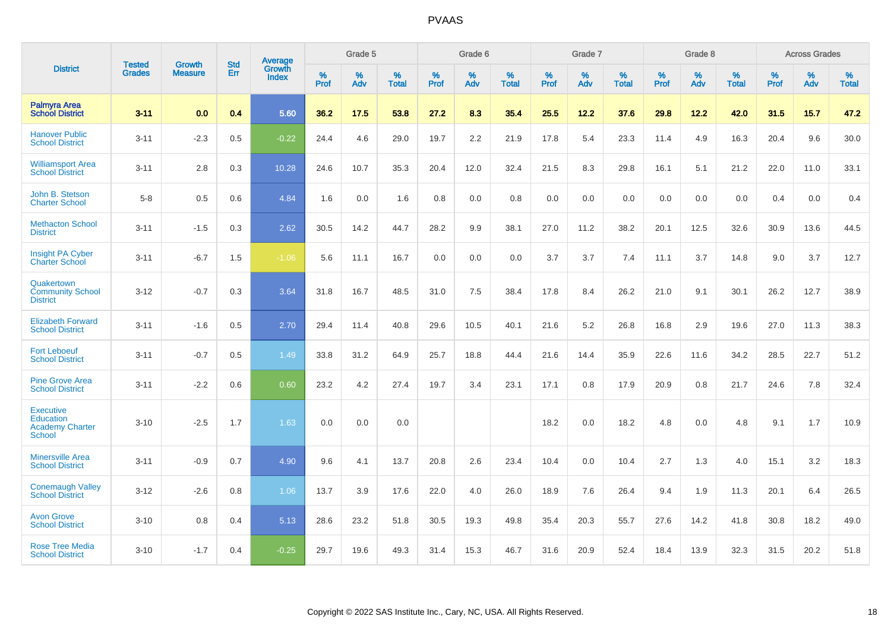| District | Tested Grades | Growth Measure | Std Err | Average Growth Index | Grade 5 | | | Grade 6 | | | Grade 7 | | | Grade 8 | | | Across Grades | | |
|---|---|---|---|---|---|---|---|---|---|---|---|---|---|---|---|---|---|---|---|
| | | | | | % Prof | % Adv | % Total | % Prof | % Adv | % Total | % Prof | % Adv | % Total | % Prof | % Adv | % Total | % Prof | % Adv | % Total |
| **Palmyra Area School District** | **3-11** | **0.0** | **0.4** | **5.60** | **36.2** | **17.5** | **53.8** | **27.2** | **8.3** | **35.4** | **25.5** | **12.2** | **37.6** | **29.8** | **12.2** | **42.0** | **31.5** | **15.7** | **47.2** |
| Hanover Public School District | 3-11 | -2.3 | 0.5 | -0.22 | 24.4 | 4.6 | 29.0 | 19.7 | 2.2 | 21.9 | 17.8 | 5.4 | 23.3 | 11.4 | 4.9 | 16.3 | 20.4 | 9.6 | 30.0 |
| Williamsport Area School District | 3-11 | 2.8 | 0.3 | 10.28 | 24.6 | 10.7 | 35.3 | 20.4 | 12.0 | 32.4 | 21.5 | 8.3 | 29.8 | 16.1 | 5.1 | 21.2 | 22.0 | 11.0 | 33.1 |
| John B. Stetson Charter School | 5-8 | 0.5 | 0.6 | 4.84 | 1.6 | 0.0 | 1.6 | 0.8 | 0.0 | 0.8 | 0.0 | 0.0 | 0.0 | 0.0 | 0.0 | 0.0 | 0.4 | 0.0 | 0.4 |
| Methacton School District | 3-11 | -1.5 | 0.3 | 2.62 | 30.5 | 14.2 | 44.7 | 28.2 | 9.9 | 38.1 | 27.0 | 11.2 | 38.2 | 20.1 | 12.5 | 32.6 | 30.9 | 13.6 | 44.5 |
| Insight PA Cyber Charter School | 3-11 | -6.7 | 1.5 | -1.06 | 5.6 | 11.1 | 16.7 | 0.0 | 0.0 | 0.0 | 3.7 | 3.7 | 7.4 | 11.1 | 3.7 | 14.8 | 9.0 | 3.7 | 12.7 |
| Quakertown Community School District | 3-12 | -0.7 | 0.3 | 3.64 | 31.8 | 16.7 | 48.5 | 31.0 | 7.5 | 38.4 | 17.8 | 8.4 | 26.2 | 21.0 | 9.1 | 30.1 | 26.2 | 12.7 | 38.9 |
| Elizabeth Forward School District | 3-11 | -1.6 | 0.5 | 2.70 | 29.4 | 11.4 | 40.8 | 29.6 | 10.5 | 40.1 | 21.6 | 5.2 | 26.8 | 16.8 | 2.9 | 19.6 | 27.0 | 11.3 | 38.3 |
| Fort Leboeuf School District | 3-11 | -0.7 | 0.5 | 1.49 | 33.8 | 31.2 | 64.9 | 25.7 | 18.8 | 44.4 | 21.6 | 14.4 | 35.9 | 22.6 | 11.6 | 34.2 | 28.5 | 22.7 | 51.2 |
| Pine Grove Area School District | 3-11 | -2.2 | 0.6 | 0.60 | 23.2 | 4.2 | 27.4 | 19.7 | 3.4 | 23.1 | 17.1 | 0.8 | 17.9 | 20.9 | 0.8 | 21.7 | 24.6 | 7.8 | 32.4 |
| Executive Education Academy Charter School | 3-10 | -2.5 | 1.7 | 1.63 | 0.0 | 0.0 | 0.0 | | | | 18.2 | 0.0 | 18.2 | 4.8 | 0.0 | 4.8 | 9.1 | 1.7 | 10.9 |
| Minersville Area School District | 3-11 | -0.9 | 0.7 | 4.90 | 9.6 | 4.1 | 13.7 | 20.8 | 2.6 | 23.4 | 10.4 | 0.0 | 10.4 | 2.7 | 1.3 | 4.0 | 15.1 | 3.2 | 18.3 |
| Conemaugh Valley School District | 3-12 | -2.6 | 0.8 | 1.06 | 13.7 | 3.9 | 17.6 | 22.0 | 4.0 | 26.0 | 18.9 | 7.6 | 26.4 | 9.4 | 1.9 | 11.3 | 20.1 | 6.4 | 26.5 |
| Avon Grove School District | 3-10 | 0.8 | 0.4 | 5.13 | 28.6 | 23.2 | 51.8 | 30.5 | 19.3 | 49.8 | 35.4 | 20.3 | 55.7 | 27.6 | 14.2 | 41.8 | 30.8 | 18.2 | 49.0 |
| Rose Tree Media School District | 3-10 | -1.7 | 0.4 | -0.25 | 29.7 | 19.6 | 49.3 | 31.4 | 15.3 | 46.7 | 31.6 | 20.9 | 52.4 | 18.4 | 13.9 | 32.3 | 31.5 | 20.2 | 51.8 |

Copyright © 2022 SAS Institute Inc., Cary, NC, USA. All Rights Reserved.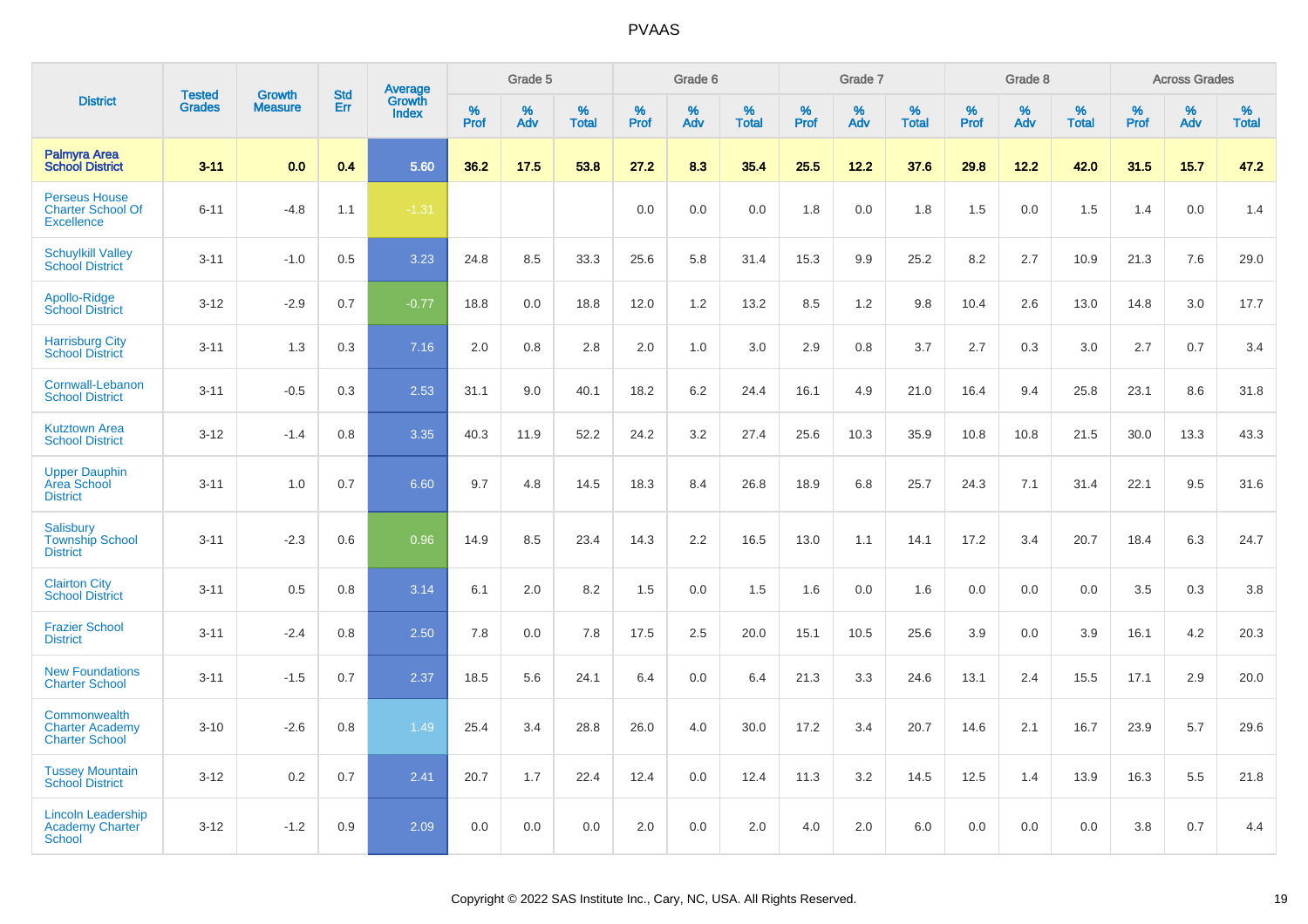| District | Tested Grades | Growth Measure | Std Err | Average Growth Index | Grade 5 | | | Grade 6 | | | Grade 7 | | | Grade 8 | | | Across Grades | | |
|---|---|---|---|---|---|---|---|---|---|---|---|---|---|---|---|---|---|---|---|
| | | | | | % Prof | % Adv | % Total | % Prof | % Adv | % Total | % Prof | % Adv | % Total | % Prof | % Adv | % Total | % Prof | % Adv | % Total |
| **Palmyra Area School District** | **3-11** | **0.0** | **0.4** | **5.60** | **36.2** | **17.5** | **53.8** | **27.2** | **8.3** | **35.4** | **25.5** | **12.2** | **37.6** | **29.8** | **12.2** | **42.0** | **31.5** | **15.7** | **47.2** |
| Perseus House Charter School Of Excellence | 6-11 | -4.8 | 1.1 | -1.31 | | | | 0.0 | 0.0 | 0.0 | 1.8 | 0.0 | 1.8 | 1.5 | 0.0 | 1.5 | 1.4 | 0.0 | 1.4 |
| Schuylkill Valley School District | 3-11 | -1.0 | 0.5 | 3.23 | 24.8 | 8.5 | 33.3 | 25.6 | 5.8 | 31.4 | 15.3 | 9.9 | 25.2 | 8.2 | 2.7 | 10.9 | 21.3 | 7.6 | 29.0 |
| Apollo-Ridge School District | 3-12 | -2.9 | 0.7 | -0.77 | 18.8 | 0.0 | 18.8 | 12.0 | 1.2 | 13.2 | 8.5 | 1.2 | 9.8 | 10.4 | 2.6 | 13.0 | 14.8 | 3.0 | 17.7 |
| Harrisburg City School District | 3-11 | 1.3 | 0.3 | 7.16 | 2.0 | 0.8 | 2.8 | 2.0 | 1.0 | 3.0 | 2.9 | 0.8 | 3.7 | 2.7 | 0.3 | 3.0 | 2.7 | 0.7 | 3.4 |
| Cornwall-Lebanon School District | 3-11 | -0.5 | 0.3 | 2.53 | 31.1 | 9.0 | 40.1 | 18.2 | 6.2 | 24.4 | 16.1 | 4.9 | 21.0 | 16.4 | 9.4 | 25.8 | 23.1 | 8.6 | 31.8 |
| Kutztown Area School District | 3-12 | -1.4 | 0.8 | 3.35 | 40.3 | 11.9 | 52.2 | 24.2 | 3.2 | 27.4 | 25.6 | 10.3 | 35.9 | 10.8 | 10.8 | 21.5 | 30.0 | 13.3 | 43.3 |
| Upper Dauphin Area School District | 3-11 | 1.0 | 0.7 | 6.60 | 9.7 | 4.8 | 14.5 | 18.3 | 8.4 | 26.8 | 18.9 | 6.8 | 25.7 | 24.3 | 7.1 | 31.4 | 22.1 | 9.5 | 31.6 |
| Salisbury Township School District | 3-11 | -2.3 | 0.6 | 0.96 | 14.9 | 8.5 | 23.4 | 14.3 | 2.2 | 16.5 | 13.0 | 1.1 | 14.1 | 17.2 | 3.4 | 20.7 | 18.4 | 6.3 | 24.7 |
| Clairton City School District | 3-11 | 0.5 | 0.8 | 3.14 | 6.1 | 2.0 | 8.2 | 1.5 | 0.0 | 1.5 | 1.6 | 0.0 | 1.6 | 0.0 | 0.0 | 0.0 | 3.5 | 0.3 | 3.8 |
| Frazier School District | 3-11 | -2.4 | 0.8 | 2.50 | 7.8 | 0.0 | 7.8 | 17.5 | 2.5 | 20.0 | 15.1 | 10.5 | 25.6 | 3.9 | 0.0 | 3.9 | 16.1 | 4.2 | 20.3 |
| New Foundations Charter School | 3-11 | -1.5 | 0.7 | 2.37 | 18.5 | 5.6 | 24.1 | 6.4 | 0.0 | 6.4 | 21.3 | 3.3 | 24.6 | 13.1 | 2.4 | 15.5 | 17.1 | 2.9 | 20.0 |
| Commonwealth Charter Academy Charter School | 3-10 | -2.6 | 0.8 | 1.49 | 25.4 | 3.4 | 28.8 | 26.0 | 4.0 | 30.0 | 17.2 | 3.4 | 20.7 | 14.6 | 2.1 | 16.7 | 23.9 | 5.7 | 29.6 |
| Tussey Mountain School District | 3-12 | 0.2 | 0.7 | 2.41 | 20.7 | 1.7 | 22.4 | 12.4 | 0.0 | 12.4 | 11.3 | 3.2 | 14.5 | 12.5 | 1.4 | 13.9 | 16.3 | 5.5 | 21.8 |
| Lincoln Leadership Academy Charter School | 3-12 | -1.2 | 0.9 | 2.09 | 0.0 | 0.0 | 0.0 | 2.0 | 0.0 | 2.0 | 4.0 | 2.0 | 6.0 | 0.0 | 0.0 | 0.0 | 3.8 | 0.7 | 4.4 |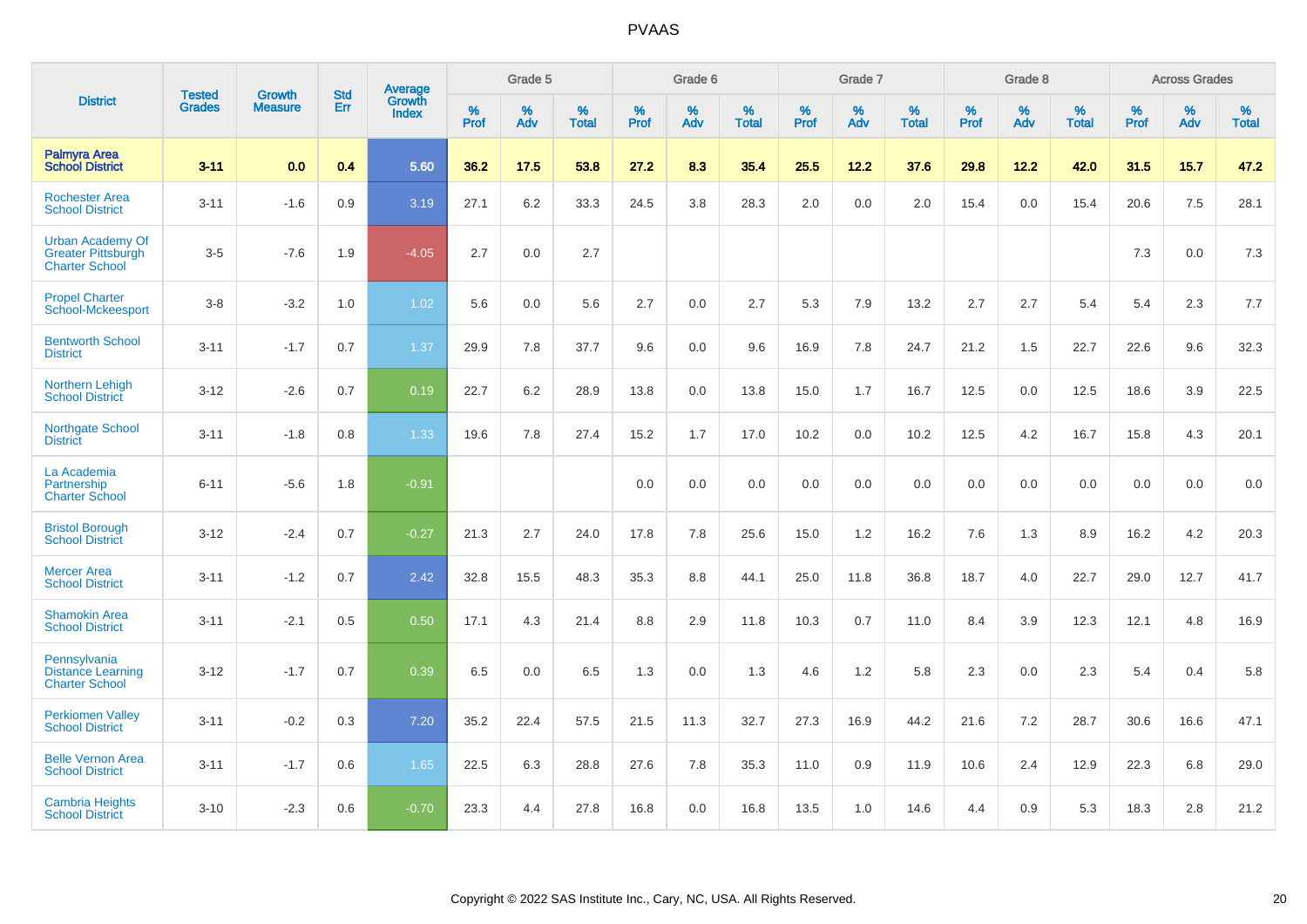| District | Tested Grades | Growth Measure | Std Err | Average Growth Index | Grade 5 | | | Grade 6 | | | Grade 7 | | | Grade 8 | | | Across Grades | | |
|---|---|---|---|---|---|---|---|---|---|---|---|---|---|---|---|---|---|---|---|
| | | | | | % Prof | % Adv | % Total | % Prof | % Adv | % Total | % Prof | % Adv | % Total | % Prof | % Adv | % Total | % Prof | % Adv | % Total |
| **Palmyra Area School District** | **3-11** | **0.0** | **0.4** | **5.60** | **36.2** | **17.5** | **53.8** | **27.2** | **8.3** | **35.4** | **25.5** | **12.2** | **37.6** | **29.8** | **12.2** | **42.0** | **31.5** | **15.7** | **47.2** |
| Rochester Area School District | 3-11 | -1.6 | 0.9 | 3.19 | 27.1 | 6.2 | 33.3 | 24.5 | 3.8 | 28.3 | 2.0 | 0.0 | 2.0 | 15.4 | 0.0 | 15.4 | 20.6 | 7.5 | 28.1 |
| Urban Academy Of Greater Pittsburgh Charter School | 3-5 | -7.6 | 1.9 | -4.05 | 2.7 | 0.0 | 2.7 | | | | | | | | | | 7.3 | 0.0 | 7.3 |
| Propel Charter School-Mckeesport | 3-8 | -3.2 | 1.0 | 1.02 | 5.6 | 0.0 | 5.6 | 2.7 | 0.0 | 2.7 | 5.3 | 7.9 | 13.2 | 2.7 | 2.7 | 5.4 | 5.4 | 2.3 | 7.7 |
| Bentworth School District | 3-11 | -1.7 | 0.7 | 1.37 | 29.9 | 7.8 | 37.7 | 9.6 | 0.0 | 9.6 | 16.9 | 7.8 | 24.7 | 21.2 | 1.5 | 22.7 | 22.6 | 9.6 | 32.3 |
| Northern Lehigh School District | 3-12 | -2.6 | 0.7 | 0.19 | 22.7 | 6.2 | 28.9 | 13.8 | 0.0 | 13.8 | 15.0 | 1.7 | 16.7 | 12.5 | 0.0 | 12.5 | 18.6 | 3.9 | 22.5 |
| Northgate School District | 3-11 | -1.8 | 0.8 | 1.33 | 19.6 | 7.8 | 27.4 | 15.2 | 1.7 | 17.0 | 10.2 | 0.0 | 10.2 | 12.5 | 4.2 | 16.7 | 15.8 | 4.3 | 20.1 |
| La Academia Partnership Charter School | 6-11 | -5.6 | 1.8 | -0.91 | | | | 0.0 | 0.0 | 0.0 | 0.0 | 0.0 | 0.0 | 0.0 | 0.0 | 0.0 | 0.0 | 0.0 | 0.0 |
| Bristol Borough School District | 3-12 | -2.4 | 0.7 | -0.27 | 21.3 | 2.7 | 24.0 | 17.8 | 7.8 | 25.6 | 15.0 | 1.2 | 16.2 | 7.6 | 1.3 | 8.9 | 16.2 | 4.2 | 20.3 |
| Mercer Area School District | 3-11 | -1.2 | 0.7 | 2.42 | 32.8 | 15.5 | 48.3 | 35.3 | 8.8 | 44.1 | 25.0 | 11.8 | 36.8 | 18.7 | 4.0 | 22.7 | 29.0 | 12.7 | 41.7 |
| Shamokin Area School District | 3-11 | -2.1 | 0.5 | 0.50 | 17.1 | 4.3 | 21.4 | 8.8 | 2.9 | 11.8 | 10.3 | 0.7 | 11.0 | 8.4 | 3.9 | 12.3 | 12.1 | 4.8 | 16.9 |
| Pennsylvania Distance Learning Charter School | 3-12 | -1.7 | 0.7 | 0.39 | 6.5 | 0.0 | 6.5 | 1.3 | 0.0 | 1.3 | 4.6 | 1.2 | 5.8 | 2.3 | 0.0 | 2.3 | 5.4 | 0.4 | 5.8 |
| Perkiomen Valley School District | 3-11 | -0.2 | 0.3 | 7.20 | 35.2 | 22.4 | 57.5 | 21.5 | 11.3 | 32.7 | 27.3 | 16.9 | 44.2 | 21.6 | 7.2 | 28.7 | 30.6 | 16.6 | 47.1 |
| Belle Vernon Area School District | 3-11 | -1.7 | 0.6 | 1.65 | 22.5 | 6.3 | 28.8 | 27.6 | 7.8 | 35.3 | 11.0 | 0.9 | 11.9 | 10.6 | 2.4 | 12.9 | 22.3 | 6.8 | 29.0 |
| Cambria Heights School District | 3-10 | -2.3 | 0.6 | -0.70 | 23.3 | 4.4 | 27.8 | 16.8 | 0.0 | 16.8 | 13.5 | 1.0 | 14.6 | 4.4 | 0.9 | 5.3 | 18.3 | 2.8 | 21.2 |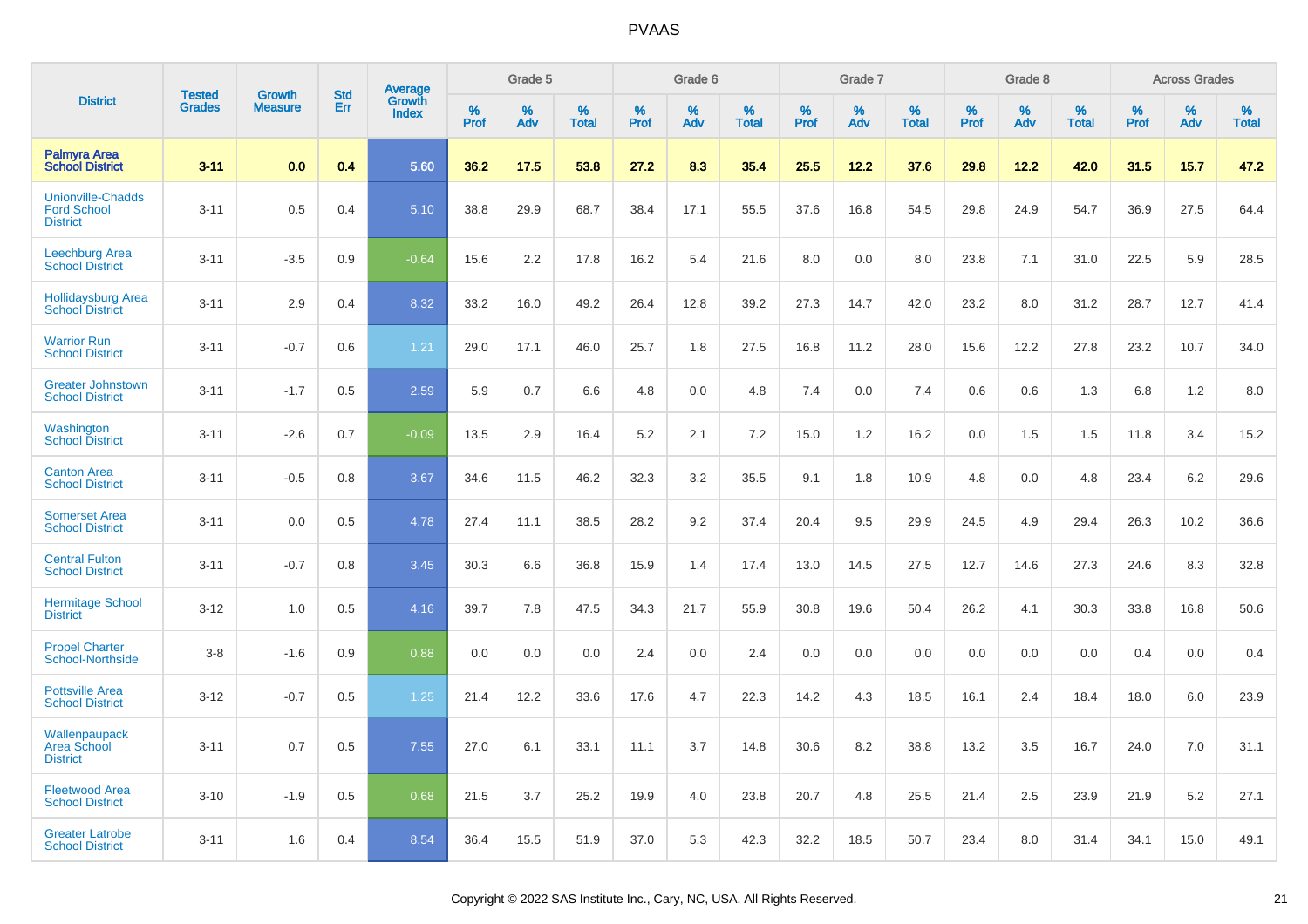| District | Tested Grades | Growth Measure | Std Err | Average Growth Index | Grade 5 | | | Grade 6 | | | Grade 7 | | | Grade 8 | | | Across Grades | | |
|---|---|---|---|---|---|---|---|---|---|---|---|---|---|---|---|---|---|---|---|
| | | | | | % Prof | % Adv | % Total | % Prof | % Adv | % Total | % Prof | % Adv | % Total | % Prof | % Adv | % Total | % Prof | % Adv | % Total |
| **Palmyra Area School District** | **3-11** | **0.0** | **0.4** | **5.60** | **36.2** | **17.5** | **53.8** | **27.2** | **8.3** | **35.4** | **25.5** | **12.2** | **37.6** | **29.8** | **12.2** | **42.0** | **31.5** | **15.7** | **47.2** |
| Unionville-Chadds Ford School District | 3-11 | 0.5 | 0.4 | 5.10 | 38.8 | 29.9 | 68.7 | 38.4 | 17.1 | 55.5 | 37.6 | 16.8 | 54.5 | 29.8 | 24.9 | 54.7 | 36.9 | 27.5 | 64.4 |
| Leechburg Area School District | 3-11 | -3.5 | 0.9 | -0.64 | 15.6 | 2.2 | 17.8 | 16.2 | 5.4 | 21.6 | 8.0 | 0.0 | 8.0 | 23.8 | 7.1 | 31.0 | 22.5 | 5.9 | 28.5 |
| Hollidaysburg Area School District | 3-11 | 2.9 | 0.4 | 8.32 | 33.2 | 16.0 | 49.2 | 26.4 | 12.8 | 39.2 | 27.3 | 14.7 | 42.0 | 23.2 | 8.0 | 31.2 | 28.7 | 12.7 | 41.4 |
| Warrior Run School District | 3-11 | -0.7 | 0.6 | 1.21 | 29.0 | 17.1 | 46.0 | 25.7 | 1.8 | 27.5 | 16.8 | 11.2 | 28.0 | 15.6 | 12.2 | 27.8 | 23.2 | 10.7 | 34.0 |
| Greater Johnstown School District | 3-11 | -1.7 | 0.5 | 2.59 | 5.9 | 0.7 | 6.6 | 4.8 | 0.0 | 4.8 | 7.4 | 0.0 | 7.4 | 0.6 | 0.6 | 1.3 | 6.8 | 1.2 | 8.0 |
| Washington School District | 3-11 | -2.6 | 0.7 | -0.09 | 13.5 | 2.9 | 16.4 | 5.2 | 2.1 | 7.2 | 15.0 | 1.2 | 16.2 | 0.0 | 1.5 | 1.5 | 11.8 | 3.4 | 15.2 |
| Canton Area School District | 3-11 | -0.5 | 0.8 | 3.67 | 34.6 | 11.5 | 46.2 | 32.3 | 3.2 | 35.5 | 9.1 | 1.8 | 10.9 | 4.8 | 0.0 | 4.8 | 23.4 | 6.2 | 29.6 |
| Somerset Area School District | 3-11 | 0.0 | 0.5 | 4.78 | 27.4 | 11.1 | 38.5 | 28.2 | 9.2 | 37.4 | 20.4 | 9.5 | 29.9 | 24.5 | 4.9 | 29.4 | 26.3 | 10.2 | 36.6 |
| Central Fulton School District | 3-11 | -0.7 | 0.8 | 3.45 | 30.3 | 6.6 | 36.8 | 15.9 | 1.4 | 17.4 | 13.0 | 14.5 | 27.5 | 12.7 | 14.6 | 27.3 | 24.6 | 8.3 | 32.8 |
| Hermitage School District | 3-12 | 1.0 | 0.5 | 4.16 | 39.7 | 7.8 | 47.5 | 34.3 | 21.7 | 55.9 | 30.8 | 19.6 | 50.4 | 26.2 | 4.1 | 30.3 | 33.8 | 16.8 | 50.6 |
| Propel Charter School-Northside | 3-8 | -1.6 | 0.9 | 0.88 | 0.0 | 0.0 | 0.0 | 2.4 | 0.0 | 2.4 | 0.0 | 0.0 | 0.0 | 0.0 | 0.0 | 0.0 | 0.4 | 0.0 | 0.4 |
| Pottsville Area School District | 3-12 | -0.7 | 0.5 | 1.25 | 21.4 | 12.2 | 33.6 | 17.6 | 4.7 | 22.3 | 14.2 | 4.3 | 18.5 | 16.1 | 2.4 | 18.4 | 18.0 | 6.0 | 23.9 |
| Wallenpaupack Area School District | 3-11 | 0.7 | 0.5 | 7.55 | 27.0 | 6.1 | 33.1 | 11.1 | 3.7 | 14.8 | 30.6 | 8.2 | 38.8 | 13.2 | 3.5 | 16.7 | 24.0 | 7.0 | 31.1 |
| Fleetwood Area School District | 3-10 | -1.9 | 0.5 | 0.68 | 21.5 | 3.7 | 25.2 | 19.9 | 4.0 | 23.8 | 20.7 | 4.8 | 25.5 | 21.4 | 2.5 | 23.9 | 21.9 | 5.2 | 27.1 |
| Greater Latrobe School District | 3-11 | 1.6 | 0.4 | 8.54 | 36.4 | 15.5 | 51.9 | 37.0 | 5.3 | 42.3 | 32.2 | 18.5 | 50.7 | 23.4 | 8.0 | 31.4 | 34.1 | 15.0 | 49.1 |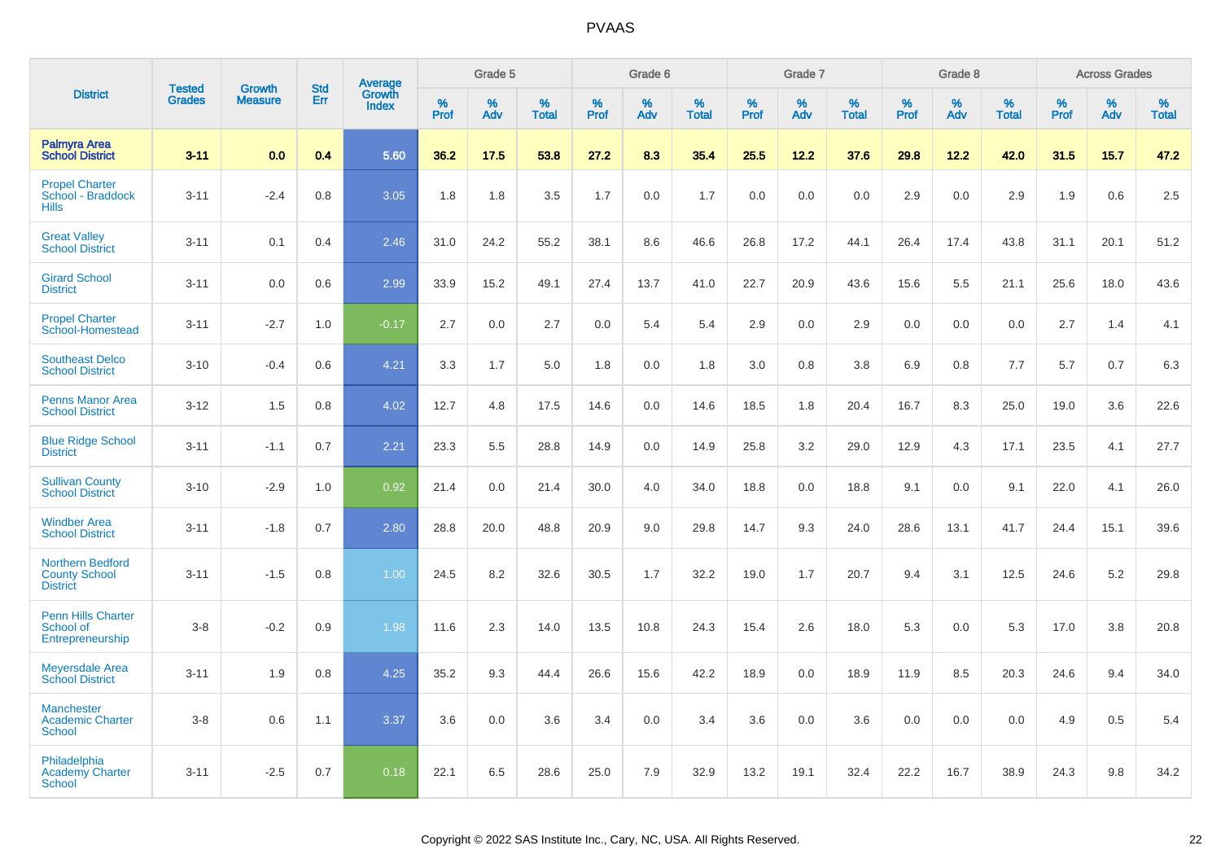| District | Tested Grades | Growth Measure | Std Err | Average Growth Index | Grade 5 | | | Grade 6 | | | Grade 7 | | | Grade 8 | | | Across Grades | | |
|---|---|---|---|---|---|---|---|---|---|---|---|---|---|---|---|---|---|---|---|
| | | | | | % Prof | % Adv | % Total | % Prof | % Adv | % Total | % Prof | % Adv | % Total | % Prof | % Adv | % Total | % Prof | % Adv | % Total |
| **Palmyra Area School District** | **3-11** | **0.0** | **0.4** | **5.60** | **36.2** | **17.5** | **53.8** | **27.2** | **8.3** | **35.4** | **25.5** | **12.2** | **37.6** | **29.8** | **12.2** | **42.0** | **31.5** | **15.7** | **47.2** |
| Propel Charter School - Braddock Hills | 3-11 | -2.4 | 0.8 | 3.05 | 1.8 | 1.8 | 3.5 | 1.7 | 0.0 | 1.7 | 0.0 | 0.0 | 0.0 | 2.9 | 0.0 | 2.9 | 1.9 | 0.6 | 2.5 |
| Great Valley School District | 3-11 | 0.1 | 0.4 | 2.46 | 31.0 | 24.2 | 55.2 | 38.1 | 8.6 | 46.6 | 26.8 | 17.2 | 44.1 | 26.4 | 17.4 | 43.8 | 31.1 | 20.1 | 51.2 |
| Girard School District | 3-11 | 0.0 | 0.6 | 2.99 | 33.9 | 15.2 | 49.1 | 27.4 | 13.7 | 41.0 | 22.7 | 20.9 | 43.6 | 15.6 | 5.5 | 21.1 | 25.6 | 18.0 | 43.6 |
| Propel Charter School-Homestead | 3-11 | -2.7 | 1.0 | -0.17 | 2.7 | 0.0 | 2.7 | 0.0 | 5.4 | 5.4 | 2.9 | 0.0 | 2.9 | 0.0 | 0.0 | 0.0 | 2.7 | 1.4 | 4.1 |
| Southeast Delco School District | 3-10 | -0.4 | 0.6 | 4.21 | 3.3 | 1.7 | 5.0 | 1.8 | 0.0 | 1.8 | 3.0 | 0.8 | 3.8 | 6.9 | 0.8 | 7.7 | 5.7 | 0.7 | 6.3 |
| Penns Manor Area School District | 3-12 | 1.5 | 0.8 | 4.02 | 12.7 | 4.8 | 17.5 | 14.6 | 0.0 | 14.6 | 18.5 | 1.8 | 20.4 | 16.7 | 8.3 | 25.0 | 19.0 | 3.6 | 22.6 |
| Blue Ridge School District | 3-11 | -1.1 | 0.7 | 2.21 | 23.3 | 5.5 | 28.8 | 14.9 | 0.0 | 14.9 | 25.8 | 3.2 | 29.0 | 12.9 | 4.3 | 17.1 | 23.5 | 4.1 | 27.7 |
| Sullivan County School District | 3-10 | -2.9 | 1.0 | 0.92 | 21.4 | 0.0 | 21.4 | 30.0 | 4.0 | 34.0 | 18.8 | 0.0 | 18.8 | 9.1 | 0.0 | 9.1 | 22.0 | 4.1 | 26.0 |
| Windber Area School District | 3-11 | -1.8 | 0.7 | 2.80 | 28.8 | 20.0 | 48.8 | 20.9 | 9.0 | 29.8 | 14.7 | 9.3 | 24.0 | 28.6 | 13.1 | 41.7 | 24.4 | 15.1 | 39.6 |
| Northern Bedford County School District | 3-11 | -1.5 | 0.8 | 1.00 | 24.5 | 8.2 | 32.6 | 30.5 | 1.7 | 32.2 | 19.0 | 1.7 | 20.7 | 9.4 | 3.1 | 12.5 | 24.6 | 5.2 | 29.8 |
| Penn Hills Charter School of Entrepreneurship | 3-8 | -0.2 | 0.9 | 1.98 | 11.6 | 2.3 | 14.0 | 13.5 | 10.8 | 24.3 | 15.4 | 2.6 | 18.0 | 5.3 | 0.0 | 5.3 | 17.0 | 3.8 | 20.8 |
| Meyersdale Area School District | 3-11 | 1.9 | 0.8 | 4.25 | 35.2 | 9.3 | 44.4 | 26.6 | 15.6 | 42.2 | 18.9 | 0.0 | 18.9 | 11.9 | 8.5 | 20.3 | 24.6 | 9.4 | 34.0 |
| Manchester Academic Charter School | 3-8 | 0.6 | 1.1 | 3.37 | 3.6 | 0.0 | 3.6 | 3.4 | 0.0 | 3.4 | 3.6 | 0.0 | 3.6 | 0.0 | 0.0 | 0.0 | 4.9 | 0.5 | 5.4 |
| Philadelphia Academy Charter School | 3-11 | -2.5 | 0.7 | 0.18 | 22.1 | 6.5 | 28.6 | 25.0 | 7.9 | 32.9 | 13.2 | 19.1 | 32.4 | 22.2 | 16.7 | 38.9 | 24.3 | 9.8 | 34.2 |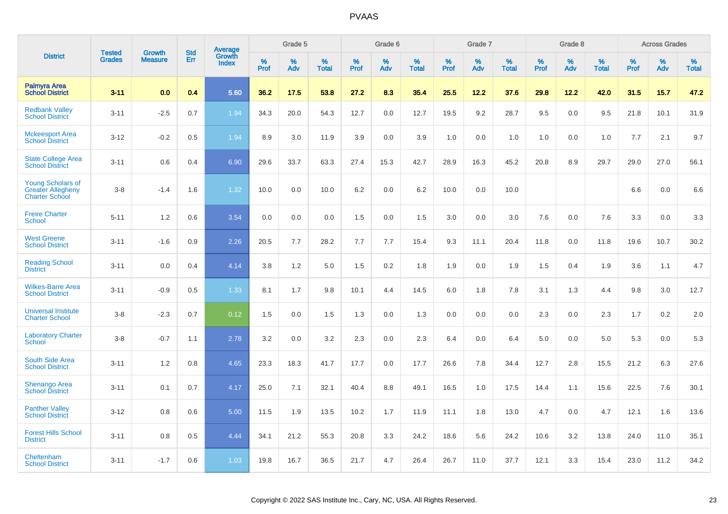| District | Tested Grades | Growth Measure | Std Err | Average Growth Index | Grade 5 | | | Grade 6 | | | Grade 7 | | | Grade 8 | | | Across Grades | | |
|---|---|---|---|---|---|---|---|---|---|---|---|---|---|---|---|---|---|---|---|
| | | | | | % Prof | % Adv | % Total | % Prof | % Adv | % Total | % Prof | % Adv | % Total | % Prof | % Adv | % Total | % Prof | % Adv | % Total |
| **Palmyra Area School District** | **3-11** | **0.0** | **0.4** | **5.60** | **36.2** | **17.5** | **53.8** | **27.2** | **8.3** | **35.4** | **25.5** | **12.2** | **37.6** | **29.8** | **12.2** | **42.0** | **31.5** | **15.7** | **47.2** |
| Redbank Valley School District | 3-11 | -2.5 | 0.7 | 1.94 | 34.3 | 20.0 | 54.3 | 12.7 | 0.0 | 12.7 | 19.5 | 9.2 | 28.7 | 9.5 | 0.0 | 9.5 | 21.8 | 10.1 | 31.9 |
| Mckeesport Area School District | 3-12 | -0.2 | 0.5 | 1.94 | 8.9 | 3.0 | 11.9 | 3.9 | 0.0 | 3.9 | 1.0 | 0.0 | 1.0 | 1.0 | 0.0 | 1.0 | 7.7 | 2.1 | 9.7 |
| State College Area School District | 3-11 | 0.6 | 0.4 | 6.90 | 29.6 | 33.7 | 63.3 | 27.4 | 15.3 | 42.7 | 28.9 | 16.3 | 45.2 | 20.8 | 8.9 | 29.7 | 29.0 | 27.0 | 56.1 |
| Young Scholars of Greater Allegheny Charter School | 3-8 | -1.4 | 1.6 | 1.32 | 10.0 | 0.0 | 10.0 | 6.2 | 0.0 | 6.2 | 10.0 | 0.0 | 10.0 | | | | 6.6 | 0.0 | 6.6 |
| Freire Charter School | 5-11 | 1.2 | 0.6 | 3.54 | 0.0 | 0.0 | 0.0 | 1.5 | 0.0 | 1.5 | 3.0 | 0.0 | 3.0 | 7.6 | 0.0 | 7.6 | 3.3 | 0.0 | 3.3 |
| West Greene School District | 3-11 | -1.6 | 0.9 | 2.26 | 20.5 | 7.7 | 28.2 | 7.7 | 7.7 | 15.4 | 9.3 | 11.1 | 20.4 | 11.8 | 0.0 | 11.8 | 19.6 | 10.7 | 30.2 |
| Reading School District | 3-11 | 0.0 | 0.4 | 4.14 | 3.8 | 1.2 | 5.0 | 1.5 | 0.2 | 1.8 | 1.9 | 0.0 | 1.9 | 1.5 | 0.4 | 1.9 | 3.6 | 1.1 | 4.7 |
| Wilkes-Barre Area School District | 3-11 | -0.9 | 0.5 | 1.33 | 8.1 | 1.7 | 9.8 | 10.1 | 4.4 | 14.5 | 6.0 | 1.8 | 7.8 | 3.1 | 1.3 | 4.4 | 9.8 | 3.0 | 12.7 |
| Universal Institute Charter School | 3-8 | -2.3 | 0.7 | 0.12 | 1.5 | 0.0 | 1.5 | 1.3 | 0.0 | 1.3 | 0.0 | 0.0 | 0.0 | 2.3 | 0.0 | 2.3 | 1.7 | 0.2 | 2.0 |
| Laboratory Charter School | 3-8 | -0.7 | 1.1 | 2.78 | 3.2 | 0.0 | 3.2 | 2.3 | 0.0 | 2.3 | 6.4 | 0.0 | 6.4 | 5.0 | 0.0 | 5.0 | 5.3 | 0.0 | 5.3 |
| South Side Area School District | 3-11 | 1.2 | 0.8 | 4.65 | 23.3 | 18.3 | 41.7 | 17.7 | 0.0 | 17.7 | 26.6 | 7.8 | 34.4 | 12.7 | 2.8 | 15.5 | 21.2 | 6.3 | 27.6 |
| Shenango Area School District | 3-11 | 0.1 | 0.7 | 4.17 | 25.0 | 7.1 | 32.1 | 40.4 | 8.8 | 49.1 | 16.5 | 1.0 | 17.5 | 14.4 | 1.1 | 15.6 | 22.5 | 7.6 | 30.1 |
| Panther Valley School District | 3-12 | 0.8 | 0.6 | 5.00 | 11.5 | 1.9 | 13.5 | 10.2 | 1.7 | 11.9 | 11.1 | 1.8 | 13.0 | 4.7 | 0.0 | 4.7 | 12.1 | 1.6 | 13.6 |
| Forest Hills School District | 3-11 | 0.8 | 0.5 | 4.44 | 34.1 | 21.2 | 55.3 | 20.8 | 3.3 | 24.2 | 18.6 | 5.6 | 24.2 | 10.6 | 3.2 | 13.8 | 24.0 | 11.0 | 35.1 |
| Cheltenham School District | 3-11 | -1.7 | 0.6 | 1.03 | 19.8 | 16.7 | 36.5 | 21.7 | 4.7 | 26.4 | 26.7 | 11.0 | 37.7 | 12.1 | 3.3 | 15.4 | 23.0 | 11.2 | 34.2 |

Copyright © 2022 SAS Institute Inc., Cary, NC, USA. All Rights Reserved.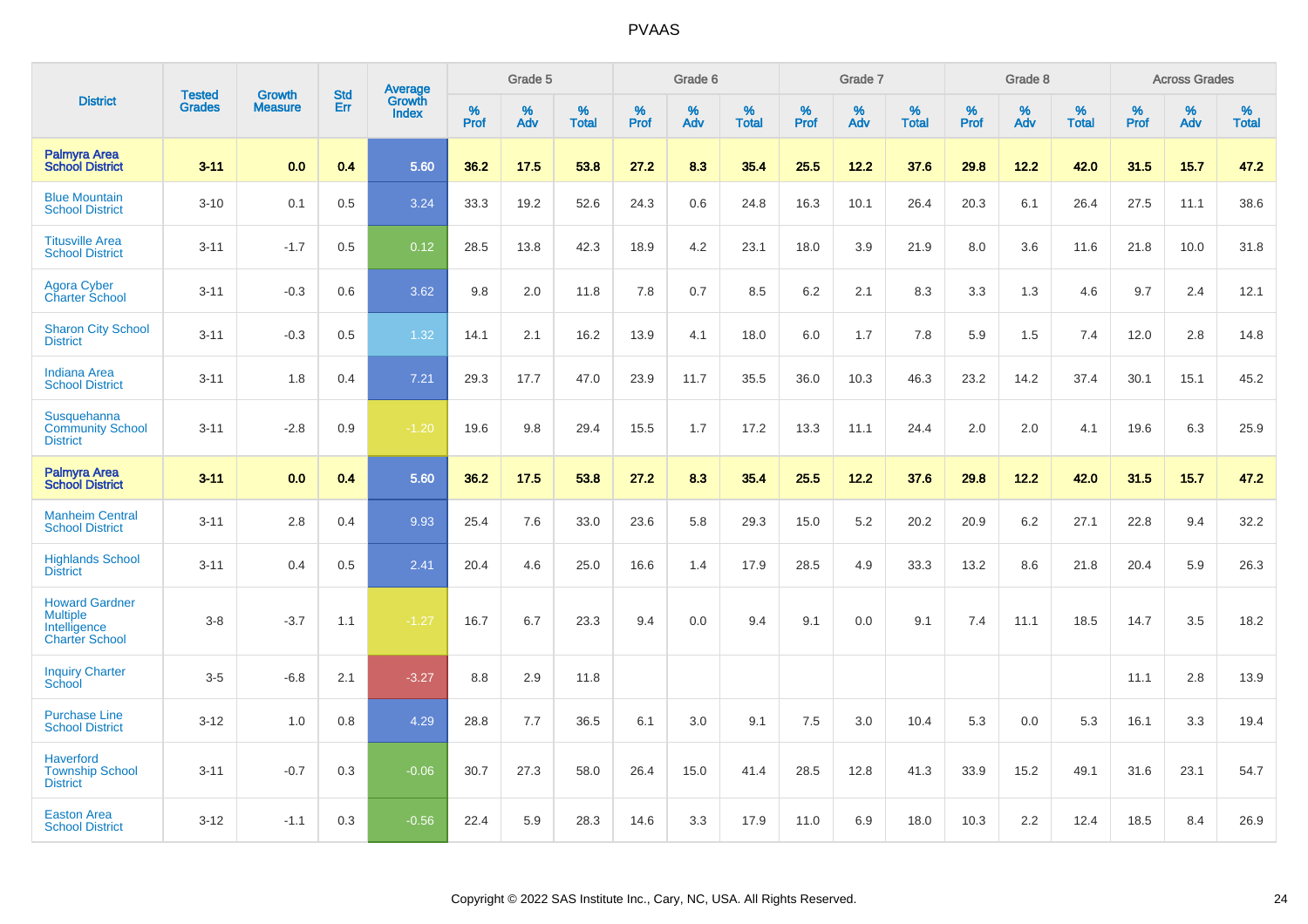# PVAAS

| District | Tested Grades | Growth Measure | Std Err | Average Growth Index | Grade 5 | | | Grade 6 | | | Grade 7 | | | Grade 8 | | | Across Grades | | |
|---|---|---|---|---|---|---|---|---|---|---|---|---|---|---|---|---|---|---|---|
| | | | | | % Prof | % Adv | % Total | % Prof | % Adv | % Total | % Prof | % Adv | % Total | % Prof | % Adv | % Total | % Prof | % Adv | % Total |
| **Palmyra Area School District** | **3-11** | **0.0** | **0.4** | **5.60** | **36.2** | **17.5** | **53.8** | **27.2** | **8.3** | **35.4** | **25.5** | **12.2** | **37.6** | **29.8** | **12.2** | **42.0** | **31.5** | **15.7** | **47.2** |
| Blue Mountain School District | 3-10 | 0.1 | 0.5 | 3.24 | 33.3 | 19.2 | 52.6 | 24.3 | 0.6 | 24.8 | 16.3 | 10.1 | 26.4 | 20.3 | 6.1 | 26.4 | 27.5 | 11.1 | 38.6 |
| Titusville Area School District | 3-11 | -1.7 | 0.5 | 0.12 | 28.5 | 13.8 | 42.3 | 18.9 | 4.2 | 23.1 | 18.0 | 3.9 | 21.9 | 8.0 | 3.6 | 11.6 | 21.8 | 10.0 | 31.8 |
| Agora Cyber Charter School | 3-11 | -0.3 | 0.6 | 3.62 | 9.8 | 2.0 | 11.8 | 7.8 | 0.7 | 8.5 | 6.2 | 2.1 | 8.3 | 3.3 | 1.3 | 4.6 | 9.7 | 2.4 | 12.1 |
| Sharon City School District | 3-11 | -0.3 | 0.5 | 1.32 | 14.1 | 2.1 | 16.2 | 13.9 | 4.1 | 18.0 | 6.0 | 1.7 | 7.8 | 5.9 | 1.5 | 7.4 | 12.0 | 2.8 | 14.8 |
| Indiana Area School District | 3-11 | 1.8 | 0.4 | 7.21 | 29.3 | 17.7 | 47.0 | 23.9 | 11.7 | 35.5 | 36.0 | 10.3 | 46.3 | 23.2 | 14.2 | 37.4 | 30.1 | 15.1 | 45.2 |
| Susquehanna Community School District | 3-11 | -2.8 | 0.9 | -1.20 | 19.6 | 9.8 | 29.4 | 15.5 | 1.7 | 17.2 | 13.3 | 11.1 | 24.4 | 2.0 | 2.0 | 4.1 | 19.6 | 6.3 | 25.9 |
| **Palmyra Area School District** | **3-11** | **0.0** | **0.4** | **5.60** | **36.2** | **17.5** | **53.8** | **27.2** | **8.3** | **35.4** | **25.5** | **12.2** | **37.6** | **29.8** | **12.2** | **42.0** | **31.5** | **15.7** | **47.2** |
| Manheim Central School District | 3-11 | 2.8 | 0.4 | 9.93 | 25.4 | 7.6 | 33.0 | 23.6 | 5.8 | 29.3 | 15.0 | 5.2 | 20.2 | 20.9 | 6.2 | 27.1 | 22.8 | 9.4 | 32.2 |
| Highlands School District | 3-11 | 0.4 | 0.5 | 2.41 | 20.4 | 4.6 | 25.0 | 16.6 | 1.4 | 17.9 | 28.5 | 4.9 | 33.3 | 13.2 | 8.6 | 21.8 | 20.4 | 5.9 | 26.3 |
| Howard Gardner Multiple Intelligence Charter School | 3-8 | -3.7 | 1.1 | -1.27 | 16.7 | 6.7 | 23.3 | 9.4 | 0.0 | 9.4 | 9.1 | 0.0 | 9.1 | 7.4 | 11.1 | 18.5 | 14.7 | 3.5 | 18.2 |
| Inquiry Charter School | 3-5 | -6.8 | 2.1 | -3.27 | 8.8 | 2.9 | 11.8 | | | | | | | | | | 11.1 | 2.8 | 13.9 |
| Purchase Line School District | 3-12 | 1.0 | 0.8 | 4.29 | 28.8 | 7.7 | 36.5 | 6.1 | 3.0 | 9.1 | 7.5 | 3.0 | 10.4 | 5.3 | 0.0 | 5.3 | 16.1 | 3.3 | 19.4 |
| Haverford Township School District | 3-11 | -0.7 | 0.3 | -0.06 | 30.7 | 27.3 | 58.0 | 26.4 | 15.0 | 41.4 | 28.5 | 12.8 | 41.3 | 33.9 | 15.2 | 49.1 | 31.6 | 23.1 | 54.7 |
| Easton Area School District | 3-12 | -1.1 | 0.3 | -0.56 | 22.4 | 5.9 | 28.3 | 14.6 | 3.3 | 17.9 | 11.0 | 6.9 | 18.0 | 10.3 | 2.2 | 12.4 | 18.5 | 8.4 | 26.9 |

Copyright © 2022 SAS Institute Inc., Cary, NC, USA. All Rights Reserved.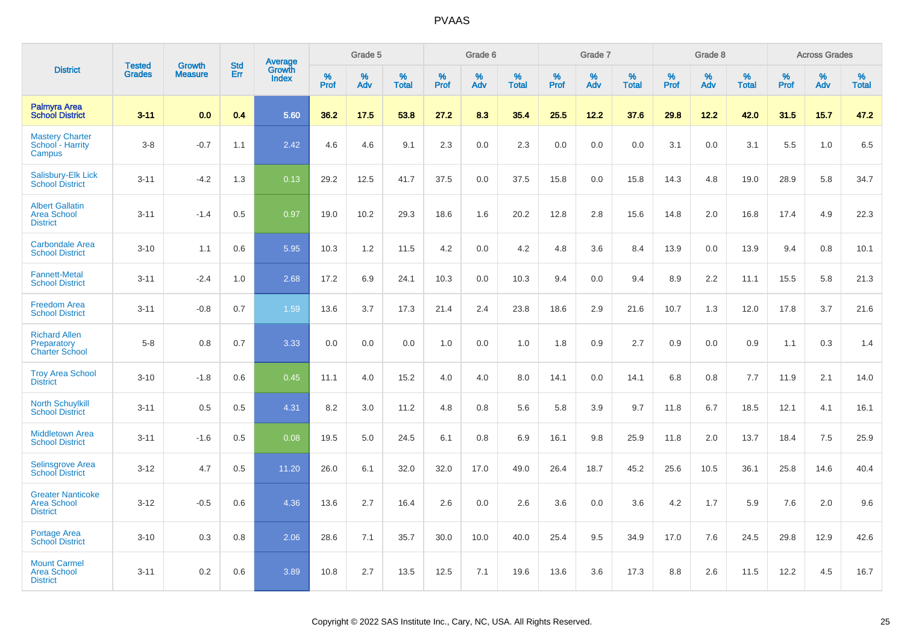| District | Tested Grades | Growth Measure | Std Err | Average Growth Index | Grade 5 | | | Grade 6 | | | Grade 7 | | | Grade 8 | | | Across Grades | | |
|---|---|---|---|---|---|---|---|---|---|---|---|---|---|---|---|---|---|---|---|
| | | | | | % Prof | % Adv | % Total | % Prof | % Adv | % Total | % Prof | % Adv | % Total | % Prof | % Adv | % Total | % Prof | % Adv | % Total |
| **Palmyra Area School District** | **3-11** | **0.0** | **0.4** | **5.60** | **36.2** | **17.5** | **53.8** | **27.2** | **8.3** | **35.4** | **25.5** | **12.2** | **37.6** | **29.8** | **12.2** | **42.0** | **31.5** | **15.7** | **47.2** |
| Mastery Charter School - Harrity Campus | 3-8 | -0.7 | 1.1 | 2.42 | 4.6 | 4.6 | 9.1 | 2.3 | 0.0 | 2.3 | 0.0 | 0.0 | 0.0 | 3.1 | 0.0 | 3.1 | 5.5 | 1.0 | 6.5 |
| Salisbury-Elk Lick School District | 3-11 | -4.2 | 1.3 | 0.13 | 29.2 | 12.5 | 41.7 | 37.5 | 0.0 | 37.5 | 15.8 | 0.0 | 15.8 | 14.3 | 4.8 | 19.0 | 28.9 | 5.8 | 34.7 |
| Albert Gallatin Area School District | 3-11 | -1.4 | 0.5 | 0.97 | 19.0 | 10.2 | 29.3 | 18.6 | 1.6 | 20.2 | 12.8 | 2.8 | 15.6 | 14.8 | 2.0 | 16.8 | 17.4 | 4.9 | 22.3 |
| Carbondale Area School District | 3-10 | 1.1 | 0.6 | 5.95 | 10.3 | 1.2 | 11.5 | 4.2 | 0.0 | 4.2 | 4.8 | 3.6 | 8.4 | 13.9 | 0.0 | 13.9 | 9.4 | 0.8 | 10.1 |
| Fannett-Metal School District | 3-11 | -2.4 | 1.0 | 2.68 | 17.2 | 6.9 | 24.1 | 10.3 | 0.0 | 10.3 | 9.4 | 0.0 | 9.4 | 8.9 | 2.2 | 11.1 | 15.5 | 5.8 | 21.3 |
| Freedom Area School District | 3-11 | -0.8 | 0.7 | 1.59 | 13.6 | 3.7 | 17.3 | 21.4 | 2.4 | 23.8 | 18.6 | 2.9 | 21.6 | 10.7 | 1.3 | 12.0 | 17.8 | 3.7 | 21.6 |
| Richard Allen Preparatory Charter School | 5-8 | 0.8 | 0.7 | 3.33 | 0.0 | 0.0 | 0.0 | 1.0 | 0.0 | 1.0 | 1.8 | 0.9 | 2.7 | 0.9 | 0.0 | 0.9 | 1.1 | 0.3 | 1.4 |
| Troy Area School District | 3-10 | -1.8 | 0.6 | 0.45 | 11.1 | 4.0 | 15.2 | 4.0 | 4.0 | 8.0 | 14.1 | 0.0 | 14.1 | 6.8 | 0.8 | 7.7 | 11.9 | 2.1 | 14.0 |
| North Schuylkill School District | 3-11 | 0.5 | 0.5 | 4.31 | 8.2 | 3.0 | 11.2 | 4.8 | 0.8 | 5.6 | 5.8 | 3.9 | 9.7 | 11.8 | 6.7 | 18.5 | 12.1 | 4.1 | 16.1 |
| Middletown Area School District | 3-11 | -1.6 | 0.5 | 0.08 | 19.5 | 5.0 | 24.5 | 6.1 | 0.8 | 6.9 | 16.1 | 9.8 | 25.9 | 11.8 | 2.0 | 13.7 | 18.4 | 7.5 | 25.9 |
| Selinsgrove Area School District | 3-12 | 4.7 | 0.5 | 11.20 | 26.0 | 6.1 | 32.0 | 32.0 | 17.0 | 49.0 | 26.4 | 18.7 | 45.2 | 25.6 | 10.5 | 36.1 | 25.8 | 14.6 | 40.4 |
| Greater Nanticoke Area School District | 3-12 | -0.5 | 0.6 | 4.36 | 13.6 | 2.7 | 16.4 | 2.6 | 0.0 | 2.6 | 3.6 | 0.0 | 3.6 | 4.2 | 1.7 | 5.9 | 7.6 | 2.0 | 9.6 |
| Portage Area School District | 3-10 | 0.3 | 0.8 | 2.06 | 28.6 | 7.1 | 35.7 | 30.0 | 10.0 | 40.0 | 25.4 | 9.5 | 34.9 | 17.0 | 7.6 | 24.5 | 29.8 | 12.9 | 42.6 |
| Mount Carmel Area School District | 3-11 | 0.2 | 0.6 | 3.89 | 10.8 | 2.7 | 13.5 | 12.5 | 7.1 | 19.6 | 13.6 | 3.6 | 17.3 | 8.8 | 2.6 | 11.5 | 12.2 | 4.5 | 16.7 |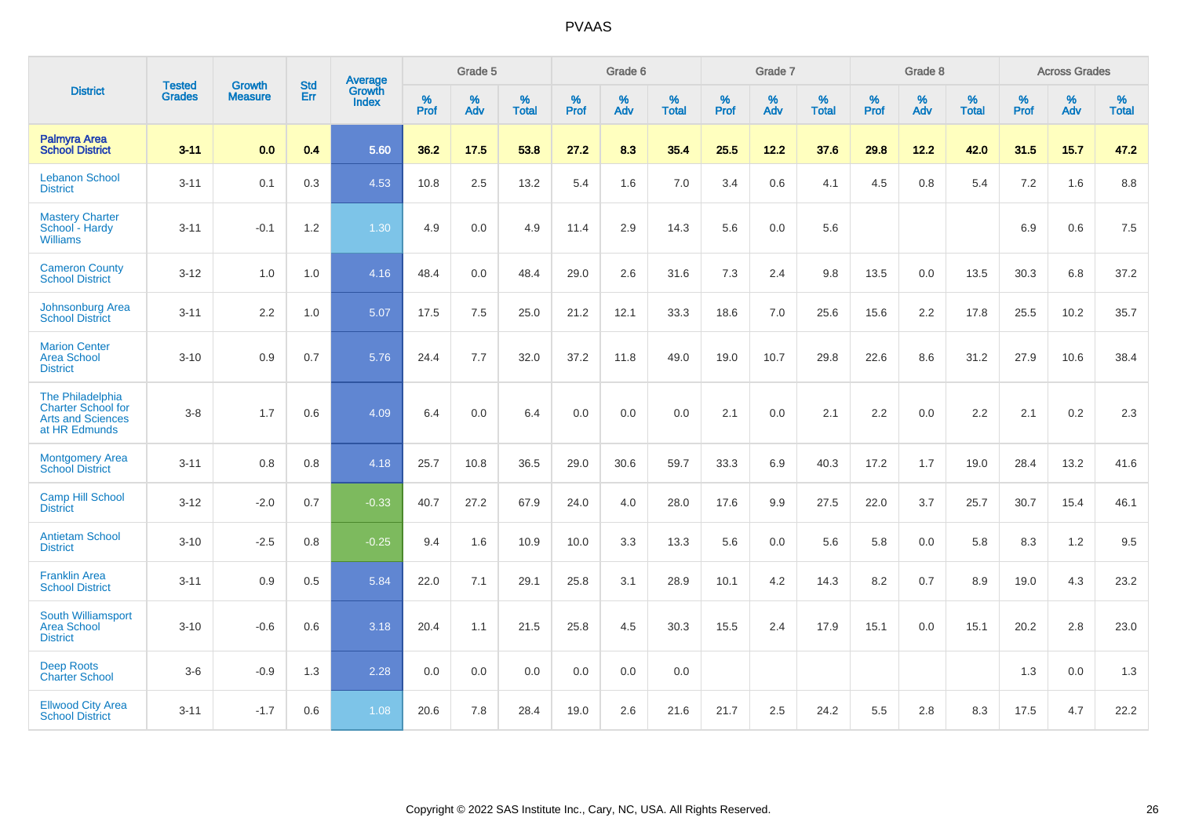| District | Tested Grades | Growth Measure | Std Err | Average Growth Index | Grade 5 | | | Grade 6 | | | Grade 7 | | | Grade 8 | | | Across Grades | | |
|---|---|---|---|---|---|---|---|---|---|---|---|---|---|---|---|---|---|---|---|
| | | | | | % Prof | % Adv | % Total | % Prof | % Adv | % Total | % Prof | % Adv | % Total | % Prof | % Adv | % Total | % Prof | % Adv | % Total |
| **Palmyra Area School District** | **3-11** | **0.0** | **0.4** | **5.60** | **36.2** | **17.5** | **53.8** | **27.2** | **8.3** | **35.4** | **25.5** | **12.2** | **37.6** | **29.8** | **12.2** | **42.0** | **31.5** | **15.7** | **47.2** |
| Lebanon School District | 3-11 | 0.1 | 0.3 | 4.53 | 10.8 | 2.5 | 13.2 | 5.4 | 1.6 | 7.0 | 3.4 | 0.6 | 4.1 | 4.5 | 0.8 | 5.4 | 7.2 | 1.6 | 8.8 |
| Mastery Charter School - Hardy Williams | 3-11 | -0.1 | 1.2 | 1.30 | 4.9 | 0.0 | 4.9 | 11.4 | 2.9 | 14.3 | 5.6 | 0.0 | 5.6 | | | | 6.9 | 0.6 | 7.5 |
| Cameron County School District | 3-12 | 1.0 | 1.0 | 4.16 | 48.4 | 0.0 | 48.4 | 29.0 | 2.6 | 31.6 | 7.3 | 2.4 | 9.8 | 13.5 | 0.0 | 13.5 | 30.3 | 6.8 | 37.2 |
| Johnsonburg Area School District | 3-11 | 2.2 | 1.0 | 5.07 | 17.5 | 7.5 | 25.0 | 21.2 | 12.1 | 33.3 | 18.6 | 7.0 | 25.6 | 15.6 | 2.2 | 17.8 | 25.5 | 10.2 | 35.7 |
| Marion Center Area School District | 3-10 | 0.9 | 0.7 | 5.76 | 24.4 | 7.7 | 32.0 | 37.2 | 11.8 | 49.0 | 19.0 | 10.7 | 29.8 | 22.6 | 8.6 | 31.2 | 27.9 | 10.6 | 38.4 |
| The Philadelphia Charter School for Arts and Sciences at HR Edmunds | 3-8 | 1.7 | 0.6 | 4.09 | 6.4 | 0.0 | 6.4 | 0.0 | 0.0 | 0.0 | 2.1 | 0.0 | 2.1 | 2.2 | 0.0 | 2.2 | 2.1 | 0.2 | 2.3 |
| Montgomery Area School District | 3-11 | 0.8 | 0.8 | 4.18 | 25.7 | 10.8 | 36.5 | 29.0 | 30.6 | 59.7 | 33.3 | 6.9 | 40.3 | 17.2 | 1.7 | 19.0 | 28.4 | 13.2 | 41.6 |
| Camp Hill School District | 3-12 | -2.0 | 0.7 | -0.33 | 40.7 | 27.2 | 67.9 | 24.0 | 4.0 | 28.0 | 17.6 | 9.9 | 27.5 | 22.0 | 3.7 | 25.7 | 30.7 | 15.4 | 46.1 |
| Antietam School District | 3-10 | -2.5 | 0.8 | -0.25 | 9.4 | 1.6 | 10.9 | 10.0 | 3.3 | 13.3 | 5.6 | 0.0 | 5.6 | 5.8 | 0.0 | 5.8 | 8.3 | 1.2 | 9.5 |
| Franklin Area School District | 3-11 | 0.9 | 0.5 | 5.84 | 22.0 | 7.1 | 29.1 | 25.8 | 3.1 | 28.9 | 10.1 | 4.2 | 14.3 | 8.2 | 0.7 | 8.9 | 19.0 | 4.3 | 23.2 |
| South Williamsport Area School District | 3-10 | -0.6 | 0.6 | 3.18 | 20.4 | 1.1 | 21.5 | 25.8 | 4.5 | 30.3 | 15.5 | 2.4 | 17.9 | 15.1 | 0.0 | 15.1 | 20.2 | 2.8 | 23.0 |
| Deep Roots Charter School | 3-6 | -0.9 | 1.3 | 2.28 | 0.0 | 0.0 | 0.0 | 0.0 | 0.0 | 0.0 | | | | | | | 1.3 | 0.0 | 1.3 |
| Ellwood City Area School District | 3-11 | -1.7 | 0.6 | 1.08 | 20.6 | 7.8 | 28.4 | 19.0 | 2.6 | 21.6 | 21.7 | 2.5 | 24.2 | 5.5 | 2.8 | 8.3 | 17.5 | 4.7 | 22.2 |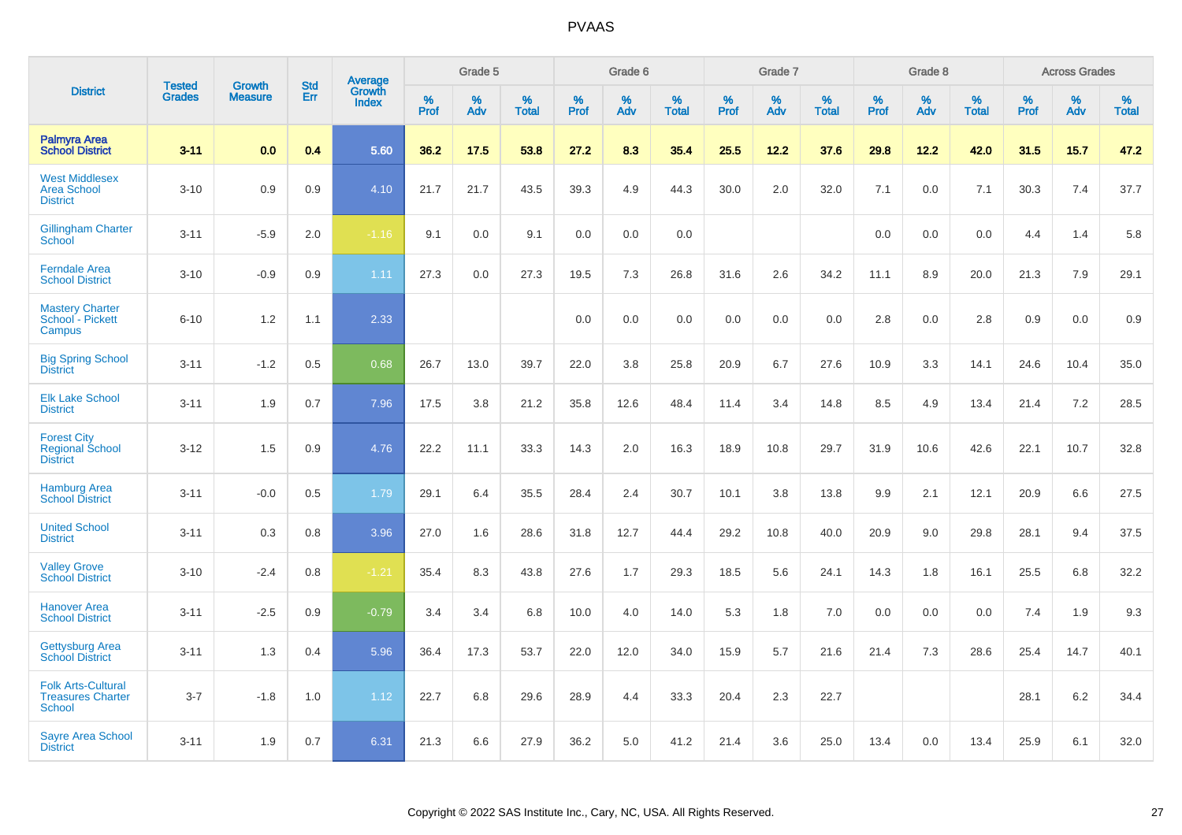| District | Tested Grades | Growth Measure | Std Err | Average Growth Index | Grade 5 | | | Grade 6 | | | Grade 7 | | | Grade 8 | | | Across Grades | | |
|---|---|---|---|---|---|---|---|---|---|---|---|---|---|---|---|---|---|---|---|
| | | | | | % Prof | % Adv | % Total | % Prof | % Adv | % Total | % Prof | % Adv | % Total | % Prof | % Adv | % Total | % Prof | % Adv | % Total |
| **Palmyra Area School District** | **3-11** | **0.0** | **0.4** | **5.60** | **36.2** | **17.5** | **53.8** | **27.2** | **8.3** | **35.4** | **25.5** | **12.2** | **37.6** | **29.8** | **12.2** | **42.0** | **31.5** | **15.7** | **47.2** |
| West Middlesex Area School District | 3-10 | 0.9 | 0.9 | 4.10 | 21.7 | 21.7 | 43.5 | 39.3 | 4.9 | 44.3 | 30.0 | 2.0 | 32.0 | 7.1 | 0.0 | 7.1 | 30.3 | 7.4 | 37.7 |
| Gillingham Charter School | 3-11 | -5.9 | 2.0 | -1.16 | 9.1 | 0.0 | 9.1 | 0.0 | 0.0 | 0.0 | | | | 0.0 | 0.0 | 0.0 | 4.4 | 1.4 | 5.8 |
| Ferndale Area School District | 3-10 | -0.9 | 0.9 | 1.11 | 27.3 | 0.0 | 27.3 | 19.5 | 7.3 | 26.8 | 31.6 | 2.6 | 34.2 | 11.1 | 8.9 | 20.0 | 21.3 | 7.9 | 29.1 |
| Mastery Charter School - Pickett Campus | 6-10 | 1.2 | 1.1 | 2.33 | | | | 0.0 | 0.0 | 0.0 | 0.0 | 0.0 | 0.0 | 2.8 | 0.0 | 2.8 | 0.9 | 0.0 | 0.9 |
| Big Spring School District | 3-11 | -1.2 | 0.5 | 0.68 | 26.7 | 13.0 | 39.7 | 22.0 | 3.8 | 25.8 | 20.9 | 6.7 | 27.6 | 10.9 | 3.3 | 14.1 | 24.6 | 10.4 | 35.0 |
| Elk Lake School District | 3-11 | 1.9 | 0.7 | 7.96 | 17.5 | 3.8 | 21.2 | 35.8 | 12.6 | 48.4 | 11.4 | 3.4 | 14.8 | 8.5 | 4.9 | 13.4 | 21.4 | 7.2 | 28.5 |
| Forest City Regional School District | 3-12 | 1.5 | 0.9 | 4.76 | 22.2 | 11.1 | 33.3 | 14.3 | 2.0 | 16.3 | 18.9 | 10.8 | 29.7 | 31.9 | 10.6 | 42.6 | 22.1 | 10.7 | 32.8 |
| Hamburg Area School District | 3-11 | -0.0 | 0.5 | 1.79 | 29.1 | 6.4 | 35.5 | 28.4 | 2.4 | 30.7 | 10.1 | 3.8 | 13.8 | 9.9 | 2.1 | 12.1 | 20.9 | 6.6 | 27.5 |
| United School District | 3-11 | 0.3 | 0.8 | 3.96 | 27.0 | 1.6 | 28.6 | 31.8 | 12.7 | 44.4 | 29.2 | 10.8 | 40.0 | 20.9 | 9.0 | 29.8 | 28.1 | 9.4 | 37.5 |
| Valley Grove School District | 3-10 | -2.4 | 0.8 | -1.21 | 35.4 | 8.3 | 43.8 | 27.6 | 1.7 | 29.3 | 18.5 | 5.6 | 24.1 | 14.3 | 1.8 | 16.1 | 25.5 | 6.8 | 32.2 |
| Hanover Area School District | 3-11 | -2.5 | 0.9 | -0.79 | 3.4 | 3.4 | 6.8 | 10.0 | 4.0 | 14.0 | 5.3 | 1.8 | 7.0 | 0.0 | 0.0 | 0.0 | 7.4 | 1.9 | 9.3 |
| Gettysburg Area School District | 3-11 | 1.3 | 0.4 | 5.96 | 36.4 | 17.3 | 53.7 | 22.0 | 12.0 | 34.0 | 15.9 | 5.7 | 21.6 | 21.4 | 7.3 | 28.6 | 25.4 | 14.7 | 40.1 |
| Folk Arts-Cultural Treasures Charter School | 3-7 | -1.8 | 1.0 | 1.12 | 22.7 | 6.8 | 29.6 | 28.9 | 4.4 | 33.3 | 20.4 | 2.3 | 22.7 | | | | 28.1 | 6.2 | 34.4 |
| Sayre Area School District | 3-11 | 1.9 | 0.7 | 6.31 | 21.3 | 6.6 | 27.9 | 36.2 | 5.0 | 41.2 | 21.4 | 3.6 | 25.0 | 13.4 | 0.0 | 13.4 | 25.9 | 6.1 | 32.0 |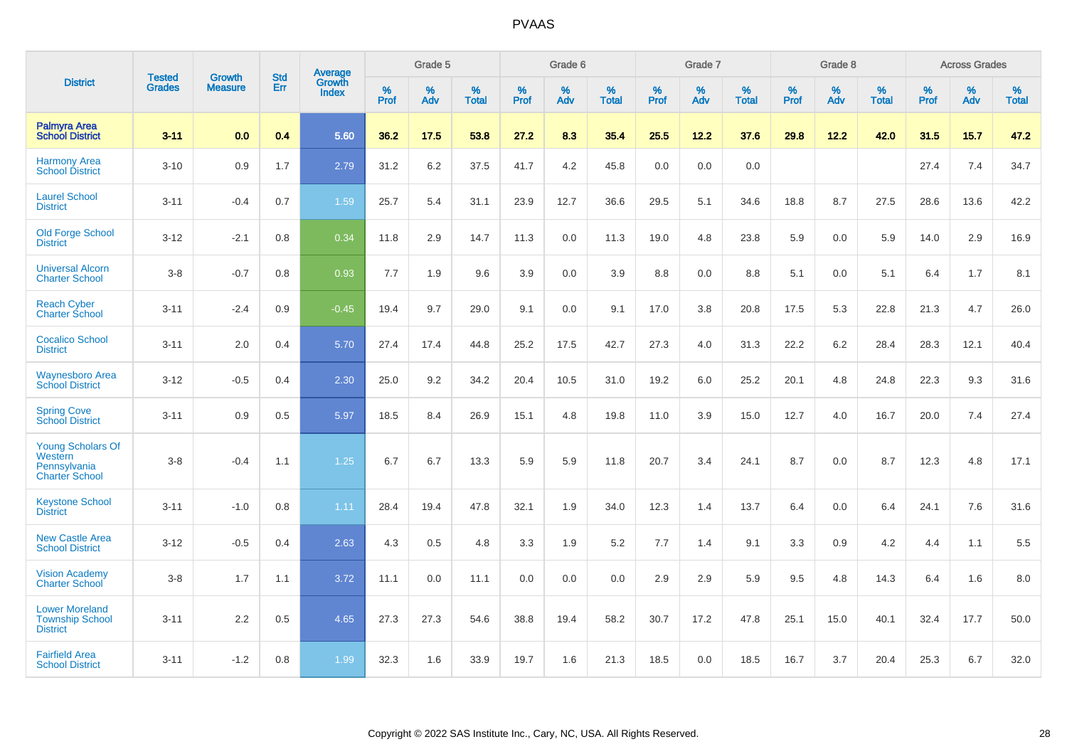| District | Tested Grades | Growth Measure | Std Err | Average Growth Index | Grade 5 | | | Grade 6 | | | Grade 7 | | | Grade 8 | | | Across Grades | | |
|---|---|---|---|---|---|---|---|---|---|---|---|---|---|---|---|---|---|---|---|
| | | | | | % Prof | % Adv | % Total | % Prof | % Adv | % Total | % Prof | % Adv | % Total | % Prof | % Adv | % Total | % Prof | % Adv | % Total |
| **Palmyra Area School District** | **3-11** | **0.0** | **0.4** | **5.60** | **36.2** | **17.5** | **53.8** | **27.2** | **8.3** | **35.4** | **25.5** | **12.2** | **37.6** | **29.8** | **12.2** | **42.0** | **31.5** | **15.7** | **47.2** |
| Harmony Area School District | 3-10 | 0.9 | 1.7 | 2.79 | 31.2 | 6.2 | 37.5 | 41.7 | 4.2 | 45.8 | 0.0 | 0.0 | 0.0 | | | | 27.4 | 7.4 | 34.7 |
| Laurel School District | 3-11 | -0.4 | 0.7 | 1.59 | 25.7 | 5.4 | 31.1 | 23.9 | 12.7 | 36.6 | 29.5 | 5.1 | 34.6 | 18.8 | 8.7 | 27.5 | 28.6 | 13.6 | 42.2 |
| Old Forge School District | 3-12 | -2.1 | 0.8 | 0.34 | 11.8 | 2.9 | 14.7 | 11.3 | 0.0 | 11.3 | 19.0 | 4.8 | 23.8 | 5.9 | 0.0 | 5.9 | 14.0 | 2.9 | 16.9 |
| Universal Alcorn Charter School | 3-8 | -0.7 | 0.8 | 0.93 | 7.7 | 1.9 | 9.6 | 3.9 | 0.0 | 3.9 | 8.8 | 0.0 | 8.8 | 5.1 | 0.0 | 5.1 | 6.4 | 1.7 | 8.1 |
| Reach Cyber Charter School | 3-11 | -2.4 | 0.9 | -0.45 | 19.4 | 9.7 | 29.0 | 9.1 | 0.0 | 9.1 | 17.0 | 3.8 | 20.8 | 17.5 | 5.3 | 22.8 | 21.3 | 4.7 | 26.0 |
| Cocalico School District | 3-11 | 2.0 | 0.4 | 5.70 | 27.4 | 17.4 | 44.8 | 25.2 | 17.5 | 42.7 | 27.3 | 4.0 | 31.3 | 22.2 | 6.2 | 28.4 | 28.3 | 12.1 | 40.4 |
| Waynesboro Area School District | 3-12 | -0.5 | 0.4 | 2.30 | 25.0 | 9.2 | 34.2 | 20.4 | 10.5 | 31.0 | 19.2 | 6.0 | 25.2 | 20.1 | 4.8 | 24.8 | 22.3 | 9.3 | 31.6 |
| Spring Cove School District | 3-11 | 0.9 | 0.5 | 5.97 | 18.5 | 8.4 | 26.9 | 15.1 | 4.8 | 19.8 | 11.0 | 3.9 | 15.0 | 12.7 | 4.0 | 16.7 | 20.0 | 7.4 | 27.4 |
| Young Scholars Of Western Pennsylvania Charter School | 3-8 | -0.4 | 1.1 | 1.25 | 6.7 | 6.7 | 13.3 | 5.9 | 5.9 | 11.8 | 20.7 | 3.4 | 24.1 | 8.7 | 0.0 | 8.7 | 12.3 | 4.8 | 17.1 |
| Keystone School District | 3-11 | -1.0 | 0.8 | 1.11 | 28.4 | 19.4 | 47.8 | 32.1 | 1.9 | 34.0 | 12.3 | 1.4 | 13.7 | 6.4 | 0.0 | 6.4 | 24.1 | 7.6 | 31.6 |
| New Castle Area School District | 3-12 | -0.5 | 0.4 | 2.63 | 4.3 | 0.5 | 4.8 | 3.3 | 1.9 | 5.2 | 7.7 | 1.4 | 9.1 | 3.3 | 0.9 | 4.2 | 4.4 | 1.1 | 5.5 |
| Vision Academy Charter School | 3-8 | 1.7 | 1.1 | 3.72 | 11.1 | 0.0 | 11.1 | 0.0 | 0.0 | 0.0 | 2.9 | 2.9 | 5.9 | 9.5 | 4.8 | 14.3 | 6.4 | 1.6 | 8.0 |
| Lower Moreland Township School District | 3-11 | 2.2 | 0.5 | 4.65 | 27.3 | 27.3 | 54.6 | 38.8 | 19.4 | 58.2 | 30.7 | 17.2 | 47.8 | 25.1 | 15.0 | 40.1 | 32.4 | 17.7 | 50.0 |
| Fairfield Area School District | 3-11 | -1.2 | 0.8 | 1.99 | 32.3 | 1.6 | 33.9 | 19.7 | 1.6 | 21.3 | 18.5 | 0.0 | 18.5 | 16.7 | 3.7 | 20.4 | 25.3 | 6.7 | 32.0 |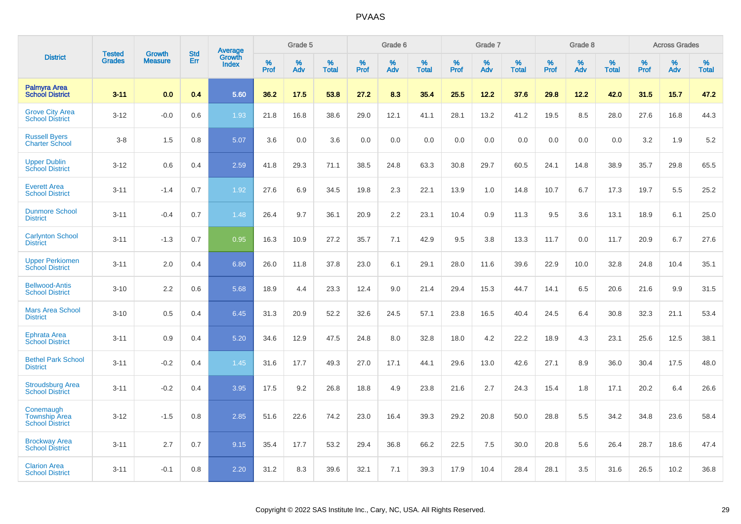# PVAAS

| District | Tested Grades | Growth Measure | Std Err | Average Growth Index | Grade 5 | | | Grade 6 | | | Grade 7 | | | Grade 8 | | | Across Grades | | |
|---|---|---|---|---|---|---|---|---|---|---|---|---|---|---|---|---|---|---|---|
| | | | | | % Prof | % Adv | % Total | % Prof | % Adv | % Total | % Prof | % Adv | % Total | % Prof | % Adv | % Total | % Prof | % Adv | % Total |
| **Palmyra Area School District** | **3-11** | **0.0** | **0.4** | **5.60** | **36.2** | **17.5** | **53.8** | **27.2** | **8.3** | **35.4** | **25.5** | **12.2** | **37.6** | **29.8** | **12.2** | **42.0** | **31.5** | **15.7** | **47.2** |
| Grove City Area School District | 3-12 | -0.0 | 0.6 | 1.93 | 21.8 | 16.8 | 38.6 | 29.0 | 12.1 | 41.1 | 28.1 | 13.2 | 41.2 | 19.5 | 8.5 | 28.0 | 27.6 | 16.8 | 44.3 |
| Russell Byers Charter School | 3-8 | 1.5 | 0.8 | 5.07 | 3.6 | 0.0 | 3.6 | 0.0 | 0.0 | 0.0 | 0.0 | 0.0 | 0.0 | 0.0 | 0.0 | 0.0 | 3.2 | 1.9 | 5.2 |
| Upper Dublin School District | 3-12 | 0.6 | 0.4 | 2.59 | 41.8 | 29.3 | 71.1 | 38.5 | 24.8 | 63.3 | 30.8 | 29.7 | 60.5 | 24.1 | 14.8 | 38.9 | 35.7 | 29.8 | 65.5 |
| Everett Area School District | 3-11 | -1.4 | 0.7 | 1.92 | 27.6 | 6.9 | 34.5 | 19.8 | 2.3 | 22.1 | 13.9 | 1.0 | 14.8 | 10.7 | 6.7 | 17.3 | 19.7 | 5.5 | 25.2 |
| Dunmore School District | 3-11 | -0.4 | 0.7 | 1.48 | 26.4 | 9.7 | 36.1 | 20.9 | 2.2 | 23.1 | 10.4 | 0.9 | 11.3 | 9.5 | 3.6 | 13.1 | 18.9 | 6.1 | 25.0 |
| Carlynton School District | 3-11 | -1.3 | 0.7 | 0.95 | 16.3 | 10.9 | 27.2 | 35.7 | 7.1 | 42.9 | 9.5 | 3.8 | 13.3 | 11.7 | 0.0 | 11.7 | 20.9 | 6.7 | 27.6 |
| Upper Perkiomen School District | 3-11 | 2.0 | 0.4 | 6.80 | 26.0 | 11.8 | 37.8 | 23.0 | 6.1 | 29.1 | 28.0 | 11.6 | 39.6 | 22.9 | 10.0 | 32.8 | 24.8 | 10.4 | 35.1 |
| Bellwood-Antis School District | 3-10 | 2.2 | 0.6 | 5.68 | 18.9 | 4.4 | 23.3 | 12.4 | 9.0 | 21.4 | 29.4 | 15.3 | 44.7 | 14.1 | 6.5 | 20.6 | 21.6 | 9.9 | 31.5 |
| Mars Area School District | 3-10 | 0.5 | 0.4 | 6.45 | 31.3 | 20.9 | 52.2 | 32.6 | 24.5 | 57.1 | 23.8 | 16.5 | 40.4 | 24.5 | 6.4 | 30.8 | 32.3 | 21.1 | 53.4 |
| Ephrata Area School District | 3-11 | 0.9 | 0.4 | 5.20 | 34.6 | 12.9 | 47.5 | 24.8 | 8.0 | 32.8 | 18.0 | 4.2 | 22.2 | 18.9 | 4.3 | 23.1 | 25.6 | 12.5 | 38.1 |
| Bethel Park School District | 3-11 | -0.2 | 0.4 | 1.45 | 31.6 | 17.7 | 49.3 | 27.0 | 17.1 | 44.1 | 29.6 | 13.0 | 42.6 | 27.1 | 8.9 | 36.0 | 30.4 | 17.5 | 48.0 |
| Stroudsburg Area School District | 3-11 | -0.2 | 0.4 | 3.95 | 17.5 | 9.2 | 26.8 | 18.8 | 4.9 | 23.8 | 21.6 | 2.7 | 24.3 | 15.4 | 1.8 | 17.1 | 20.2 | 6.4 | 26.6 |
| Conemaugh Township Area School District | 3-12 | -1.5 | 0.8 | 2.85 | 51.6 | 22.6 | 74.2 | 23.0 | 16.4 | 39.3 | 29.2 | 20.8 | 50.0 | 28.8 | 5.5 | 34.2 | 34.8 | 23.6 | 58.4 |
| Brockway Area School District | 3-11 | 2.7 | 0.7 | 9.15 | 35.4 | 17.7 | 53.2 | 29.4 | 36.8 | 66.2 | 22.5 | 7.5 | 30.0 | 20.8 | 5.6 | 26.4 | 28.7 | 18.6 | 47.4 |
| Clarion Area School District | 3-11 | -0.1 | 0.8 | 2.20 | 31.2 | 8.3 | 39.6 | 32.1 | 7.1 | 39.3 | 17.9 | 10.4 | 28.4 | 28.1 | 3.5 | 31.6 | 26.5 | 10.2 | 36.8 |

Copyright © 2022 SAS Institute Inc., Cary, NC, USA. All Rights Reserved.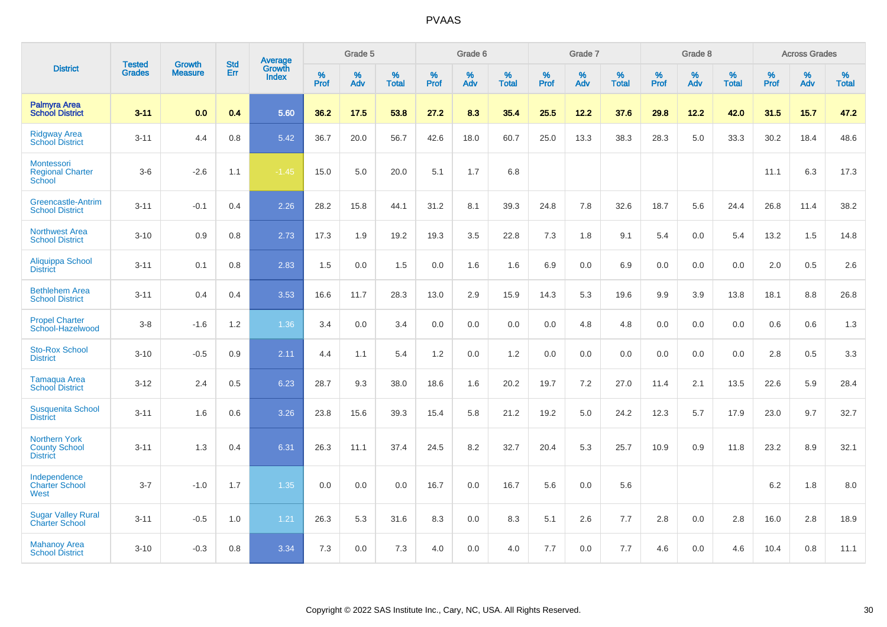# PVAAS

| District | Tested Grades | Growth Measure | Std Err | Average Growth Index | Grade 5 | | | Grade 6 | | | Grade 7 | | | Grade 8 | | | Across Grades | | |
|---|---|---|---|---|---|---|---|---|---|---|---|---|---|---|---|---|---|---|---|
| | | | | | % Prof | % Adv | % Total | % Prof | % Adv | % Total | % Prof | % Adv | % Total | % Prof | % Adv | % Total | % Prof | % Adv | % Total |
| **Palmyra Area School District** | **3-11** | **0.0** | **0.4** | **5.60** | **36.2** | **17.5** | **53.8** | **27.2** | **8.3** | **35.4** | **25.5** | **12.2** | **37.6** | **29.8** | **12.2** | **42.0** | **31.5** | **15.7** | **47.2** |
| Ridgway Area School District | 3-11 | 4.4 | 0.8 | 5.42 | 36.7 | 20.0 | 56.7 | 42.6 | 18.0 | 60.7 | 25.0 | 13.3 | 38.3 | 28.3 | 5.0 | 33.3 | 30.2 | 18.4 | 48.6 |
| Montessori Regional Charter School | 3-6 | -2.6 | 1.1 | -1.45 | 15.0 | 5.0 | 20.0 | 5.1 | 1.7 | 6.8 | | | | | | | 11.1 | 6.3 | 17.3 |
| Greencastle-Antrim School District | 3-11 | -0.1 | 0.4 | 2.26 | 28.2 | 15.8 | 44.1 | 31.2 | 8.1 | 39.3 | 24.8 | 7.8 | 32.6 | 18.7 | 5.6 | 24.4 | 26.8 | 11.4 | 38.2 |
| Northwest Area School District | 3-10 | 0.9 | 0.8 | 2.73 | 17.3 | 1.9 | 19.2 | 19.3 | 3.5 | 22.8 | 7.3 | 1.8 | 9.1 | 5.4 | 0.0 | 5.4 | 13.2 | 1.5 | 14.8 |
| Aliquippa School District | 3-11 | 0.1 | 0.8 | 2.83 | 1.5 | 0.0 | 1.5 | 0.0 | 1.6 | 1.6 | 6.9 | 0.0 | 6.9 | 0.0 | 0.0 | 0.0 | 2.0 | 0.5 | 2.6 |
| Bethlehem Area School District | 3-11 | 0.4 | 0.4 | 3.53 | 16.6 | 11.7 | 28.3 | 13.0 | 2.9 | 15.9 | 14.3 | 5.3 | 19.6 | 9.9 | 3.9 | 13.8 | 18.1 | 8.8 | 26.8 |
| Propel Charter School-Hazelwood | 3-8 | -1.6 | 1.2 | 1.36 | 3.4 | 0.0 | 3.4 | 0.0 | 0.0 | 0.0 | 0.0 | 4.8 | 4.8 | 0.0 | 0.0 | 0.0 | 0.6 | 0.6 | 1.3 |
| Sto-Rox School District | 3-10 | -0.5 | 0.9 | 2.11 | 4.4 | 1.1 | 5.4 | 1.2 | 0.0 | 1.2 | 0.0 | 0.0 | 0.0 | 0.0 | 0.0 | 0.0 | 2.8 | 0.5 | 3.3 |
| Tamaqua Area School District | 3-12 | 2.4 | 0.5 | 6.23 | 28.7 | 9.3 | 38.0 | 18.6 | 1.6 | 20.2 | 19.7 | 7.2 | 27.0 | 11.4 | 2.1 | 13.5 | 22.6 | 5.9 | 28.4 |
| Susquenita School District | 3-11 | 1.6 | 0.6 | 3.26 | 23.8 | 15.6 | 39.3 | 15.4 | 5.8 | 21.2 | 19.2 | 5.0 | 24.2 | 12.3 | 5.7 | 17.9 | 23.0 | 9.7 | 32.7 |
| Northern York County School District | 3-11 | 1.3 | 0.4 | 6.31 | 26.3 | 11.1 | 37.4 | 24.5 | 8.2 | 32.7 | 20.4 | 5.3 | 25.7 | 10.9 | 0.9 | 11.8 | 23.2 | 8.9 | 32.1 |
| Independence Charter School West | 3-7 | -1.0 | 1.7 | 1.35 | 0.0 | 0.0 | 0.0 | 16.7 | 0.0 | 16.7 | 5.6 | 0.0 | 5.6 | | | | 6.2 | 1.8 | 8.0 |
| Sugar Valley Rural Charter School | 3-11 | -0.5 | 1.0 | 1.21 | 26.3 | 5.3 | 31.6 | 8.3 | 0.0 | 8.3 | 5.1 | 2.6 | 7.7 | 2.8 | 0.0 | 2.8 | 16.0 | 2.8 | 18.9 |
| Mahanoy Area School District | 3-10 | -0.3 | 0.8 | 3.34 | 7.3 | 0.0 | 7.3 | 4.0 | 0.0 | 4.0 | 7.7 | 0.0 | 7.7 | 4.6 | 0.0 | 4.6 | 10.4 | 0.8 | 11.1 |

Copyright © 2022 SAS Institute Inc., Cary, NC, USA. All Rights Reserved.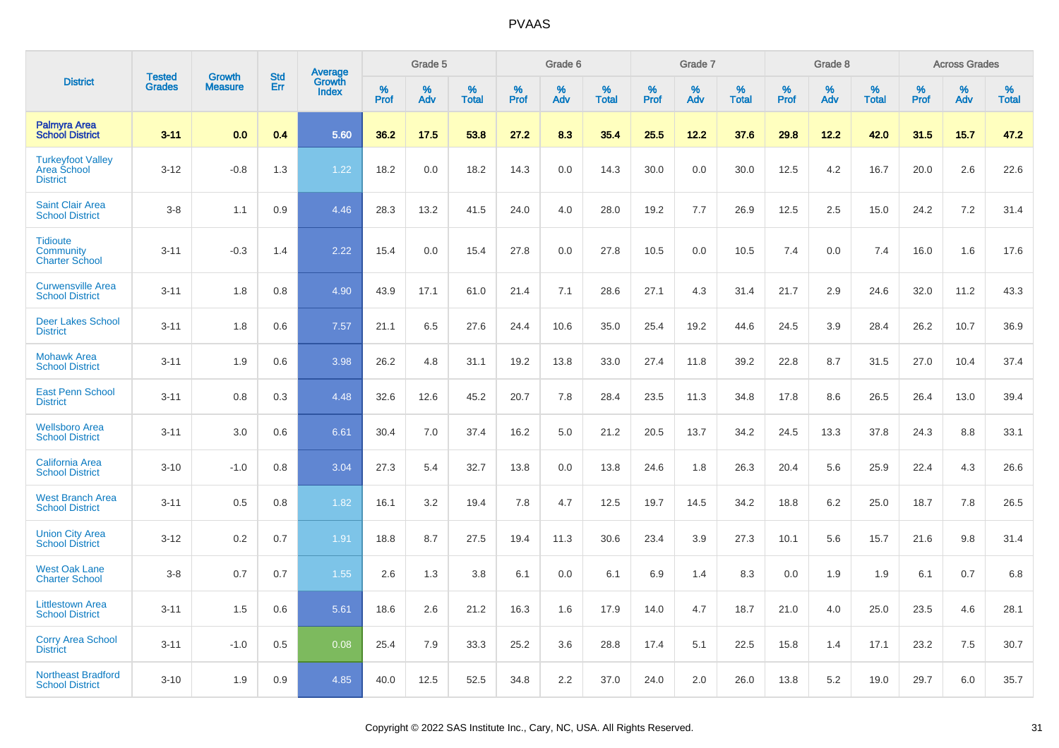| District | Tested Grades | Growth Measure | Std Err | Average Growth Index | Grade 5 | | | Grade 6 | | | Grade 7 | | | Grade 8 | | | Across Grades | | |
|---|---|---|---|---|---|---|---|---|---|---|---|---|---|---|---|---|---|---|---|
| | | | | | % Prof | % Adv | % Total | % Prof | % Adv | % Total | % Prof | % Adv | % Total | % Prof | % Adv | % Total | % Prof | % Adv | % Total |
| **Palmyra Area School District** | **3-11** | **0.0** | **0.4** | **5.60** | **36.2** | **17.5** | **53.8** | **27.2** | **8.3** | **35.4** | **25.5** | **12.2** | **37.6** | **29.8** | **12.2** | **42.0** | **31.5** | **15.7** | **47.2** |
| Turkeyfoot Valley Area School District | 3-12 | -0.8 | 1.3 | 1.22 | 18.2 | 0.0 | 18.2 | 14.3 | 0.0 | 14.3 | 30.0 | 0.0 | 30.0 | 12.5 | 4.2 | 16.7 | 20.0 | 2.6 | 22.6 |
| Saint Clair Area School District | 3-8 | 1.1 | 0.9 | 4.46 | 28.3 | 13.2 | 41.5 | 24.0 | 4.0 | 28.0 | 19.2 | 7.7 | 26.9 | 12.5 | 2.5 | 15.0 | 24.2 | 7.2 | 31.4 |
| Tidioute Community Charter School | 3-11 | -0.3 | 1.4 | 2.22 | 15.4 | 0.0 | 15.4 | 27.8 | 0.0 | 27.8 | 10.5 | 0.0 | 10.5 | 7.4 | 0.0 | 7.4 | 16.0 | 1.6 | 17.6 |
| Curwensville Area School District | 3-11 | 1.8 | 0.8 | 4.90 | 43.9 | 17.1 | 61.0 | 21.4 | 7.1 | 28.6 | 27.1 | 4.3 | 31.4 | 21.7 | 2.9 | 24.6 | 32.0 | 11.2 | 43.3 |
| Deer Lakes School District | 3-11 | 1.8 | 0.6 | 7.57 | 21.1 | 6.5 | 27.6 | 24.4 | 10.6 | 35.0 | 25.4 | 19.2 | 44.6 | 24.5 | 3.9 | 28.4 | 26.2 | 10.7 | 36.9 |
| Mohawk Area School District | 3-11 | 1.9 | 0.6 | 3.98 | 26.2 | 4.8 | 31.1 | 19.2 | 13.8 | 33.0 | 27.4 | 11.8 | 39.2 | 22.8 | 8.7 | 31.5 | 27.0 | 10.4 | 37.4 |
| East Penn School District | 3-11 | 0.8 | 0.3 | 4.48 | 32.6 | 12.6 | 45.2 | 20.7 | 7.8 | 28.4 | 23.5 | 11.3 | 34.8 | 17.8 | 8.6 | 26.5 | 26.4 | 13.0 | 39.4 |
| Wellsboro Area School District | 3-11 | 3.0 | 0.6 | 6.61 | 30.4 | 7.0 | 37.4 | 16.2 | 5.0 | 21.2 | 20.5 | 13.7 | 34.2 | 24.5 | 13.3 | 37.8 | 24.3 | 8.8 | 33.1 |
| California Area School District | 3-10 | -1.0 | 0.8 | 3.04 | 27.3 | 5.4 | 32.7 | 13.8 | 0.0 | 13.8 | 24.6 | 1.8 | 26.3 | 20.4 | 5.6 | 25.9 | 22.4 | 4.3 | 26.6 |
| West Branch Area School District | 3-11 | 0.5 | 0.8 | 1.82 | 16.1 | 3.2 | 19.4 | 7.8 | 4.7 | 12.5 | 19.7 | 14.5 | 34.2 | 18.8 | 6.2 | 25.0 | 18.7 | 7.8 | 26.5 |
| Union City Area School District | 3-12 | 0.2 | 0.7 | 1.91 | 18.8 | 8.7 | 27.5 | 19.4 | 11.3 | 30.6 | 23.4 | 3.9 | 27.3 | 10.1 | 5.6 | 15.7 | 21.6 | 9.8 | 31.4 |
| West Oak Lane Charter School | 3-8 | 0.7 | 0.7 | 1.55 | 2.6 | 1.3 | 3.8 | 6.1 | 0.0 | 6.1 | 6.9 | 1.4 | 8.3 | 0.0 | 1.9 | 1.9 | 6.1 | 0.7 | 6.8 |
| Littlestown Area School District | 3-11 | 1.5 | 0.6 | 5.61 | 18.6 | 2.6 | 21.2 | 16.3 | 1.6 | 17.9 | 14.0 | 4.7 | 18.7 | 21.0 | 4.0 | 25.0 | 23.5 | 4.6 | 28.1 |
| Corry Area School District | 3-11 | -1.0 | 0.5 | 0.08 | 25.4 | 7.9 | 33.3 | 25.2 | 3.6 | 28.8 | 17.4 | 5.1 | 22.5 | 15.8 | 1.4 | 17.1 | 23.2 | 7.5 | 30.7 |
| Northeast Bradford School District | 3-10 | 1.9 | 0.9 | 4.85 | 40.0 | 12.5 | 52.5 | 34.8 | 2.2 | 37.0 | 24.0 | 2.0 | 26.0 | 13.8 | 5.2 | 19.0 | 29.7 | 6.0 | 35.7 |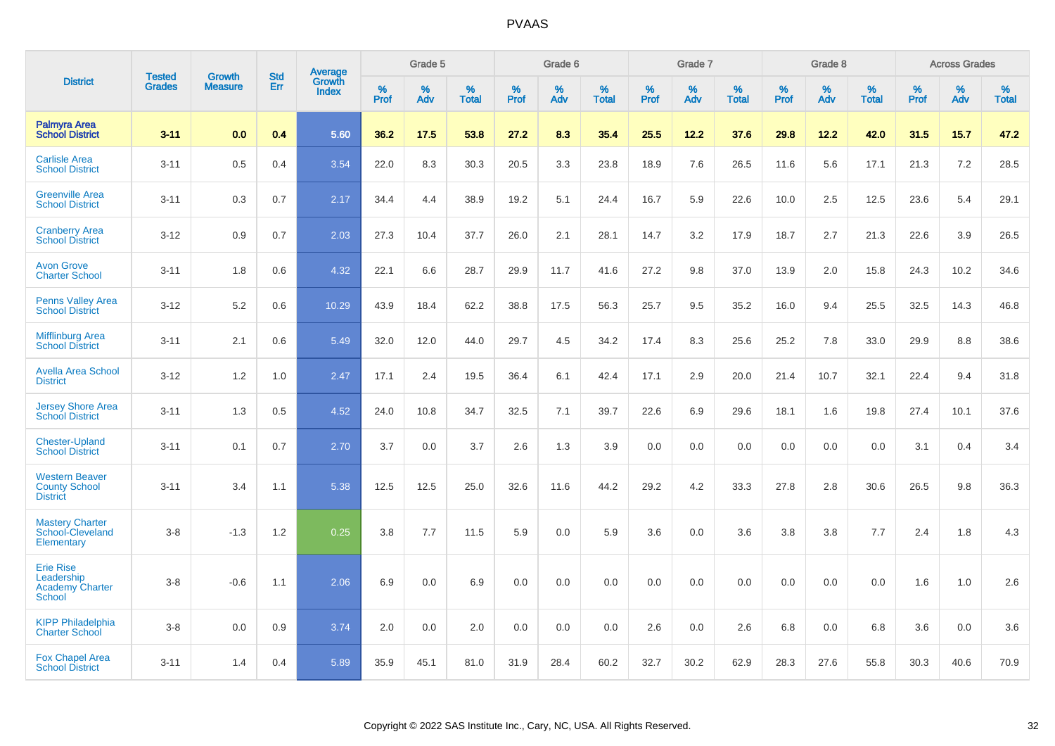# PVAAS

| District | Tested Grades | Growth Measure | Std Err | Average Growth Index | Grade 5 | | | Grade 6 | | | Grade 7 | | | Grade 8 | | | Across Grades | | |
|---|---|---|---|---|---|---|---|---|---|---|---|---|---|---|---|---|---|---|---|
| | | | | | % Prof | % Adv | % Total | % Prof | % Adv | % Total | % Prof | % Adv | % Total | % Prof | % Adv | % Total | % Prof | % Adv | % Total |
| **Palmyra Area School District** | **3-11** | **0.0** | **0.4** | **5.60** | **36.2** | **17.5** | **53.8** | **27.2** | **8.3** | **35.4** | **25.5** | **12.2** | **37.6** | **29.8** | **12.2** | **42.0** | **31.5** | **15.7** | **47.2** |
| Carlisle Area School District | 3-11 | 0.5 | 0.4 | 3.54 | 22.0 | 8.3 | 30.3 | 20.5 | 3.3 | 23.8 | 18.9 | 7.6 | 26.5 | 11.6 | 5.6 | 17.1 | 21.3 | 7.2 | 28.5 |
| Greenville Area School District | 3-11 | 0.3 | 0.7 | 2.17 | 34.4 | 4.4 | 38.9 | 19.2 | 5.1 | 24.4 | 16.7 | 5.9 | 22.6 | 10.0 | 2.5 | 12.5 | 23.6 | 5.4 | 29.1 |
| Cranberry Area School District | 3-12 | 0.9 | 0.7 | 2.03 | 27.3 | 10.4 | 37.7 | 26.0 | 2.1 | 28.1 | 14.7 | 3.2 | 17.9 | 18.7 | 2.7 | 21.3 | 22.6 | 3.9 | 26.5 |
| Avon Grove Charter School | 3-11 | 1.8 | 0.6 | 4.32 | 22.1 | 6.6 | 28.7 | 29.9 | 11.7 | 41.6 | 27.2 | 9.8 | 37.0 | 13.9 | 2.0 | 15.8 | 24.3 | 10.2 | 34.6 |
| Penns Valley Area School District | 3-12 | 5.2 | 0.6 | 10.29 | 43.9 | 18.4 | 62.2 | 38.8 | 17.5 | 56.3 | 25.7 | 9.5 | 35.2 | 16.0 | 9.4 | 25.5 | 32.5 | 14.3 | 46.8 |
| Mifflinburg Area School District | 3-11 | 2.1 | 0.6 | 5.49 | 32.0 | 12.0 | 44.0 | 29.7 | 4.5 | 34.2 | 17.4 | 8.3 | 25.6 | 25.2 | 7.8 | 33.0 | 29.9 | 8.8 | 38.6 |
| Avella Area School District | 3-12 | 1.2 | 1.0 | 2.47 | 17.1 | 2.4 | 19.5 | 36.4 | 6.1 | 42.4 | 17.1 | 2.9 | 20.0 | 21.4 | 10.7 | 32.1 | 22.4 | 9.4 | 31.8 |
| Jersey Shore Area School District | 3-11 | 1.3 | 0.5 | 4.52 | 24.0 | 10.8 | 34.7 | 32.5 | 7.1 | 39.7 | 22.6 | 6.9 | 29.6 | 18.1 | 1.6 | 19.8 | 27.4 | 10.1 | 37.6 |
| Chester-Upland School District | 3-11 | 0.1 | 0.7 | 2.70 | 3.7 | 0.0 | 3.7 | 2.6 | 1.3 | 3.9 | 0.0 | 0.0 | 0.0 | 0.0 | 0.0 | 0.0 | 3.1 | 0.4 | 3.4 |
| Western Beaver County School District | 3-11 | 3.4 | 1.1 | 5.38 | 12.5 | 12.5 | 25.0 | 32.6 | 11.6 | 44.2 | 29.2 | 4.2 | 33.3 | 27.8 | 2.8 | 30.6 | 26.5 | 9.8 | 36.3 |
| Mastery Charter School-Cleveland Elementary | 3-8 | -1.3 | 1.2 | 0.25 | 3.8 | 7.7 | 11.5 | 5.9 | 0.0 | 5.9 | 3.6 | 0.0 | 3.6 | 3.8 | 3.8 | 7.7 | 2.4 | 1.8 | 4.3 |
| Erie Rise Leadership Academy Charter School | 3-8 | -0.6 | 1.1 | 2.06 | 6.9 | 0.0 | 6.9 | 0.0 | 0.0 | 0.0 | 0.0 | 0.0 | 0.0 | 0.0 | 0.0 | 0.0 | 1.6 | 1.0 | 2.6 |
| KIPP Philadelphia Charter School | 3-8 | 0.0 | 0.9 | 3.74 | 2.0 | 0.0 | 2.0 | 0.0 | 0.0 | 0.0 | 2.6 | 0.0 | 2.6 | 6.8 | 0.0 | 6.8 | 3.6 | 0.0 | 3.6 |
| Fox Chapel Area School District | 3-11 | 1.4 | 0.4 | 5.89 | 35.9 | 45.1 | 81.0 | 31.9 | 28.4 | 60.2 | 32.7 | 30.2 | 62.9 | 28.3 | 27.6 | 55.8 | 30.3 | 40.6 | 70.9 |

Copyright © 2022 SAS Institute Inc., Cary, NC, USA. All Rights Reserved.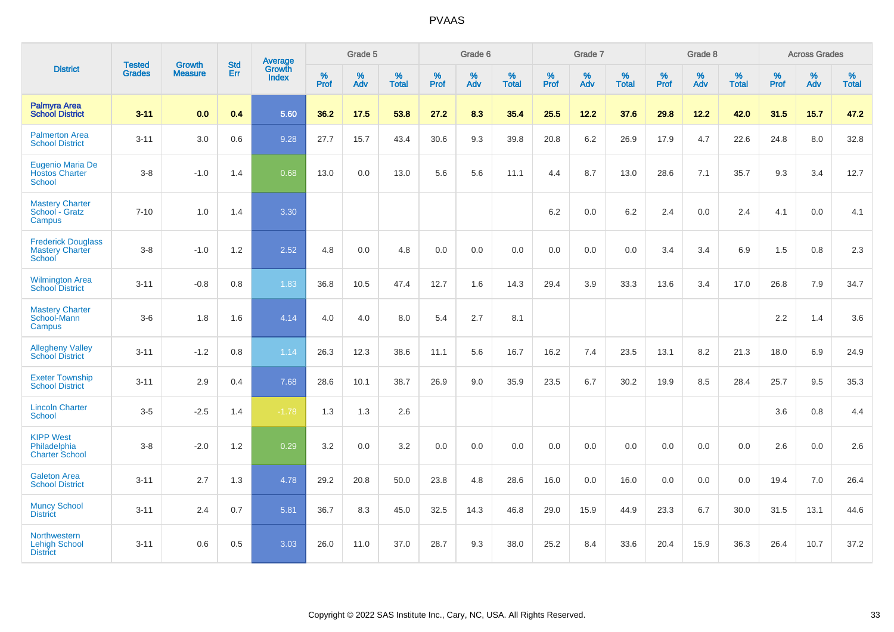| District | Tested Grades | Growth Measure | Std Err | Average Growth Index | Grade 5 | | | Grade 6 | | | Grade 7 | | | Grade 8 | | | Across Grades | | |
|---|---|---|---|---|---|---|---|---|---|---|---|---|---|---|---|---|---|---|---|
| | | | | | % Prof | % Adv | % Total | % Prof | % Adv | % Total | % Prof | % Adv | % Total | % Prof | % Adv | % Total | % Prof | % Adv | % Total |
| **Palmyra Area School District** | **3-11** | **0.0** | **0.4** | **5.60** | **36.2** | **17.5** | **53.8** | **27.2** | **8.3** | **35.4** | **25.5** | **12.2** | **37.6** | **29.8** | **12.2** | **42.0** | **31.5** | **15.7** | **47.2** |
| Palmerton Area School District | 3-11 | 3.0 | 0.6 | 9.28 | 27.7 | 15.7 | 43.4 | 30.6 | 9.3 | 39.8 | 20.8 | 6.2 | 26.9 | 17.9 | 4.7 | 22.6 | 24.8 | 8.0 | 32.8 |
| Eugenio Maria De Hostos Charter School | 3-8 | -1.0 | 1.4 | 0.68 | 13.0 | 0.0 | 13.0 | 5.6 | 5.6 | 11.1 | 4.4 | 8.7 | 13.0 | 28.6 | 7.1 | 35.7 | 9.3 | 3.4 | 12.7 |
| Mastery Charter School - Gratz Campus | 7-10 | 1.0 | 1.4 | 3.30 | | | | | | | 6.2 | 0.0 | 6.2 | 2.4 | 0.0 | 2.4 | 4.1 | 0.0 | 4.1 |
| Frederick Douglass Mastery Charter School | 3-8 | -1.0 | 1.2 | 2.52 | 4.8 | 0.0 | 4.8 | 0.0 | 0.0 | 0.0 | 0.0 | 0.0 | 0.0 | 3.4 | 3.4 | 6.9 | 1.5 | 0.8 | 2.3 |
| Wilmington Area School District | 3-11 | -0.8 | 0.8 | 1.83 | 36.8 | 10.5 | 47.4 | 12.7 | 1.6 | 14.3 | 29.4 | 3.9 | 33.3 | 13.6 | 3.4 | 17.0 | 26.8 | 7.9 | 34.7 |
| Mastery Charter School-Mann Campus | 3-6 | 1.8 | 1.6 | 4.14 | 4.0 | 4.0 | 8.0 | 5.4 | 2.7 | 8.1 | | | | | | | 2.2 | 1.4 | 3.6 |
| Allegheny Valley School District | 3-11 | -1.2 | 0.8 | 1.14 | 26.3 | 12.3 | 38.6 | 11.1 | 5.6 | 16.7 | 16.2 | 7.4 | 23.5 | 13.1 | 8.2 | 21.3 | 18.0 | 6.9 | 24.9 |
| Exeter Township School District | 3-11 | 2.9 | 0.4 | 7.68 | 28.6 | 10.1 | 38.7 | 26.9 | 9.0 | 35.9 | 23.5 | 6.7 | 30.2 | 19.9 | 8.5 | 28.4 | 25.7 | 9.5 | 35.3 |
| Lincoln Charter School | 3-5 | -2.5 | 1.4 | -1.78 | 1.3 | 1.3 | 2.6 | | | | | | | | | | 3.6 | 0.8 | 4.4 |
| KIPP West Philadelphia Charter School | 3-8 | -2.0 | 1.2 | 0.29 | 3.2 | 0.0 | 3.2 | 0.0 | 0.0 | 0.0 | 0.0 | 0.0 | 0.0 | 0.0 | 0.0 | 0.0 | 2.6 | 0.0 | 2.6 |
| Galeton Area School District | 3-11 | 2.7 | 1.3 | 4.78 | 29.2 | 20.8 | 50.0 | 23.8 | 4.8 | 28.6 | 16.0 | 0.0 | 16.0 | 0.0 | 0.0 | 0.0 | 19.4 | 7.0 | 26.4 |
| Muncy School District | 3-11 | 2.4 | 0.7 | 5.81 | 36.7 | 8.3 | 45.0 | 32.5 | 14.3 | 46.8 | 29.0 | 15.9 | 44.9 | 23.3 | 6.7 | 30.0 | 31.5 | 13.1 | 44.6 |
| Northwestern Lehigh School District | 3-11 | 0.6 | 0.5 | 3.03 | 26.0 | 11.0 | 37.0 | 28.7 | 9.3 | 38.0 | 25.2 | 8.4 | 33.6 | 20.4 | 15.9 | 36.3 | 26.4 | 10.7 | 37.2 |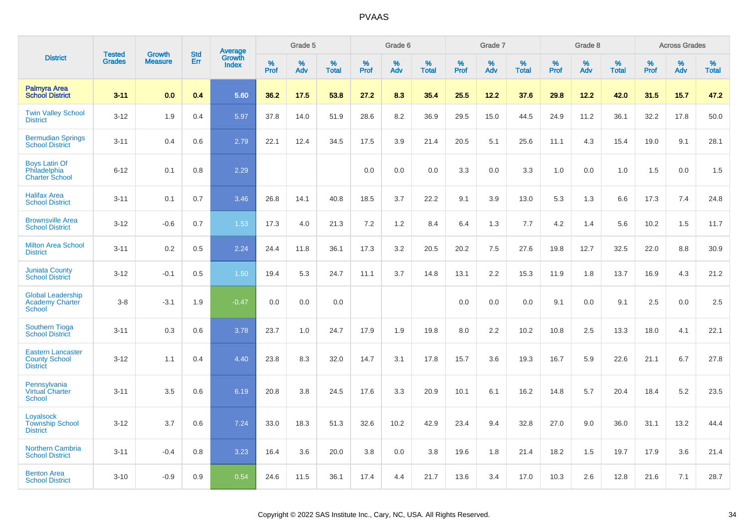# PVAAS

| District | Tested Grades | Growth Measure | Std Err | Average Growth Index | Grade 5 | | | Grade 6 | | | Grade 7 | | | Grade 8 | | | Across Grades | | |
|---|---|---|---|---|---|---|---|---|---|---|---|---|---|---|---|---|---|---|---|
| | | | | | % Prof | % Adv | % Total | % Prof | % Adv | % Total | % Prof | % Adv | % Total | % Prof | % Adv | % Total | % Prof | % Adv | % Total |
| **Palmyra Area School District** | **3-11** | **0.0** | **0.4** | **5.60** | **36.2** | **17.5** | **53.8** | **27.2** | **8.3** | **35.4** | **25.5** | **12.2** | **37.6** | **29.8** | **12.2** | **42.0** | **31.5** | **15.7** | **47.2** |
| Twin Valley School District | 3-12 | 1.9 | 0.4 | 5.97 | 37.8 | 14.0 | 51.9 | 28.6 | 8.2 | 36.9 | 29.5 | 15.0 | 44.5 | 24.9 | 11.2 | 36.1 | 32.2 | 17.8 | 50.0 |
| Bermudian Springs School District | 3-11 | 0.4 | 0.6 | 2.79 | 22.1 | 12.4 | 34.5 | 17.5 | 3.9 | 21.4 | 20.5 | 5.1 | 25.6 | 11.1 | 4.3 | 15.4 | 19.0 | 9.1 | 28.1 |
| Boys Latin Of Philadelphia Charter School | 6-12 | 0.1 | 0.8 | 2.29 | | | | 0.0 | 0.0 | 0.0 | 3.3 | 0.0 | 3.3 | 1.0 | 0.0 | 1.0 | 1.5 | 0.0 | 1.5 |
| Halifax Area School District | 3-11 | 0.1 | 0.7 | 3.46 | 26.8 | 14.1 | 40.8 | 18.5 | 3.7 | 22.2 | 9.1 | 3.9 | 13.0 | 5.3 | 1.3 | 6.6 | 17.3 | 7.4 | 24.8 |
| Brownsville Area School District | 3-12 | -0.6 | 0.7 | 1.53 | 17.3 | 4.0 | 21.3 | 7.2 | 1.2 | 8.4 | 6.4 | 1.3 | 7.7 | 4.2 | 1.4 | 5.6 | 10.2 | 1.5 | 11.7 |
| Milton Area School District | 3-11 | 0.2 | 0.5 | 2.24 | 24.4 | 11.8 | 36.1 | 17.3 | 3.2 | 20.5 | 20.2 | 7.5 | 27.6 | 19.8 | 12.7 | 32.5 | 22.0 | 8.8 | 30.9 |
| Juniata County School District | 3-12 | -0.1 | 0.5 | 1.50 | 19.4 | 5.3 | 24.7 | 11.1 | 3.7 | 14.8 | 13.1 | 2.2 | 15.3 | 11.9 | 1.8 | 13.7 | 16.9 | 4.3 | 21.2 |
| Global Leadership Academy Charter School | 3-8 | -3.1 | 1.9 | -0.47 | 0.0 | 0.0 | 0.0 | | | | 0.0 | 0.0 | 0.0 | 9.1 | 0.0 | 9.1 | 2.5 | 0.0 | 2.5 |
| Southern Tioga School District | 3-11 | 0.3 | 0.6 | 3.78 | 23.7 | 1.0 | 24.7 | 17.9 | 1.9 | 19.8 | 8.0 | 2.2 | 10.2 | 10.8 | 2.5 | 13.3 | 18.0 | 4.1 | 22.1 |
| Eastern Lancaster County School District | 3-12 | 1.1 | 0.4 | 4.40 | 23.8 | 8.3 | 32.0 | 14.7 | 3.1 | 17.8 | 15.7 | 3.6 | 19.3 | 16.7 | 5.9 | 22.6 | 21.1 | 6.7 | 27.8 |
| Pennsylvania Virtual Charter School | 3-11 | 3.5 | 0.6 | 6.19 | 20.8 | 3.8 | 24.5 | 17.6 | 3.3 | 20.9 | 10.1 | 6.1 | 16.2 | 14.8 | 5.7 | 20.4 | 18.4 | 5.2 | 23.5 |
| Loyalsock Township School District | 3-12 | 3.7 | 0.6 | 7.24 | 33.0 | 18.3 | 51.3 | 32.6 | 10.2 | 42.9 | 23.4 | 9.4 | 32.8 | 27.0 | 9.0 | 36.0 | 31.1 | 13.2 | 44.4 |
| Northern Cambria School District | 3-11 | -0.4 | 0.8 | 3.23 | 16.4 | 3.6 | 20.0 | 3.8 | 0.0 | 3.8 | 19.6 | 1.8 | 21.4 | 18.2 | 1.5 | 19.7 | 17.9 | 3.6 | 21.4 |
| Benton Area School District | 3-10 | -0.9 | 0.9 | 0.54 | 24.6 | 11.5 | 36.1 | 17.4 | 4.4 | 21.7 | 13.6 | 3.4 | 17.0 | 10.3 | 2.6 | 12.8 | 21.6 | 7.1 | 28.7 |

Copyright © 2022 SAS Institute Inc., Cary, NC, USA. All Rights Reserved.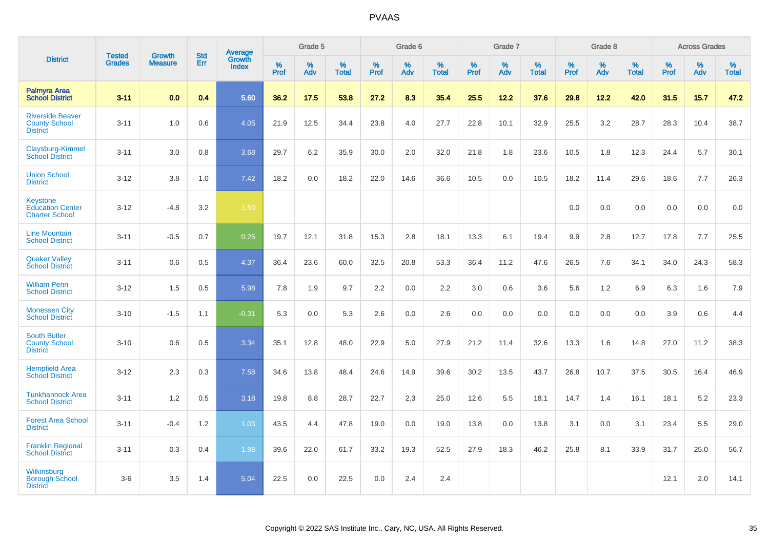# PVAAS

| District | Tested Grades | Growth Measure | Std Err | Average Growth Index | Grade 5 | | | Grade 6 | | | Grade 7 | | | Grade 8 | | | Across Grades | | |
|---|---|---|---|---|---|---|---|---|---|---|---|---|---|---|---|---|---|---|---|
| | | | | | % Prof | % Adv | % Total | % Prof | % Adv | % Total | % Prof | % Adv | % Total | % Prof | % Adv | % Total | % Prof | % Adv | % Total |
| **Palmyra Area School District** | **3-11** | **0.0** | **0.4** | **5.60** | **36.2** | **17.5** | **53.8** | **27.2** | **8.3** | **35.4** | **25.5** | **12.2** | **37.6** | **29.8** | **12.2** | **42.0** | **31.5** | **15.7** | **47.2** |
| Riverside Beaver County School District | 3-11 | 1.0 | 0.6 | 4.05 | 21.9 | 12.5 | 34.4 | 23.8 | 4.0 | 27.7 | 22.8 | 10.1 | 32.9 | 25.5 | 3.2 | 28.7 | 28.3 | 10.4 | 38.7 |
| Claysburg-Kimmel School District | 3-11 | 3.0 | 0.8 | 3.68 | 29.7 | 6.2 | 35.9 | 30.0 | 2.0 | 32.0 | 21.8 | 1.8 | 23.6 | 10.5 | 1.8 | 12.3 | 24.4 | 5.7 | 30.1 |
| Union School District | 3-12 | 3.8 | 1.0 | 7.42 | 18.2 | 0.0 | 18.2 | 22.0 | 14.6 | 36.6 | 10.5 | 0.0 | 10.5 | 18.2 | 11.4 | 29.6 | 18.6 | 7.7 | 26.3 |
| Keystone Education Center Charter School | 3-12 | -4.8 | 3.2 | -1.50 | | | | | | | | | | 0.0 | 0.0 | 0.0 | 0.0 | 0.0 | 0.0 |
| Line Mountain School District | 3-11 | -0.5 | 0.7 | 0.25 | 19.7 | 12.1 | 31.8 | 15.3 | 2.8 | 18.1 | 13.3 | 6.1 | 19.4 | 9.9 | 2.8 | 12.7 | 17.8 | 7.7 | 25.5 |
| Quaker Valley School District | 3-11 | 0.6 | 0.5 | 4.37 | 36.4 | 23.6 | 60.0 | 32.5 | 20.8 | 53.3 | 36.4 | 11.2 | 47.6 | 26.5 | 7.6 | 34.1 | 34.0 | 24.3 | 58.3 |
| William Penn School District | 3-12 | 1.5 | 0.5 | 5.98 | 7.8 | 1.9 | 9.7 | 2.2 | 0.0 | 2.2 | 3.0 | 0.6 | 3.6 | 5.6 | 1.2 | 6.9 | 6.3 | 1.6 | 7.9 |
| Monessen City School District | 3-10 | -1.5 | 1.1 | -0.31 | 5.3 | 0.0 | 5.3 | 2.6 | 0.0 | 2.6 | 0.0 | 0.0 | 0.0 | 0.0 | 0.0 | 0.0 | 3.9 | 0.6 | 4.4 |
| South Butler County School District | 3-10 | 0.6 | 0.5 | 3.34 | 35.1 | 12.8 | 48.0 | 22.9 | 5.0 | 27.9 | 21.2 | 11.4 | 32.6 | 13.3 | 1.6 | 14.8 | 27.0 | 11.2 | 38.3 |
| Hempfield Area School District | 3-12 | 2.3 | 0.3 | 7.58 | 34.6 | 13.8 | 48.4 | 24.6 | 14.9 | 39.6 | 30.2 | 13.5 | 43.7 | 26.8 | 10.7 | 37.5 | 30.5 | 16.4 | 46.9 |
| Tunkhannock Area School District | 3-11 | 1.2 | 0.5 | 3.18 | 19.8 | 8.8 | 28.7 | 22.7 | 2.3 | 25.0 | 12.6 | 5.5 | 18.1 | 14.7 | 1.4 | 16.1 | 18.1 | 5.2 | 23.3 |
| Forest Area School District | 3-11 | -0.4 | 1.2 | 1.03 | 43.5 | 4.4 | 47.8 | 19.0 | 0.0 | 19.0 | 13.8 | 0.0 | 13.8 | 3.1 | 0.0 | 3.1 | 23.4 | 5.5 | 29.0 |
| Franklin Regional School District | 3-11 | 0.3 | 0.4 | 1.98 | 39.6 | 22.0 | 61.7 | 33.2 | 19.3 | 52.5 | 27.9 | 18.3 | 46.2 | 25.8 | 8.1 | 33.9 | 31.7 | 25.0 | 56.7 |
| Wilkinsburg Borough School District | 3-6 | 3.5 | 1.4 | 5.04 | 22.5 | 0.0 | 22.5 | 0.0 | 2.4 | 2.4 | | | | | | | 12.1 | 2.0 | 14.1 |

Copyright © 2022 SAS Institute Inc., Cary, NC, USA. All Rights Reserved.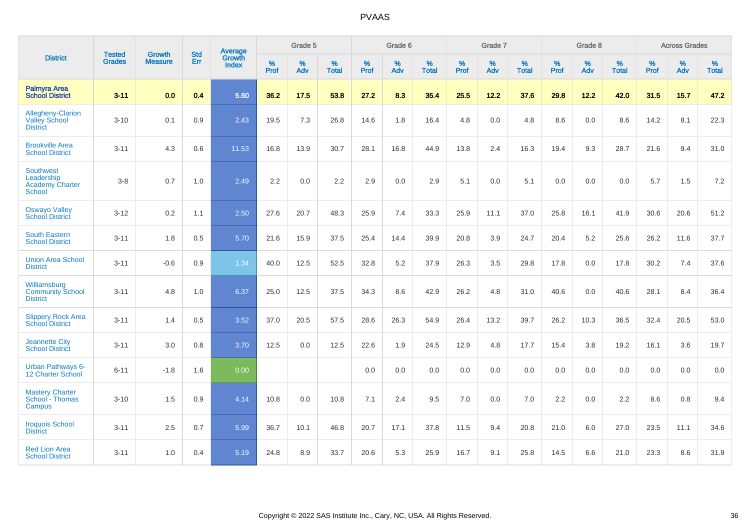# PVAAS

| District | Tested Grades | Growth Measure | Std Err | Average Growth Index | Grade 5 | | | Grade 6 | | | Grade 7 | | | Grade 8 | | | Across Grades | | |
|---|---|---|---|---|---|---|---|---|---|---|---|---|---|---|---|---|---|---|---|
| | | | | | % Prof | % Adv | % Total | % Prof | % Adv | % Total | % Prof | % Adv | % Total | % Prof | % Adv | % Total | % Prof | % Adv | % Total |
| **Palmyra Area School District** | **3-11** | **0.0** | **0.4** | **5.60** | **36.2** | **17.5** | **53.8** | **27.2** | **8.3** | **35.4** | **25.5** | **12.2** | **37.6** | **29.8** | **12.2** | **42.0** | **31.5** | **15.7** | **47.2** |
| Allegheny-Clarion Valley School District | 3-10 | 0.1 | 0.9 | 2.43 | 19.5 | 7.3 | 26.8 | 14.6 | 1.8 | 16.4 | 4.8 | 0.0 | 4.8 | 8.6 | 0.0 | 8.6 | 14.2 | 8.1 | 22.3 |
| Brookville Area School District | 3-11 | 4.3 | 0.6 | 11.53 | 16.8 | 13.9 | 30.7 | 28.1 | 16.8 | 44.9 | 13.8 | 2.4 | 16.3 | 19.4 | 9.3 | 28.7 | 21.6 | 9.4 | 31.0 |
| Southwest Leadership Academy Charter School | 3-8 | 0.7 | 1.0 | 2.49 | 2.2 | 0.0 | 2.2 | 2.9 | 0.0 | 2.9 | 5.1 | 0.0 | 5.1 | 0.0 | 0.0 | 0.0 | 5.7 | 1.5 | 7.2 |
| Oswayo Valley School District | 3-12 | 0.2 | 1.1 | 2.50 | 27.6 | 20.7 | 48.3 | 25.9 | 7.4 | 33.3 | 25.9 | 11.1 | 37.0 | 25.8 | 16.1 | 41.9 | 30.6 | 20.6 | 51.2 |
| South Eastern School District | 3-11 | 1.8 | 0.5 | 5.70 | 21.6 | 15.9 | 37.5 | 25.4 | 14.4 | 39.9 | 20.8 | 3.9 | 24.7 | 20.4 | 5.2 | 25.6 | 26.2 | 11.6 | 37.7 |
| Union Area School District | 3-11 | -0.6 | 0.9 | 1.34 | 40.0 | 12.5 | 52.5 | 32.8 | 5.2 | 37.9 | 26.3 | 3.5 | 29.8 | 17.8 | 0.0 | 17.8 | 30.2 | 7.4 | 37.6 |
| Williamsburg Community School District | 3-11 | 4.8 | 1.0 | 6.37 | 25.0 | 12.5 | 37.5 | 34.3 | 8.6 | 42.9 | 26.2 | 4.8 | 31.0 | 40.6 | 0.0 | 40.6 | 28.1 | 8.4 | 36.4 |
| Slippery Rock Area School District | 3-11 | 1.4 | 0.5 | 3.52 | 37.0 | 20.5 | 57.5 | 28.6 | 26.3 | 54.9 | 26.4 | 13.2 | 39.7 | 26.2 | 10.3 | 36.5 | 32.4 | 20.5 | 53.0 |
| Jeannette City School District | 3-11 | 3.0 | 0.8 | 3.70 | 12.5 | 0.0 | 12.5 | 22.6 | 1.9 | 24.5 | 12.9 | 4.8 | 17.7 | 15.4 | 3.8 | 19.2 | 16.1 | 3.6 | 19.7 |
| Urban Pathways 6-12 Charter School | 6-11 | -1.8 | 1.6 | 0.00 | | | | 0.0 | 0.0 | 0.0 | 0.0 | 0.0 | 0.0 | 0.0 | 0.0 | 0.0 | 0.0 | 0.0 | 0.0 |
| Mastery Charter School - Thomas Campus | 3-10 | 1.5 | 0.9 | 4.14 | 10.8 | 0.0 | 10.8 | 7.1 | 2.4 | 9.5 | 7.0 | 0.0 | 7.0 | 2.2 | 0.0 | 2.2 | 8.6 | 0.8 | 9.4 |
| Iroquois School District | 3-11 | 2.5 | 0.7 | 5.99 | 36.7 | 10.1 | 46.8 | 20.7 | 17.1 | 37.8 | 11.5 | 9.4 | 20.8 | 21.0 | 6.0 | 27.0 | 23.5 | 11.1 | 34.6 |
| Red Lion Area School District | 3-11 | 1.0 | 0.4 | 5.19 | 24.8 | 8.9 | 33.7 | 20.6 | 5.3 | 25.9 | 16.7 | 9.1 | 25.8 | 14.5 | 6.6 | 21.0 | 23.3 | 8.6 | 31.9 |

Copyright © 2022 SAS Institute Inc., Cary, NC, USA. All Rights Reserved.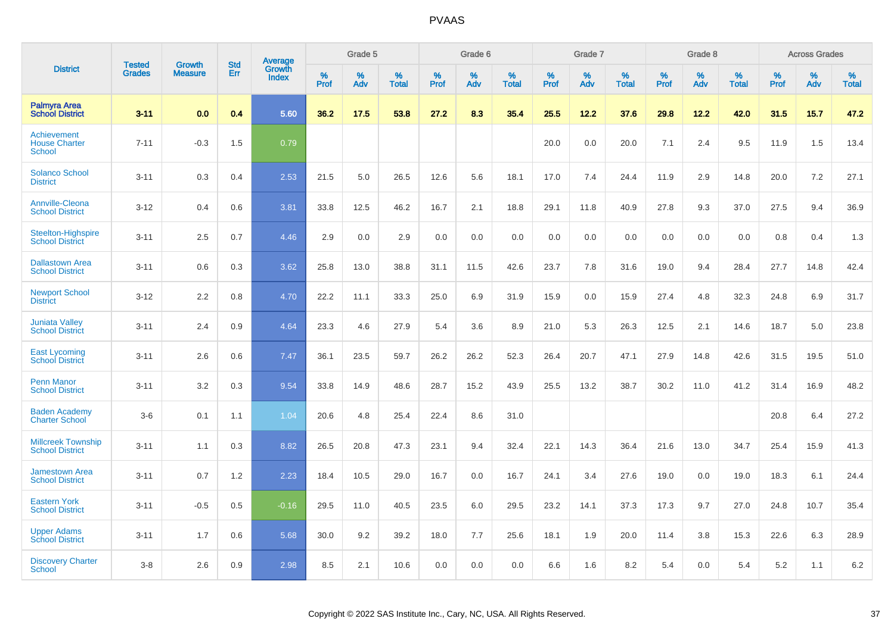# PVAAS

| District | Tested Grades | Growth Measure | Std Err | Average Growth Index | Grade 5 | | | Grade 6 | | | Grade 7 | | | Grade 8 | | | Across Grades | | |
|---|---|---|---|---|---|---|---|---|---|---|---|---|---|---|---|---|---|---|---|
| | | | | | % Prof | % Adv | % Total | % Prof | % Adv | % Total | % Prof | % Adv | % Total | % Prof | % Adv | % Total | % Prof | % Adv | % Total |
| **Palmyra Area School District** | **3-11** | **0.0** | **0.4** | **5.60** | **36.2** | **17.5** | **53.8** | **27.2** | **8.3** | **35.4** | **25.5** | **12.2** | **37.6** | **29.8** | **12.2** | **42.0** | **31.5** | **15.7** | **47.2** |
| Achievement House Charter School | 7-11 | -0.3 | 1.5 | 0.79 | | | | | | | 20.0 | 0.0 | 20.0 | 7.1 | 2.4 | 9.5 | 11.9 | 1.5 | 13.4 |
| Solanco School District | 3-11 | 0.3 | 0.4 | 2.53 | 21.5 | 5.0 | 26.5 | 12.6 | 5.6 | 18.1 | 17.0 | 7.4 | 24.4 | 11.9 | 2.9 | 14.8 | 20.0 | 7.2 | 27.1 |
| Annville-Cleona School District | 3-12 | 0.4 | 0.6 | 3.81 | 33.8 | 12.5 | 46.2 | 16.7 | 2.1 | 18.8 | 29.1 | 11.8 | 40.9 | 27.8 | 9.3 | 37.0 | 27.5 | 9.4 | 36.9 |
| Steelton-Highspire School District | 3-11 | 2.5 | 0.7 | 4.46 | 2.9 | 0.0 | 2.9 | 0.0 | 0.0 | 0.0 | 0.0 | 0.0 | 0.0 | 0.0 | 0.0 | 0.0 | 0.8 | 0.4 | 1.3 |
| Dallastown Area School District | 3-11 | 0.6 | 0.3 | 3.62 | 25.8 | 13.0 | 38.8 | 31.1 | 11.5 | 42.6 | 23.7 | 7.8 | 31.6 | 19.0 | 9.4 | 28.4 | 27.7 | 14.8 | 42.4 |
| Newport School District | 3-12 | 2.2 | 0.8 | 4.70 | 22.2 | 11.1 | 33.3 | 25.0 | 6.9 | 31.9 | 15.9 | 0.0 | 15.9 | 27.4 | 4.8 | 32.3 | 24.8 | 6.9 | 31.7 |
| Juniata Valley School District | 3-11 | 2.4 | 0.9 | 4.64 | 23.3 | 4.6 | 27.9 | 5.4 | 3.6 | 8.9 | 21.0 | 5.3 | 26.3 | 12.5 | 2.1 | 14.6 | 18.7 | 5.0 | 23.8 |
| East Lycoming School District | 3-11 | 2.6 | 0.6 | 7.47 | 36.1 | 23.5 | 59.7 | 26.2 | 26.2 | 52.3 | 26.4 | 20.7 | 47.1 | 27.9 | 14.8 | 42.6 | 31.5 | 19.5 | 51.0 |
| Penn Manor School District | 3-11 | 3.2 | 0.3 | 9.54 | 33.8 | 14.9 | 48.6 | 28.7 | 15.2 | 43.9 | 25.5 | 13.2 | 38.7 | 30.2 | 11.0 | 41.2 | 31.4 | 16.9 | 48.2 |
| Baden Academy Charter School | 3-6 | 0.1 | 1.1 | 1.04 | 20.6 | 4.8 | 25.4 | 22.4 | 8.6 | 31.0 | | | | | | | 20.8 | 6.4 | 27.2 |
| Millcreek Township School District | 3-11 | 1.1 | 0.3 | 8.82 | 26.5 | 20.8 | 47.3 | 23.1 | 9.4 | 32.4 | 22.1 | 14.3 | 36.4 | 21.6 | 13.0 | 34.7 | 25.4 | 15.9 | 41.3 |
| Jamestown Area School District | 3-11 | 0.7 | 1.2 | 2.23 | 18.4 | 10.5 | 29.0 | 16.7 | 0.0 | 16.7 | 24.1 | 3.4 | 27.6 | 19.0 | 0.0 | 19.0 | 18.3 | 6.1 | 24.4 |
| Eastern York School District | 3-11 | -0.5 | 0.5 | -0.16 | 29.5 | 11.0 | 40.5 | 23.5 | 6.0 | 29.5 | 23.2 | 14.1 | 37.3 | 17.3 | 9.7 | 27.0 | 24.8 | 10.7 | 35.4 |
| Upper Adams School District | 3-11 | 1.7 | 0.6 | 5.68 | 30.0 | 9.2 | 39.2 | 18.0 | 7.7 | 25.6 | 18.1 | 1.9 | 20.0 | 11.4 | 3.8 | 15.3 | 22.6 | 6.3 | 28.9 |
| Discovery Charter School | 3-8 | 2.6 | 0.9 | 2.98 | 8.5 | 2.1 | 10.6 | 0.0 | 0.0 | 0.0 | 6.6 | 1.6 | 8.2 | 5.4 | 0.0 | 5.4 | 5.2 | 1.1 | 6.2 |

Copyright © 2022 SAS Institute Inc., Cary, NC, USA. All Rights Reserved.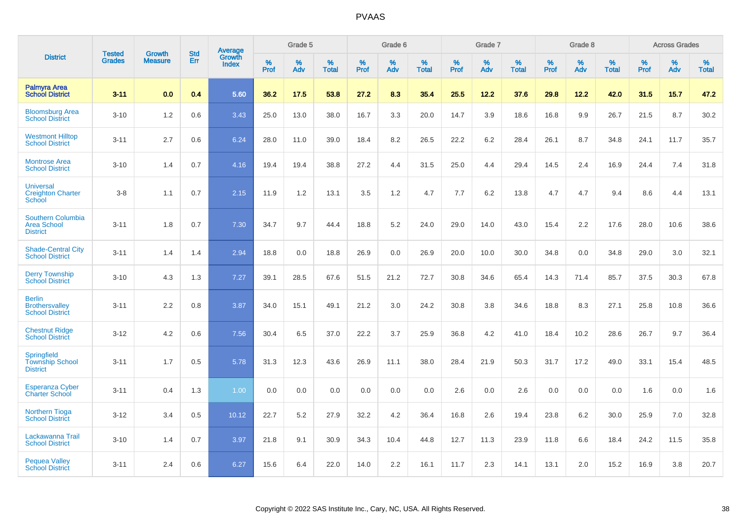# PVAAS

| District | Tested Grades | Growth Measure | Std Err | Average Growth Index | Grade 5 | | | Grade 6 | | | Grade 7 | | | Grade 8 | | | Across Grades | | |
|---|---|---|---|---|---|---|---|---|---|---|---|---|---|---|---|---|---|---|---|
| | | | | | % Prof | % Adv | % Total | % Prof | % Adv | % Total | % Prof | % Adv | % Total | % Prof | % Adv | % Total | % Prof | % Adv | % Total |
| **Palmyra Area School District** | **3-11** | **0.0** | **0.4** | **5.60** | **36.2** | **17.5** | **53.8** | **27.2** | **8.3** | **35.4** | **25.5** | **12.2** | **37.6** | **29.8** | **12.2** | **42.0** | **31.5** | **15.7** | **47.2** |
| Bloomsburg Area School District | 3-10 | 1.2 | 0.6 | 3.43 | 25.0 | 13.0 | 38.0 | 16.7 | 3.3 | 20.0 | 14.7 | 3.9 | 18.6 | 16.8 | 9.9 | 26.7 | 21.5 | 8.7 | 30.2 |
| Westmont Hilltop School District | 3-11 | 2.7 | 0.6 | 6.24 | 28.0 | 11.0 | 39.0 | 18.4 | 8.2 | 26.5 | 22.2 | 6.2 | 28.4 | 26.1 | 8.7 | 34.8 | 24.1 | 11.7 | 35.7 |
| Montrose Area School District | 3-10 | 1.4 | 0.7 | 4.16 | 19.4 | 19.4 | 38.8 | 27.2 | 4.4 | 31.5 | 25.0 | 4.4 | 29.4 | 14.5 | 2.4 | 16.9 | 24.4 | 7.4 | 31.8 |
| Universal Creighton Charter School | 3-8 | 1.1 | 0.7 | 2.15 | 11.9 | 1.2 | 13.1 | 3.5 | 1.2 | 4.7 | 7.7 | 6.2 | 13.8 | 4.7 | 4.7 | 9.4 | 8.6 | 4.4 | 13.1 |
| Southern Columbia Area School District | 3-11 | 1.8 | 0.7 | 7.30 | 34.7 | 9.7 | 44.4 | 18.8 | 5.2 | 24.0 | 29.0 | 14.0 | 43.0 | 15.4 | 2.2 | 17.6 | 28.0 | 10.6 | 38.6 |
| Shade-Central City School District | 3-11 | 1.4 | 1.4 | 2.94 | 18.8 | 0.0 | 18.8 | 26.9 | 0.0 | 26.9 | 20.0 | 10.0 | 30.0 | 34.8 | 0.0 | 34.8 | 29.0 | 3.0 | 32.1 |
| Derry Township School District | 3-10 | 4.3 | 1.3 | 7.27 | 39.1 | 28.5 | 67.6 | 51.5 | 21.2 | 72.7 | 30.8 | 34.6 | 65.4 | 14.3 | 71.4 | 85.7 | 37.5 | 30.3 | 67.8 |
| Berlin Brothersvalley School District | 3-11 | 2.2 | 0.8 | 3.87 | 34.0 | 15.1 | 49.1 | 21.2 | 3.0 | 24.2 | 30.8 | 3.8 | 34.6 | 18.8 | 8.3 | 27.1 | 25.8 | 10.8 | 36.6 |
| Chestnut Ridge School District | 3-12 | 4.2 | 0.6 | 7.56 | 30.4 | 6.5 | 37.0 | 22.2 | 3.7 | 25.9 | 36.8 | 4.2 | 41.0 | 18.4 | 10.2 | 28.6 | 26.7 | 9.7 | 36.4 |
| Springfield Township School District | 3-11 | 1.7 | 0.5 | 5.78 | 31.3 | 12.3 | 43.6 | 26.9 | 11.1 | 38.0 | 28.4 | 21.9 | 50.3 | 31.7 | 17.2 | 49.0 | 33.1 | 15.4 | 48.5 |
| Esperanza Cyber Charter School | 3-11 | 0.4 | 1.3 | 1.00 | 0.0 | 0.0 | 0.0 | 0.0 | 0.0 | 0.0 | 2.6 | 0.0 | 2.6 | 0.0 | 0.0 | 0.0 | 1.6 | 0.0 | 1.6 |
| Northern Tioga School District | 3-12 | 3.4 | 0.5 | 10.12 | 22.7 | 5.2 | 27.9 | 32.2 | 4.2 | 36.4 | 16.8 | 2.6 | 19.4 | 23.8 | 6.2 | 30.0 | 25.9 | 7.0 | 32.8 |
| Lackawanna Trail School District | 3-10 | 1.4 | 0.7 | 3.97 | 21.8 | 9.1 | 30.9 | 34.3 | 10.4 | 44.8 | 12.7 | 11.3 | 23.9 | 11.8 | 6.6 | 18.4 | 24.2 | 11.5 | 35.8 |
| Pequea Valley School District | 3-11 | 2.4 | 0.6 | 6.27 | 15.6 | 6.4 | 22.0 | 14.0 | 2.2 | 16.1 | 11.7 | 2.3 | 14.1 | 13.1 | 2.0 | 15.2 | 16.9 | 3.8 | 20.7 |

Copyright © 2022 SAS Institute Inc., Cary, NC, USA. All Rights Reserved.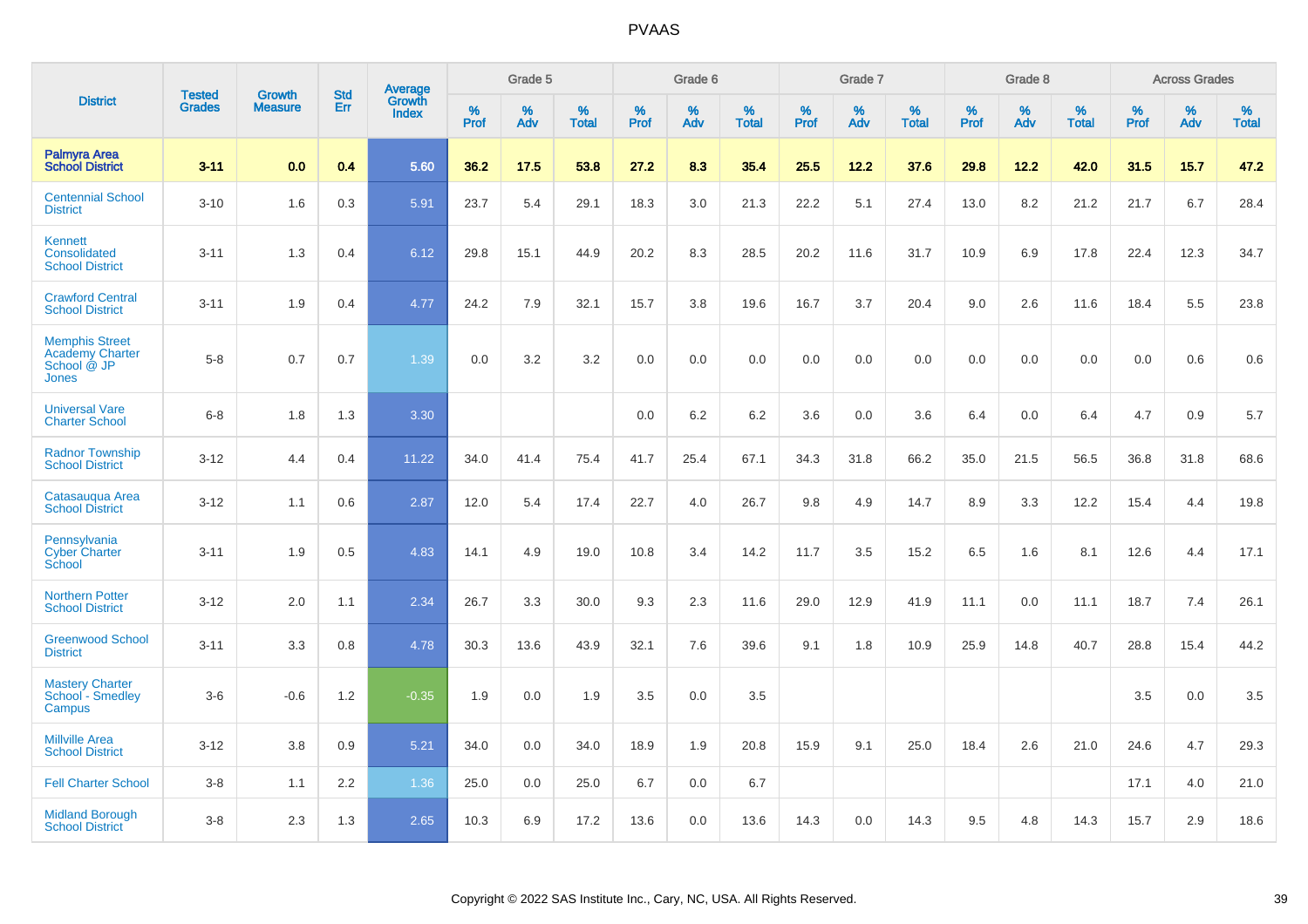# PVAAS

| District | Tested Grades | Growth Measure | Std Err | Average Growth Index | Grade 5 | | | Grade 6 | | | Grade 7 | | | Grade 8 | | | Across Grades | | |
|---|---|---|---|---|---|---|---|---|---|---|---|---|---|---|---|---|---|---|---|
| | | | | | % Prof | % Adv | % Total | % Prof | % Adv | % Total | % Prof | % Adv | % Total | % Prof | % Adv | % Total | % Prof | % Adv | % Total |
| **Palmyra Area School District** | **3-11** | **0.0** | **0.4** | **5.60** | **36.2** | **17.5** | **53.8** | **27.2** | **8.3** | **35.4** | **25.5** | **12.2** | **37.6** | **29.8** | **12.2** | **42.0** | **31.5** | **15.7** | **47.2** |
| Centennial School District | 3-10 | 1.6 | 0.3 | 5.91 | 23.7 | 5.4 | 29.1 | 18.3 | 3.0 | 21.3 | 22.2 | 5.1 | 27.4 | 13.0 | 8.2 | 21.2 | 21.7 | 6.7 | 28.4 |
| Kennett Consolidated School District | 3-11 | 1.3 | 0.4 | 6.12 | 29.8 | 15.1 | 44.9 | 20.2 | 8.3 | 28.5 | 20.2 | 11.6 | 31.7 | 10.9 | 6.9 | 17.8 | 22.4 | 12.3 | 34.7 |
| Crawford Central School District | 3-11 | 1.9 | 0.4 | 4.77 | 24.2 | 7.9 | 32.1 | 15.7 | 3.8 | 19.6 | 16.7 | 3.7 | 20.4 | 9.0 | 2.6 | 11.6 | 18.4 | 5.5 | 23.8 |
| Memphis Street Academy Charter School @ JP Jones | 5-8 | 0.7 | 0.7 | 1.39 | 0.0 | 3.2 | 3.2 | 0.0 | 0.0 | 0.0 | 0.0 | 0.0 | 0.0 | 0.0 | 0.0 | 0.0 | 0.0 | 0.6 | 0.6 |
| Universal Vare Charter School | 6-8 | 1.8 | 1.3 | 3.30 | | | | 0.0 | 6.2 | 6.2 | 3.6 | 0.0 | 3.6 | 6.4 | 0.0 | 6.4 | 4.7 | 0.9 | 5.7 |
| Radnor Township School District | 3-12 | 4.4 | 0.4 | 11.22 | 34.0 | 41.4 | 75.4 | 41.7 | 25.4 | 67.1 | 34.3 | 31.8 | 66.2 | 35.0 | 21.5 | 56.5 | 36.8 | 31.8 | 68.6 |
| Catasauqua Area School District | 3-12 | 1.1 | 0.6 | 2.87 | 12.0 | 5.4 | 17.4 | 22.7 | 4.0 | 26.7 | 9.8 | 4.9 | 14.7 | 8.9 | 3.3 | 12.2 | 15.4 | 4.4 | 19.8 |
| Pennsylvania Cyber Charter School | 3-11 | 1.9 | 0.5 | 4.83 | 14.1 | 4.9 | 19.0 | 10.8 | 3.4 | 14.2 | 11.7 | 3.5 | 15.2 | 6.5 | 1.6 | 8.1 | 12.6 | 4.4 | 17.1 |
| Northern Potter School District | 3-12 | 2.0 | 1.1 | 2.34 | 26.7 | 3.3 | 30.0 | 9.3 | 2.3 | 11.6 | 29.0 | 12.9 | 41.9 | 11.1 | 0.0 | 11.1 | 18.7 | 7.4 | 26.1 |
| Greenwood School District | 3-11 | 3.3 | 0.8 | 4.78 | 30.3 | 13.6 | 43.9 | 32.1 | 7.6 | 39.6 | 9.1 | 1.8 | 10.9 | 25.9 | 14.8 | 40.7 | 28.8 | 15.4 | 44.2 |
| Mastery Charter School - Smedley Campus | 3-6 | -0.6 | 1.2 | -0.35 | 1.9 | 0.0 | 1.9 | 3.5 | 0.0 | 3.5 | | | | | | | 3.5 | 0.0 | 3.5 |
| Millville Area School District | 3-12 | 3.8 | 0.9 | 5.21 | 34.0 | 0.0 | 34.0 | 18.9 | 1.9 | 20.8 | 15.9 | 9.1 | 25.0 | 18.4 | 2.6 | 21.0 | 24.6 | 4.7 | 29.3 |
| Fell Charter School | 3-8 | 1.1 | 2.2 | 1.36 | 25.0 | 0.0 | 25.0 | 6.7 | 0.0 | 6.7 | | | | | | | 17.1 | 4.0 | 21.0 |
| Midland Borough School District | 3-8 | 2.3 | 1.3 | 2.65 | 10.3 | 6.9 | 17.2 | 13.6 | 0.0 | 13.6 | 14.3 | 0.0 | 14.3 | 9.5 | 4.8 | 14.3 | 15.7 | 2.9 | 18.6 |

Copyright © 2022 SAS Institute Inc., Cary, NC, USA. All Rights Reserved.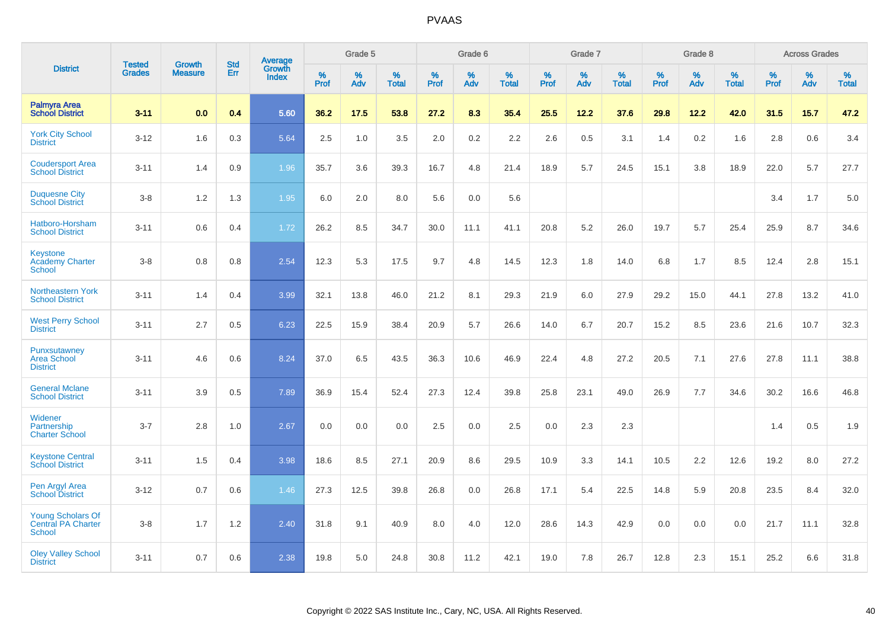# PVAAS

| District | Tested Grades | Growth Measure | Std Err | Average Growth Index | Grade 5 | | | Grade 6 | | | Grade 7 | | | Grade 8 | | | Across Grades | | |
|---|---|---|---|---|---|---|---|---|---|---|---|---|---|---|---|---|---|---|---|
| | | | | | % Prof | % Adv | % Total | % Prof | % Adv | % Total | % Prof | % Adv | % Total | % Prof | % Adv | % Total | % Prof | % Adv | % Total |
| **Palmyra Area School District** | **3-11** | **0.0** | **0.4** | **5.60** | **36.2** | **17.5** | **53.8** | **27.2** | **8.3** | **35.4** | **25.5** | **12.2** | **37.6** | **29.8** | **12.2** | **42.0** | **31.5** | **15.7** | **47.2** |
| York City School District | 3-12 | 1.6 | 0.3 | 5.64 | 2.5 | 1.0 | 3.5 | 2.0 | 0.2 | 2.2 | 2.6 | 0.5 | 3.1 | 1.4 | 0.2 | 1.6 | 2.8 | 0.6 | 3.4 |
| Coudersport Area School District | 3-11 | 1.4 | 0.9 | 1.96 | 35.7 | 3.6 | 39.3 | 16.7 | 4.8 | 21.4 | 18.9 | 5.7 | 24.5 | 15.1 | 3.8 | 18.9 | 22.0 | 5.7 | 27.7 |
| Duquesne City School District | 3-8 | 1.2 | 1.3 | 1.95 | 6.0 | 2.0 | 8.0 | 5.6 | 0.0 | 5.6 | | | | | | | 3.4 | 1.7 | 5.0 |
| Hatboro-Horsham School District | 3-11 | 0.6 | 0.4 | 1.72 | 26.2 | 8.5 | 34.7 | 30.0 | 11.1 | 41.1 | 20.8 | 5.2 | 26.0 | 19.7 | 5.7 | 25.4 | 25.9 | 8.7 | 34.6 |
| Keystone Academy Charter School | 3-8 | 0.8 | 0.8 | 2.54 | 12.3 | 5.3 | 17.5 | 9.7 | 4.8 | 14.5 | 12.3 | 1.8 | 14.0 | 6.8 | 1.7 | 8.5 | 12.4 | 2.8 | 15.1 |
| Northeastern York School District | 3-11 | 1.4 | 0.4 | 3.99 | 32.1 | 13.8 | 46.0 | 21.2 | 8.1 | 29.3 | 21.9 | 6.0 | 27.9 | 29.2 | 15.0 | 44.1 | 27.8 | 13.2 | 41.0 |
| West Perry School District | 3-11 | 2.7 | 0.5 | 6.23 | 22.5 | 15.9 | 38.4 | 20.9 | 5.7 | 26.6 | 14.0 | 6.7 | 20.7 | 15.2 | 8.5 | 23.6 | 21.6 | 10.7 | 32.3 |
| Punxsutawney Area School District | 3-11 | 4.6 | 0.6 | 8.24 | 37.0 | 6.5 | 43.5 | 36.3 | 10.6 | 46.9 | 22.4 | 4.8 | 27.2 | 20.5 | 7.1 | 27.6 | 27.8 | 11.1 | 38.8 |
| General Mclane School District | 3-11 | 3.9 | 0.5 | 7.89 | 36.9 | 15.4 | 52.4 | 27.3 | 12.4 | 39.8 | 25.8 | 23.1 | 49.0 | 26.9 | 7.7 | 34.6 | 30.2 | 16.6 | 46.8 |
| Widener Partnership Charter School | 3-7 | 2.8 | 1.0 | 2.67 | 0.0 | 0.0 | 0.0 | 2.5 | 0.0 | 2.5 | 0.0 | 2.3 | 2.3 | | | | 1.4 | 0.5 | 1.9 |
| Keystone Central School District | 3-11 | 1.5 | 0.4 | 3.98 | 18.6 | 8.5 | 27.1 | 20.9 | 8.6 | 29.5 | 10.9 | 3.3 | 14.1 | 10.5 | 2.2 | 12.6 | 19.2 | 8.0 | 27.2 |
| Pen Argyl Area School District | 3-12 | 0.7 | 0.6 | 1.46 | 27.3 | 12.5 | 39.8 | 26.8 | 0.0 | 26.8 | 17.1 | 5.4 | 22.5 | 14.8 | 5.9 | 20.8 | 23.5 | 8.4 | 32.0 |
| Young Scholars Of Central PA Charter School | 3-8 | 1.7 | 1.2 | 2.40 | 31.8 | 9.1 | 40.9 | 8.0 | 4.0 | 12.0 | 28.6 | 14.3 | 42.9 | 0.0 | 0.0 | 0.0 | 21.7 | 11.1 | 32.8 |
| Oley Valley School District | 3-11 | 0.7 | 0.6 | 2.38 | 19.8 | 5.0 | 24.8 | 30.8 | 11.2 | 42.1 | 19.0 | 7.8 | 26.7 | 12.8 | 2.3 | 15.1 | 25.2 | 6.6 | 31.8 |

Copyright © 2022 SAS Institute Inc., Cary, NC, USA. All Rights Reserved.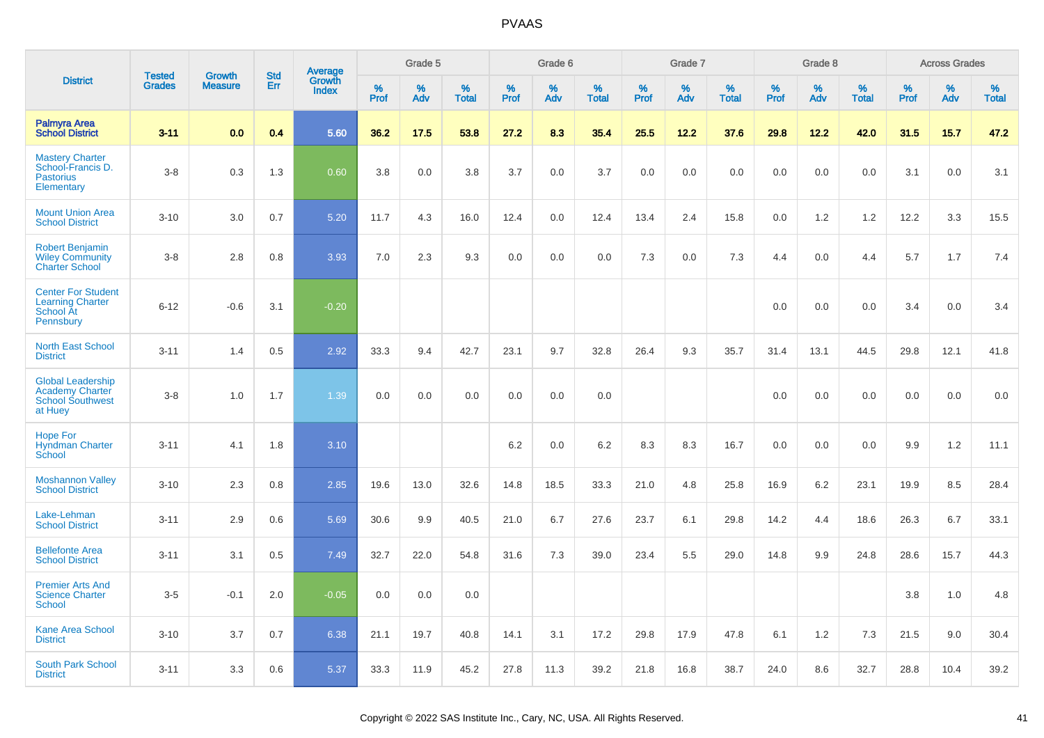| District | Tested Grades | Growth Measure | Std Err | Average Growth Index | Grade 5 | | | Grade 6 | | | Grade 7 | | | Grade 8 | | | Across Grades | | |
|---|---|---|---|---|---|---|---|---|---|---|---|---|---|---|---|---|---|---|---|
| | | | | | % Prof | % Adv | % Total | % Prof | % Adv | % Total | % Prof | % Adv | % Total | % Prof | % Adv | % Total | % Prof | % Adv | % Total |
| **Palmyra Area School District** | **3-11** | **0.0** | **0.4** | **5.60** | **36.2** | **17.5** | **53.8** | **27.2** | **8.3** | **35.4** | **25.5** | **12.2** | **37.6** | **29.8** | **12.2** | **42.0** | **31.5** | **15.7** | **47.2** |
| Mastery Charter School-Francis D. Pastorius Elementary | 3-8 | 0.3 | 1.3 | 0.60 | 3.8 | 0.0 | 3.8 | 3.7 | 0.0 | 3.7 | 0.0 | 0.0 | 0.0 | 0.0 | 0.0 | 0.0 | 3.1 | 0.0 | 3.1 |
| Mount Union Area School District | 3-10 | 3.0 | 0.7 | 5.20 | 11.7 | 4.3 | 16.0 | 12.4 | 0.0 | 12.4 | 13.4 | 2.4 | 15.8 | 0.0 | 1.2 | 1.2 | 12.2 | 3.3 | 15.5 |
| Robert Benjamin Wiley Community Charter School | 3-8 | 2.8 | 0.8 | 3.93 | 7.0 | 2.3 | 9.3 | 0.0 | 0.0 | 0.0 | 7.3 | 0.0 | 7.3 | 4.4 | 0.0 | 4.4 | 5.7 | 1.7 | 7.4 |
| Center For Student Learning Charter School At Pennsbury | 6-12 | -0.6 | 3.1 | -0.20 | | | | | | | | | | 0.0 | 0.0 | 0.0 | 3.4 | 0.0 | 3.4 |
| North East School District | 3-11 | 1.4 | 0.5 | 2.92 | 33.3 | 9.4 | 42.7 | 23.1 | 9.7 | 32.8 | 26.4 | 9.3 | 35.7 | 31.4 | 13.1 | 44.5 | 29.8 | 12.1 | 41.8 |
| Global Leadership Academy Charter School Southwest at Huey | 3-8 | 1.0 | 1.7 | 1.39 | 0.0 | 0.0 | 0.0 | 0.0 | 0.0 | 0.0 | | | | 0.0 | 0.0 | 0.0 | 0.0 | 0.0 | 0.0 |
| Hope For Hyndman Charter School | 3-11 | 4.1 | 1.8 | 3.10 | | | | 6.2 | 0.0 | 6.2 | 8.3 | 8.3 | 16.7 | 0.0 | 0.0 | 0.0 | 9.9 | 1.2 | 11.1 |
| Moshannon Valley School District | 3-10 | 2.3 | 0.8 | 2.85 | 19.6 | 13.0 | 32.6 | 14.8 | 18.5 | 33.3 | 21.0 | 4.8 | 25.8 | 16.9 | 6.2 | 23.1 | 19.9 | 8.5 | 28.4 |
| Lake-Lehman School District | 3-11 | 2.9 | 0.6 | 5.69 | 30.6 | 9.9 | 40.5 | 21.0 | 6.7 | 27.6 | 23.7 | 6.1 | 29.8 | 14.2 | 4.4 | 18.6 | 26.3 | 6.7 | 33.1 |
| Bellefonte Area School District | 3-11 | 3.1 | 0.5 | 7.49 | 32.7 | 22.0 | 54.8 | 31.6 | 7.3 | 39.0 | 23.4 | 5.5 | 29.0 | 14.8 | 9.9 | 24.8 | 28.6 | 15.7 | 44.3 |
| Premier Arts And Science Charter School | 3-5 | -0.1 | 2.0 | -0.05 | 0.0 | 0.0 | 0.0 | | | | | | | | | | 3.8 | 1.0 | 4.8 |
| Kane Area School District | 3-10 | 3.7 | 0.7 | 6.38 | 21.1 | 19.7 | 40.8 | 14.1 | 3.1 | 17.2 | 29.8 | 17.9 | 47.8 | 6.1 | 1.2 | 7.3 | 21.5 | 9.0 | 30.4 |
| South Park School District | 3-11 | 3.3 | 0.6 | 5.37 | 33.3 | 11.9 | 45.2 | 27.8 | 11.3 | 39.2 | 21.8 | 16.8 | 38.7 | 24.0 | 8.6 | 32.7 | 28.8 | 10.4 | 39.2 |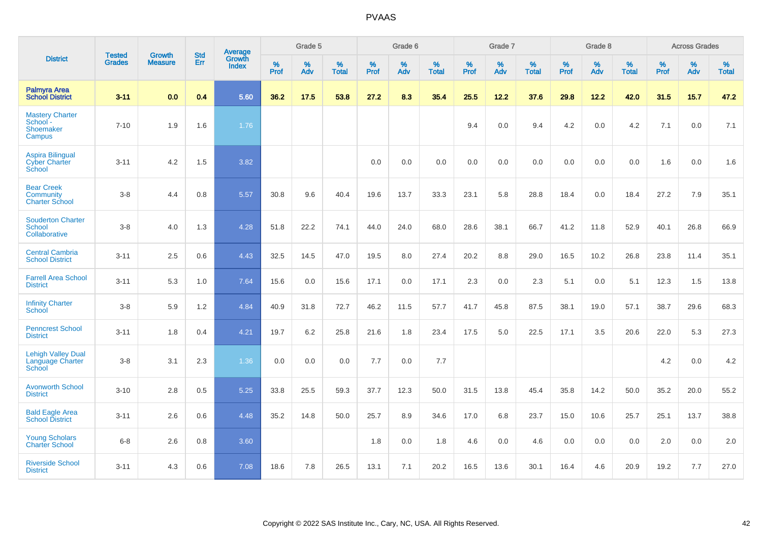| District | Tested Grades | Growth Measure | Std Err | Average Growth Index | Grade 5 | | | Grade 6 | | | Grade 7 | | | Grade 8 | | | Across Grades | | |
|---|---|---|---|---|---|---|---|---|---|---|---|---|---|---|---|---|---|---|---|
| | | | | | % Prof | % Adv | % Total | % Prof | % Adv | % Total | % Prof | % Adv | % Total | % Prof | % Adv | % Total | % Prof | % Adv | % Total |
| **Palmyra Area School District** | **3-11** | **0.0** | **0.4** | **5.60** | **36.2** | **17.5** | **53.8** | **27.2** | **8.3** | **35.4** | **25.5** | **12.2** | **37.6** | **29.8** | **12.2** | **42.0** | **31.5** | **15.7** | **47.2** |
| Mastery Charter School - Shoemaker Campus | 7-10 | 1.9 | 1.6 | 1.76 | | | | | | | 9.4 | 0.0 | 9.4 | 4.2 | 0.0 | 4.2 | 7.1 | 0.0 | 7.1 |
| Aspira Bilingual Cyber Charter School | 3-11 | 4.2 | 1.5 | 3.82 | | | | 0.0 | 0.0 | 0.0 | 0.0 | 0.0 | 0.0 | 0.0 | 0.0 | 0.0 | 1.6 | 0.0 | 1.6 |
| Bear Creek Community Charter School | 3-8 | 4.4 | 0.8 | 5.57 | 30.8 | 9.6 | 40.4 | 19.6 | 13.7 | 33.3 | 23.1 | 5.8 | 28.8 | 18.4 | 0.0 | 18.4 | 27.2 | 7.9 | 35.1 |
| Souderton Charter School Collaborative | 3-8 | 4.0 | 1.3 | 4.28 | 51.8 | 22.2 | 74.1 | 44.0 | 24.0 | 68.0 | 28.6 | 38.1 | 66.7 | 41.2 | 11.8 | 52.9 | 40.1 | 26.8 | 66.9 |
| Central Cambria School District | 3-11 | 2.5 | 0.6 | 4.43 | 32.5 | 14.5 | 47.0 | 19.5 | 8.0 | 27.4 | 20.2 | 8.8 | 29.0 | 16.5 | 10.2 | 26.8 | 23.8 | 11.4 | 35.1 |
| Farrell Area School District | 3-11 | 5.3 | 1.0 | 7.64 | 15.6 | 0.0 | 15.6 | 17.1 | 0.0 | 17.1 | 2.3 | 0.0 | 2.3 | 5.1 | 0.0 | 5.1 | 12.3 | 1.5 | 13.8 |
| Infinity Charter School | 3-8 | 5.9 | 1.2 | 4.84 | 40.9 | 31.8 | 72.7 | 46.2 | 11.5 | 57.7 | 41.7 | 45.8 | 87.5 | 38.1 | 19.0 | 57.1 | 38.7 | 29.6 | 68.3 |
| Penncrest School District | 3-11 | 1.8 | 0.4 | 4.21 | 19.7 | 6.2 | 25.8 | 21.6 | 1.8 | 23.4 | 17.5 | 5.0 | 22.5 | 17.1 | 3.5 | 20.6 | 22.0 | 5.3 | 27.3 |
| Lehigh Valley Dual Language Charter School | 3-8 | 3.1 | 2.3 | 1.36 | 0.0 | 0.0 | 0.0 | 7.7 | 0.0 | 7.7 | | | | | | | 4.2 | 0.0 | 4.2 |
| Avonworth School District | 3-10 | 2.8 | 0.5 | 5.25 | 33.8 | 25.5 | 59.3 | 37.7 | 12.3 | 50.0 | 31.5 | 13.8 | 45.4 | 35.8 | 14.2 | 50.0 | 35.2 | 20.0 | 55.2 |
| Bald Eagle Area School District | 3-11 | 2.6 | 0.6 | 4.48 | 35.2 | 14.8 | 50.0 | 25.7 | 8.9 | 34.6 | 17.0 | 6.8 | 23.7 | 15.0 | 10.6 | 25.7 | 25.1 | 13.7 | 38.8 |
| Young Scholars Charter School | 6-8 | 2.6 | 0.8 | 3.60 | | | | 1.8 | 0.0 | 1.8 | 4.6 | 0.0 | 4.6 | 0.0 | 0.0 | 0.0 | 2.0 | 0.0 | 2.0 |
| Riverside School District | 3-11 | 4.3 | 0.6 | 7.08 | 18.6 | 7.8 | 26.5 | 13.1 | 7.1 | 20.2 | 16.5 | 13.6 | 30.1 | 16.4 | 4.6 | 20.9 | 19.2 | 7.7 | 27.0 |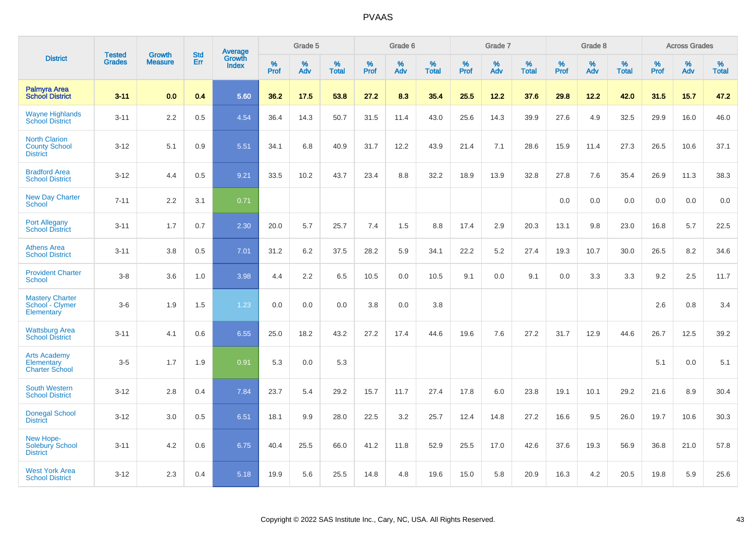| District | Tested Grades | Growth Measure | Std Err | Average Growth Index | Grade 5 | | | Grade 6 | | | Grade 7 | | | Grade 8 | | | Across Grades | | |
|---|---|---|---|---|---|---|---|---|---|---|---|---|---|---|---|---|---|---|---|
| | | | | | % Prof | % Adv | % Total | % Prof | % Adv | % Total | % Prof | % Adv | % Total | % Prof | % Adv | % Total | % Prof | % Adv | % Total |
| **Palmyra Area School District** | **3-11** | **0.0** | **0.4** | **5.60** | **36.2** | **17.5** | **53.8** | **27.2** | **8.3** | **35.4** | **25.5** | **12.2** | **37.6** | **29.8** | **12.2** | **42.0** | **31.5** | **15.7** | **47.2** |
| Wayne Highlands School District | 3-11 | 2.2 | 0.5 | 4.54 | 36.4 | 14.3 | 50.7 | 31.5 | 11.4 | 43.0 | 25.6 | 14.3 | 39.9 | 27.6 | 4.9 | 32.5 | 29.9 | 16.0 | 46.0 |
| North Clarion County School District | 3-12 | 5.1 | 0.9 | 5.51 | 34.1 | 6.8 | 40.9 | 31.7 | 12.2 | 43.9 | 21.4 | 7.1 | 28.6 | 15.9 | 11.4 | 27.3 | 26.5 | 10.6 | 37.1 |
| Bradford Area School District | 3-12 | 4.4 | 0.5 | 9.21 | 33.5 | 10.2 | 43.7 | 23.4 | 8.8 | 32.2 | 18.9 | 13.9 | 32.8 | 27.8 | 7.6 | 35.4 | 26.9 | 11.3 | 38.3 |
| New Day Charter School | 7-11 | 2.2 | 3.1 | 0.71 | | | | | | | | | | 0.0 | 0.0 | 0.0 | 0.0 | 0.0 | 0.0 |
| Port Allegany School District | 3-11 | 1.7 | 0.7 | 2.30 | 20.0 | 5.7 | 25.7 | 7.4 | 1.5 | 8.8 | 17.4 | 2.9 | 20.3 | 13.1 | 9.8 | 23.0 | 16.8 | 5.7 | 22.5 |
| Athens Area School District | 3-11 | 3.8 | 0.5 | 7.01 | 31.2 | 6.2 | 37.5 | 28.2 | 5.9 | 34.1 | 22.2 | 5.2 | 27.4 | 19.3 | 10.7 | 30.0 | 26.5 | 8.2 | 34.6 |
| Provident Charter School | 3-8 | 3.6 | 1.0 | 3.98 | 4.4 | 2.2 | 6.5 | 10.5 | 0.0 | 10.5 | 9.1 | 0.0 | 9.1 | 0.0 | 3.3 | 3.3 | 9.2 | 2.5 | 11.7 |
| Mastery Charter School - Clymer Elementary | 3-6 | 1.9 | 1.5 | 1.23 | 0.0 | 0.0 | 0.0 | 3.8 | 0.0 | 3.8 | | | | | | | 2.6 | 0.8 | 3.4 |
| Wattsburg Area School District | 3-11 | 4.1 | 0.6 | 6.55 | 25.0 | 18.2 | 43.2 | 27.2 | 17.4 | 44.6 | 19.6 | 7.6 | 27.2 | 31.7 | 12.9 | 44.6 | 26.7 | 12.5 | 39.2 |
| Arts Academy Elementary Charter School | 3-5 | 1.7 | 1.9 | 0.91 | 5.3 | 0.0 | 5.3 | | | | | | | | | | 5.1 | 0.0 | 5.1 |
| South Western School District | 3-12 | 2.8 | 0.4 | 7.84 | 23.7 | 5.4 | 29.2 | 15.7 | 11.7 | 27.4 | 17.8 | 6.0 | 23.8 | 19.1 | 10.1 | 29.2 | 21.6 | 8.9 | 30.4 |
| Donegal School District | 3-12 | 3.0 | 0.5 | 6.51 | 18.1 | 9.9 | 28.0 | 22.5 | 3.2 | 25.7 | 12.4 | 14.8 | 27.2 | 16.6 | 9.5 | 26.0 | 19.7 | 10.6 | 30.3 |
| New Hope-Solebury School District | 3-11 | 4.2 | 0.6 | 6.75 | 40.4 | 25.5 | 66.0 | 41.2 | 11.8 | 52.9 | 25.5 | 17.0 | 42.6 | 37.6 | 19.3 | 56.9 | 36.8 | 21.0 | 57.8 |
| West York Area School District | 3-12 | 2.3 | 0.4 | 5.18 | 19.9 | 5.6 | 25.5 | 14.8 | 4.8 | 19.6 | 15.0 | 5.8 | 20.9 | 16.3 | 4.2 | 20.5 | 19.8 | 5.9 | 25.6 |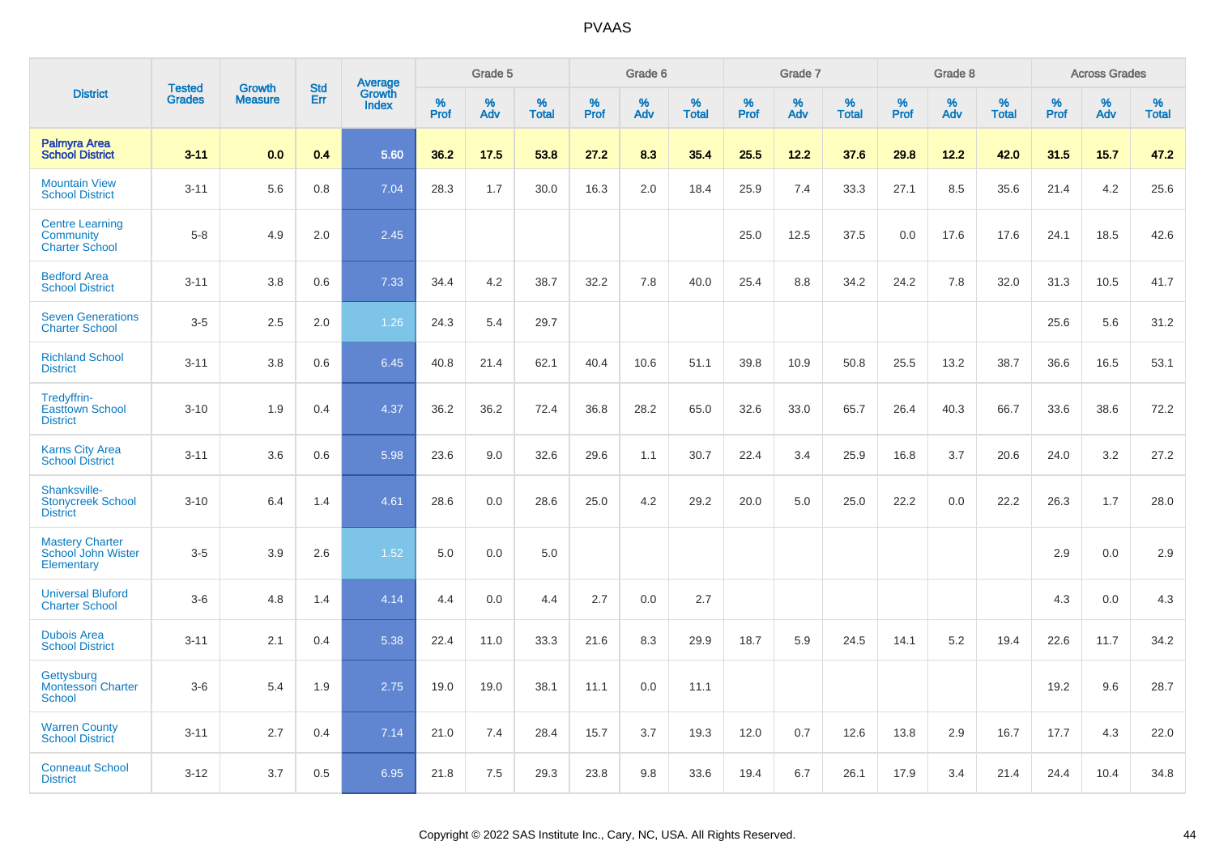| District | Tested Grades | Growth Measure | Std Err | Average Growth Index | Grade 5 | | | Grade 6 | | | Grade 7 | | | Grade 8 | | | Across Grades | | |
|---|---|---|---|---|---|---|---|---|---|---|---|---|---|---|---|---|---|---|---|
| | | | | | % Prof | % Adv | % Total | % Prof | % Adv | % Total | % Prof | % Adv | % Total | % Prof | % Adv | % Total | % Prof | % Adv | % Total |
| **Palmyra Area School District** | **3-11** | **0.0** | **0.4** | **5.60** | **36.2** | **17.5** | **53.8** | **27.2** | **8.3** | **35.4** | **25.5** | **12.2** | **37.6** | **29.8** | **12.2** | **42.0** | **31.5** | **15.7** | **47.2** |
| Mountain View School District | 3-11 | 5.6 | 0.8 | 7.04 | 28.3 | 1.7 | 30.0 | 16.3 | 2.0 | 18.4 | 25.9 | 7.4 | 33.3 | 27.1 | 8.5 | 35.6 | 21.4 | 4.2 | 25.6 |
| Centre Learning Community Charter School | 5-8 | 4.9 | 2.0 | 2.45 | | | | | | | 25.0 | 12.5 | 37.5 | 0.0 | 17.6 | 17.6 | 24.1 | 18.5 | 42.6 |
| Bedford Area School District | 3-11 | 3.8 | 0.6 | 7.33 | 34.4 | 4.2 | 38.7 | 32.2 | 7.8 | 40.0 | 25.4 | 8.8 | 34.2 | 24.2 | 7.8 | 32.0 | 31.3 | 10.5 | 41.7 |
| Seven Generations Charter School | 3-5 | 2.5 | 2.0 | 1.26 | 24.3 | 5.4 | 29.7 | | | | | | | | | | 25.6 | 5.6 | 31.2 |
| Richland School District | 3-11 | 3.8 | 0.6 | 6.45 | 40.8 | 21.4 | 62.1 | 40.4 | 10.6 | 51.1 | 39.8 | 10.9 | 50.8 | 25.5 | 13.2 | 38.7 | 36.6 | 16.5 | 53.1 |
| Tredyffrin-Easttown School District | 3-10 | 1.9 | 0.4 | 4.37 | 36.2 | 36.2 | 72.4 | 36.8 | 28.2 | 65.0 | 32.6 | 33.0 | 65.7 | 26.4 | 40.3 | 66.7 | 33.6 | 38.6 | 72.2 |
| Karns City Area School District | 3-11 | 3.6 | 0.6 | 5.98 | 23.6 | 9.0 | 32.6 | 29.6 | 1.1 | 30.7 | 22.4 | 3.4 | 25.9 | 16.8 | 3.7 | 20.6 | 24.0 | 3.2 | 27.2 |
| Shanksville-Stonycreek School District | 3-10 | 6.4 | 1.4 | 4.61 | 28.6 | 0.0 | 28.6 | 25.0 | 4.2 | 29.2 | 20.0 | 5.0 | 25.0 | 22.2 | 0.0 | 22.2 | 26.3 | 1.7 | 28.0 |
| Mastery Charter School John Wister Elementary | 3-5 | 3.9 | 2.6 | 1.52 | 5.0 | 0.0 | 5.0 | | | | | | | | | | 2.9 | 0.0 | 2.9 |
| Universal Bluford Charter School | 3-6 | 4.8 | 1.4 | 4.14 | 4.4 | 0.0 | 4.4 | 2.7 | 0.0 | 2.7 | | | | | | | 4.3 | 0.0 | 4.3 |
| Dubois Area School District | 3-11 | 2.1 | 0.4 | 5.38 | 22.4 | 11.0 | 33.3 | 21.6 | 8.3 | 29.9 | 18.7 | 5.9 | 24.5 | 14.1 | 5.2 | 19.4 | 22.6 | 11.7 | 34.2 |
| Gettysburg Montessori Charter School | 3-6 | 5.4 | 1.9 | 2.75 | 19.0 | 19.0 | 38.1 | 11.1 | 0.0 | 11.1 | | | | | | | 19.2 | 9.6 | 28.7 |
| Warren County School District | 3-11 | 2.7 | 0.4 | 7.14 | 21.0 | 7.4 | 28.4 | 15.7 | 3.7 | 19.3 | 12.0 | 0.7 | 12.6 | 13.8 | 2.9 | 16.7 | 17.7 | 4.3 | 22.0 |
| Conneaut School District | 3-12 | 3.7 | 0.5 | 6.95 | 21.8 | 7.5 | 29.3 | 23.8 | 9.8 | 33.6 | 19.4 | 6.7 | 26.1 | 17.9 | 3.4 | 21.4 | 24.4 | 10.4 | 34.8 |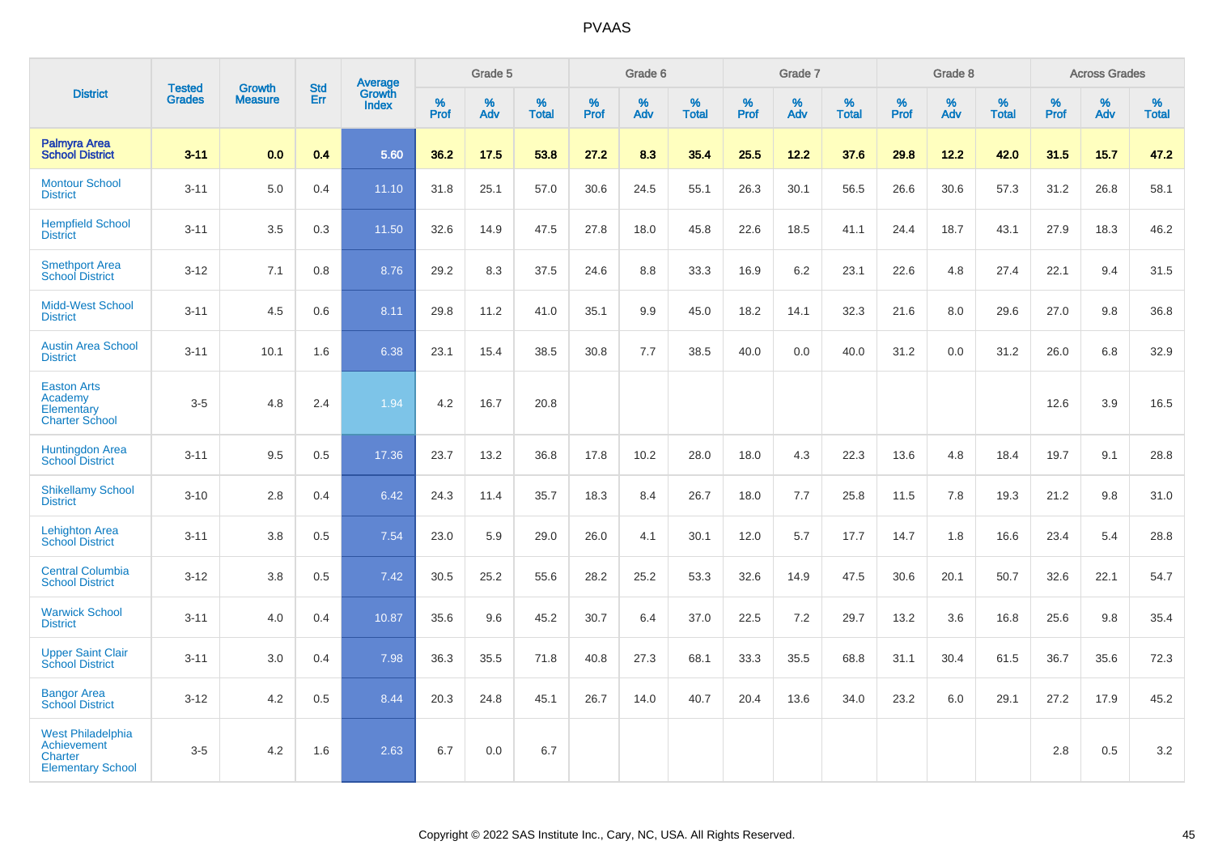# PVAAS

| District | Tested Grades | Growth Measure | Std Err | Average Growth Index | Grade 5 | | | Grade 6 | | | Grade 7 | | | Grade 8 | | | Across Grades | | |
|---|---|---|---|---|---|---|---|---|---|---|---|---|---|---|---|---|---|---|---|
| | | | | | % Prof | % Adv | % Total | % Prof | % Adv | % Total | % Prof | % Adv | % Total | % Prof | % Adv | % Total | % Prof | % Adv | % Total |
| **Palmyra Area School District** | **3-11** | **0.0** | **0.4** | **5.60** | **36.2** | **17.5** | **53.8** | **27.2** | **8.3** | **35.4** | **25.5** | **12.2** | **37.6** | **29.8** | **12.2** | **42.0** | **31.5** | **15.7** | **47.2** |
| Montour School District | 3-11 | 5.0 | 0.4 | 11.10 | 31.8 | 25.1 | 57.0 | 30.6 | 24.5 | 55.1 | 26.3 | 30.1 | 56.5 | 26.6 | 30.6 | 57.3 | 31.2 | 26.8 | 58.1 |
| Hempfield School District | 3-11 | 3.5 | 0.3 | 11.50 | 32.6 | 14.9 | 47.5 | 27.8 | 18.0 | 45.8 | 22.6 | 18.5 | 41.1 | 24.4 | 18.7 | 43.1 | 27.9 | 18.3 | 46.2 |
| Smethport Area School District | 3-12 | 7.1 | 0.8 | 8.76 | 29.2 | 8.3 | 37.5 | 24.6 | 8.8 | 33.3 | 16.9 | 6.2 | 23.1 | 22.6 | 4.8 | 27.4 | 22.1 | 9.4 | 31.5 |
| Midd-West School District | 3-11 | 4.5 | 0.6 | 8.11 | 29.8 | 11.2 | 41.0 | 35.1 | 9.9 | 45.0 | 18.2 | 14.1 | 32.3 | 21.6 | 8.0 | 29.6 | 27.0 | 9.8 | 36.8 |
| Austin Area School District | 3-11 | 10.1 | 1.6 | 6.38 | 23.1 | 15.4 | 38.5 | 30.8 | 7.7 | 38.5 | 40.0 | 0.0 | 40.0 | 31.2 | 0.0 | 31.2 | 26.0 | 6.8 | 32.9 |
| Easton Arts Academy Elementary Charter School | 3-5 | 4.8 | 2.4 | 1.94 | 4.2 | 16.7 | 20.8 | | | | | | | | | | 12.6 | 3.9 | 16.5 |
| Huntingdon Area School District | 3-11 | 9.5 | 0.5 | 17.36 | 23.7 | 13.2 | 36.8 | 17.8 | 10.2 | 28.0 | 18.0 | 4.3 | 22.3 | 13.6 | 4.8 | 18.4 | 19.7 | 9.1 | 28.8 |
| Shikellamy School District | 3-10 | 2.8 | 0.4 | 6.42 | 24.3 | 11.4 | 35.7 | 18.3 | 8.4 | 26.7 | 18.0 | 7.7 | 25.8 | 11.5 | 7.8 | 19.3 | 21.2 | 9.8 | 31.0 |
| Lehighton Area School District | 3-11 | 3.8 | 0.5 | 7.54 | 23.0 | 5.9 | 29.0 | 26.0 | 4.1 | 30.1 | 12.0 | 5.7 | 17.7 | 14.7 | 1.8 | 16.6 | 23.4 | 5.4 | 28.8 |
| Central Columbia School District | 3-12 | 3.8 | 0.5 | 7.42 | 30.5 | 25.2 | 55.6 | 28.2 | 25.2 | 53.3 | 32.6 | 14.9 | 47.5 | 30.6 | 20.1 | 50.7 | 32.6 | 22.1 | 54.7 |
| Warwick School District | 3-11 | 4.0 | 0.4 | 10.87 | 35.6 | 9.6 | 45.2 | 30.7 | 6.4 | 37.0 | 22.5 | 7.2 | 29.7 | 13.2 | 3.6 | 16.8 | 25.6 | 9.8 | 35.4 |
| Upper Saint Clair School District | 3-11 | 3.0 | 0.4 | 7.98 | 36.3 | 35.5 | 71.8 | 40.8 | 27.3 | 68.1 | 33.3 | 35.5 | 68.8 | 31.1 | 30.4 | 61.5 | 36.7 | 35.6 | 72.3 |
| Bangor Area School District | 3-12 | 4.2 | 0.5 | 8.44 | 20.3 | 24.8 | 45.1 | 26.7 | 14.0 | 40.7 | 20.4 | 13.6 | 34.0 | 23.2 | 6.0 | 29.1 | 27.2 | 17.9 | 45.2 |
| West Philadelphia Achievement Charter Elementary School | 3-5 | 4.2 | 1.6 | 2.63 | 6.7 | 0.0 | 6.7 | | | | | | | | | | 2.8 | 0.5 | 3.2 |

Copyright © 2022 SAS Institute Inc., Cary, NC, USA. All Rights Reserved.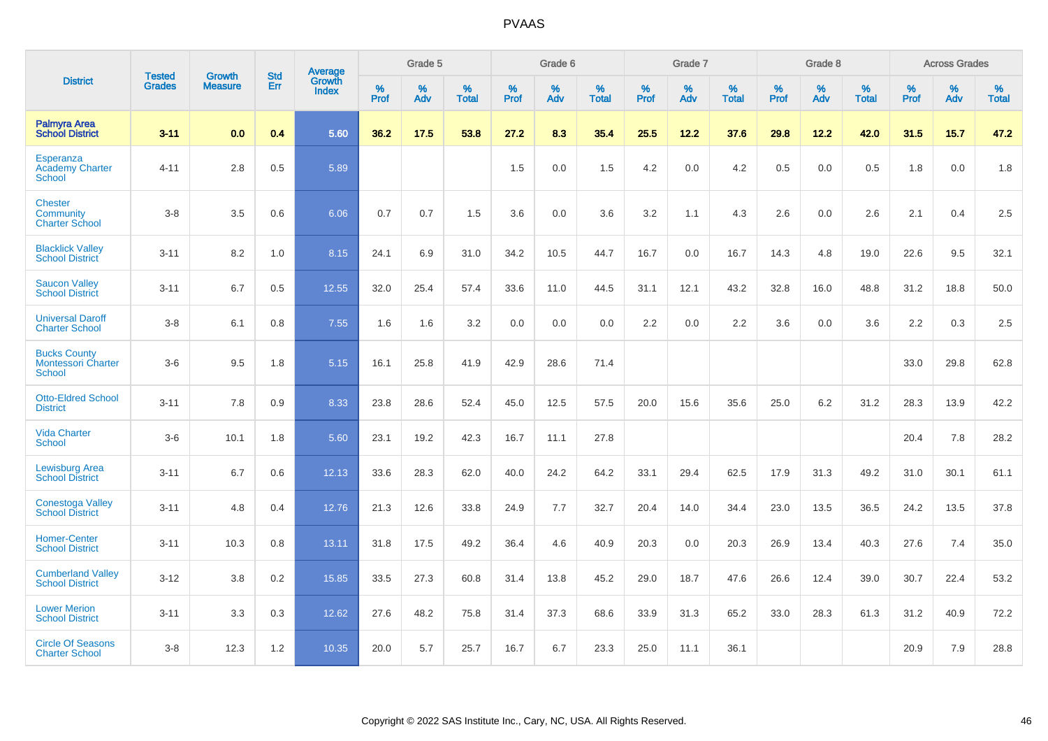| District | Tested Grades | Growth Measure | Std Err | Average Growth Index | Grade 5 | | | Grade 6 | | | Grade 7 | | | Grade 8 | | | Across Grades | | |
|---|---|---|---|---|---|---|---|---|---|---|---|---|---|---|---|---|---|---|---|
| | | | | | % Prof | % Adv | % Total | % Prof | % Adv | % Total | % Prof | % Adv | % Total | % Prof | % Adv | % Total | % Prof | % Adv | % Total |
| **Palmyra Area School District** | **3-11** | **0.0** | **0.4** | **5.60** | **36.2** | **17.5** | **53.8** | **27.2** | **8.3** | **35.4** | **25.5** | **12.2** | **37.6** | **29.8** | **12.2** | **42.0** | **31.5** | **15.7** | **47.2** |
| Esperanza Academy Charter School | 4-11 | 2.8 | 0.5 | 5.89 | | | | 1.5 | 0.0 | 1.5 | 4.2 | 0.0 | 4.2 | 0.5 | 0.0 | 0.5 | 1.8 | 0.0 | 1.8 |
| Chester Community Charter School | 3-8 | 3.5 | 0.6 | 6.06 | 0.7 | 0.7 | 1.5 | 3.6 | 0.0 | 3.6 | 3.2 | 1.1 | 4.3 | 2.6 | 0.0 | 2.6 | 2.1 | 0.4 | 2.5 |
| Blacklick Valley School District | 3-11 | 8.2 | 1.0 | 8.15 | 24.1 | 6.9 | 31.0 | 34.2 | 10.5 | 44.7 | 16.7 | 0.0 | 16.7 | 14.3 | 4.8 | 19.0 | 22.6 | 9.5 | 32.1 |
| Saucon Valley School District | 3-11 | 6.7 | 0.5 | 12.55 | 32.0 | 25.4 | 57.4 | 33.6 | 11.0 | 44.5 | 31.1 | 12.1 | 43.2 | 32.8 | 16.0 | 48.8 | 31.2 | 18.8 | 50.0 |
| Universal Daroff Charter School | 3-8 | 6.1 | 0.8 | 7.55 | 1.6 | 1.6 | 3.2 | 0.0 | 0.0 | 0.0 | 2.2 | 0.0 | 2.2 | 3.6 | 0.0 | 3.6 | 2.2 | 0.3 | 2.5 |
| Bucks County Montessori Charter School | 3-6 | 9.5 | 1.8 | 5.15 | 16.1 | 25.8 | 41.9 | 42.9 | 28.6 | 71.4 | | | | | | | 33.0 | 29.8 | 62.8 |
| Otto-Eldred School District | 3-11 | 7.8 | 0.9 | 8.33 | 23.8 | 28.6 | 52.4 | 45.0 | 12.5 | 57.5 | 20.0 | 15.6 | 35.6 | 25.0 | 6.2 | 31.2 | 28.3 | 13.9 | 42.2 |
| Vida Charter School | 3-6 | 10.1 | 1.8 | 5.60 | 23.1 | 19.2 | 42.3 | 16.7 | 11.1 | 27.8 | | | | | | | 20.4 | 7.8 | 28.2 |
| Lewisburg Area School District | 3-11 | 6.7 | 0.6 | 12.13 | 33.6 | 28.3 | 62.0 | 40.0 | 24.2 | 64.2 | 33.1 | 29.4 | 62.5 | 17.9 | 31.3 | 49.2 | 31.0 | 30.1 | 61.1 |
| Conestoga Valley School District | 3-11 | 4.8 | 0.4 | 12.76 | 21.3 | 12.6 | 33.8 | 24.9 | 7.7 | 32.7 | 20.4 | 14.0 | 34.4 | 23.0 | 13.5 | 36.5 | 24.2 | 13.5 | 37.8 |
| Homer-Center School District | 3-11 | 10.3 | 0.8 | 13.11 | 31.8 | 17.5 | 49.2 | 36.4 | 4.6 | 40.9 | 20.3 | 0.0 | 20.3 | 26.9 | 13.4 | 40.3 | 27.6 | 7.4 | 35.0 |
| Cumberland Valley School District | 3-12 | 3.8 | 0.2 | 15.85 | 33.5 | 27.3 | 60.8 | 31.4 | 13.8 | 45.2 | 29.0 | 18.7 | 47.6 | 26.6 | 12.4 | 39.0 | 30.7 | 22.4 | 53.2 |
| Lower Merion School District | 3-11 | 3.3 | 0.3 | 12.62 | 27.6 | 48.2 | 75.8 | 31.4 | 37.3 | 68.6 | 33.9 | 31.3 | 65.2 | 33.0 | 28.3 | 61.3 | 31.2 | 40.9 | 72.2 |
| Circle Of Seasons Charter School | 3-8 | 12.3 | 1.2 | 10.35 | 20.0 | 5.7 | 25.7 | 16.7 | 6.7 | 23.3 | 25.0 | 11.1 | 36.1 | | | | 20.9 | 7.9 | 28.8 |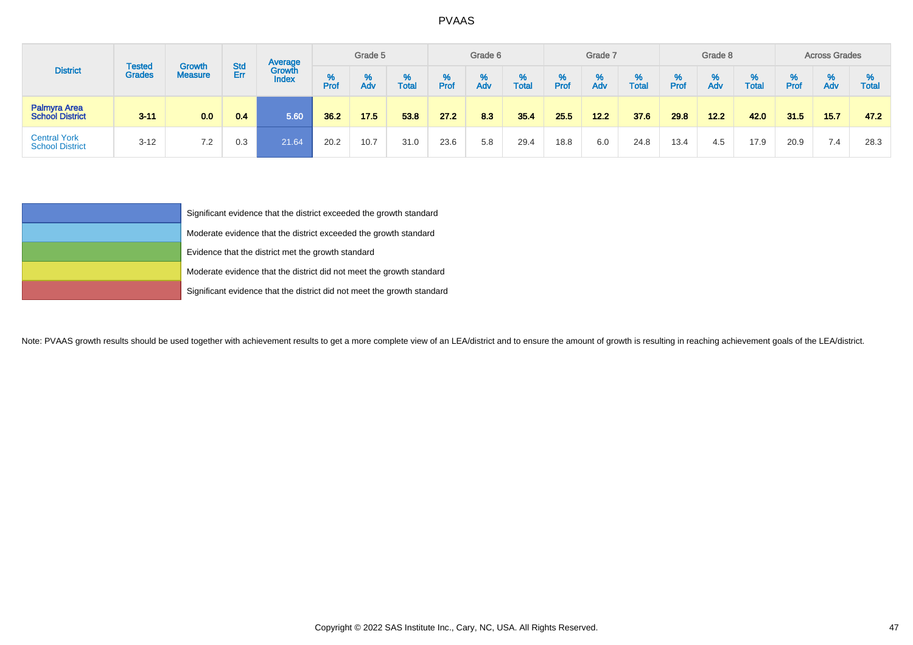# PVAAS

| District | Tested Grades | Growth Measure | Std Err | Average Growth Index | Grade 5 | | | Grade 6 | | | Grade 7 | | | Grade 8 | | | Across Grades | | |
|---|---|---|---|---|---|---|---|---|---|---|---|---|---|---|---|---|---|---|---|
| | | | | | % Prof | % Adv | % Total | % Prof | % Adv | % Total | % Prof | % Adv | % Total | % Prof | % Adv | % Total | % Prof | % Adv | % Total |
| **Palmyra Area School District** | **3-11** | **0.0** | **0.4** | **5.60** | **36.2** | **17.5** | **53.8** | **27.2** | **8.3** | **35.4** | **25.5** | **12.2** | **37.6** | **29.8** | **12.2** | **42.0** | **31.5** | **15.7** | **47.2** |
| Central York School District | 3-12 | 7.2 | 0.3 | 21.64 | 20.2 | 10.7 | 31.0 | 23.6 | 5.8 | 29.4 | 18.8 | 6.0 | 24.8 | 13.4 | 4.5 | 17.9 | 20.9 | 7.4 | 28.3 |

- Significant evidence that the district exceeded the growth standard
- Moderate evidence that the district exceeded the growth standard
- Evidence that the district met the growth standard
- Moderate evidence that the district did not meet the growth standard
- Significant evidence that the district did not meet the growth standard

Note: PVAAS growth results should be used together with achievement results to get a more complete view of an LEA/district and to ensure the amount of growth is resulting in reaching achievement goals of the LEA/district.

Copyright © 2022 SAS Institute Inc., Cary, NC, USA. All Rights Reserved.